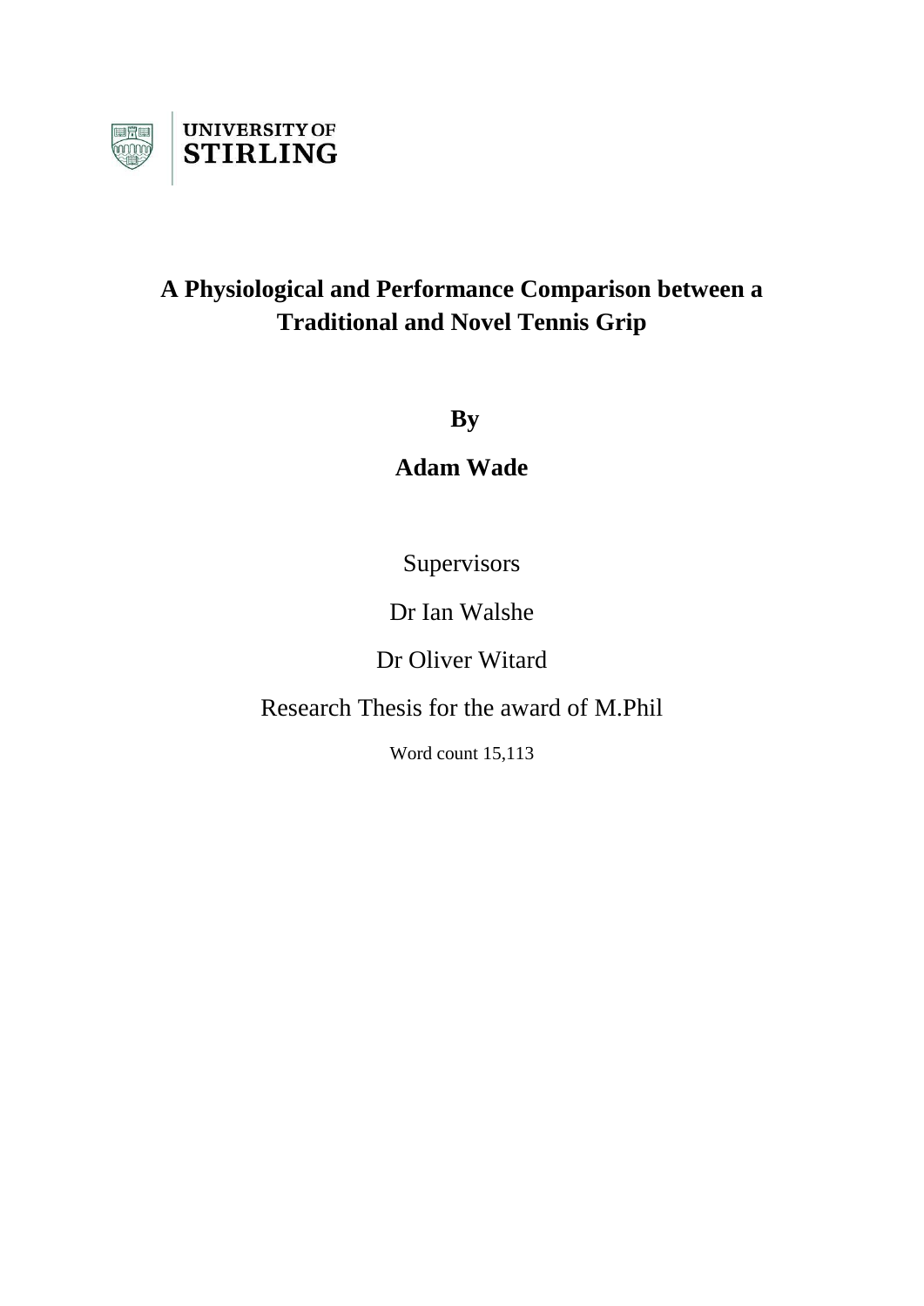UNIVERSITY OF
STIRLING

# A Physiological and Performance Comparison between a Traditional and Novel Tennis Grip

**By**

**Adam Wade**

Supervisors

Dr Ian Walshe

Dr Oliver Witard

Research Thesis for the award of M.Phil

Word count 15,113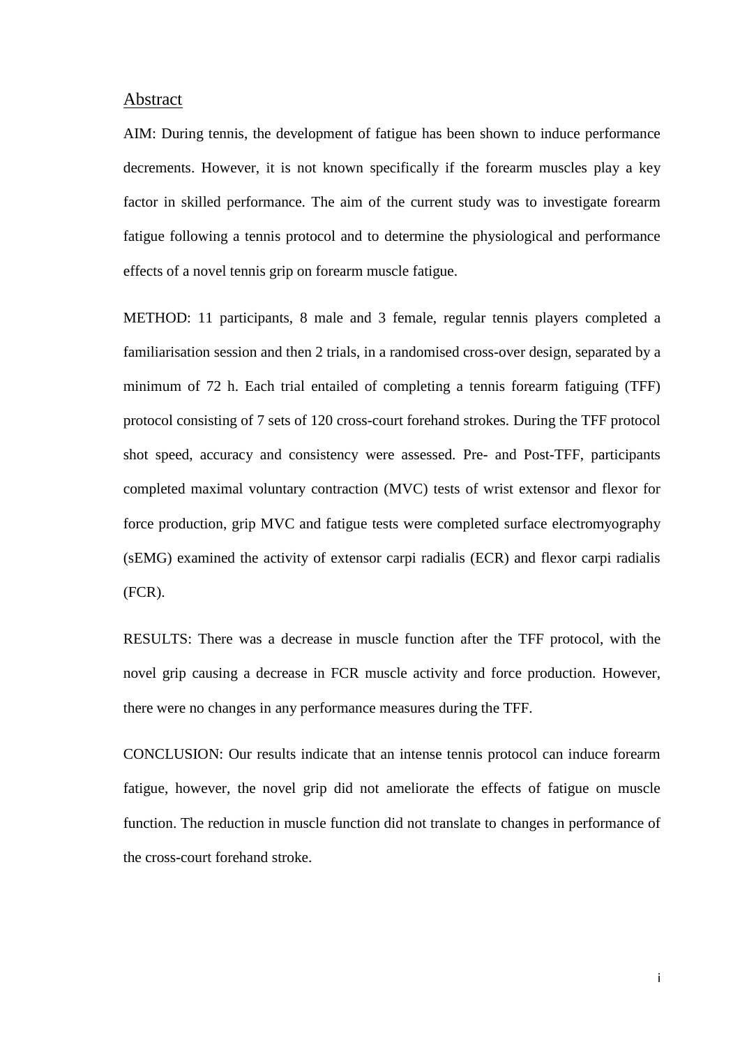## Abstract

AIM: During tennis, the development of fatigue has been shown to induce performance decrements. However, it is not known specifically if the forearm muscles play a key factor in skilled performance. The aim of the current study was to investigate forearm fatigue following a tennis protocol and to determine the physiological and performance effects of a novel tennis grip on forearm muscle fatigue.

METHOD: 11 participants, 8 male and 3 female, regular tennis players completed a familiarisation session and then 2 trials, in a randomised cross-over design, separated by a minimum of 72 h. Each trial entailed of completing a tennis forearm fatiguing (TFF) protocol consisting of 7 sets of 120 cross-court forehand strokes. During the TFF protocol shot speed, accuracy and consistency were assessed. Pre- and Post-TFF, participants completed maximal voluntary contraction (MVC) tests of wrist extensor and flexor for force production, grip MVC and fatigue tests were completed surface electromyography (sEMG) examined the activity of extensor carpi radialis (ECR) and flexor carpi radialis (FCR).

RESULTS: There was a decrease in muscle function after the TFF protocol, with the novel grip causing a decrease in FCR muscle activity and force production. However, there were no changes in any performance measures during the TFF.

CONCLUSION: Our results indicate that an intense tennis protocol can induce forearm fatigue, however, the novel grip did not ameliorate the effects of fatigue on muscle function. The reduction in muscle function did not translate to changes in performance of the cross-court forehand stroke.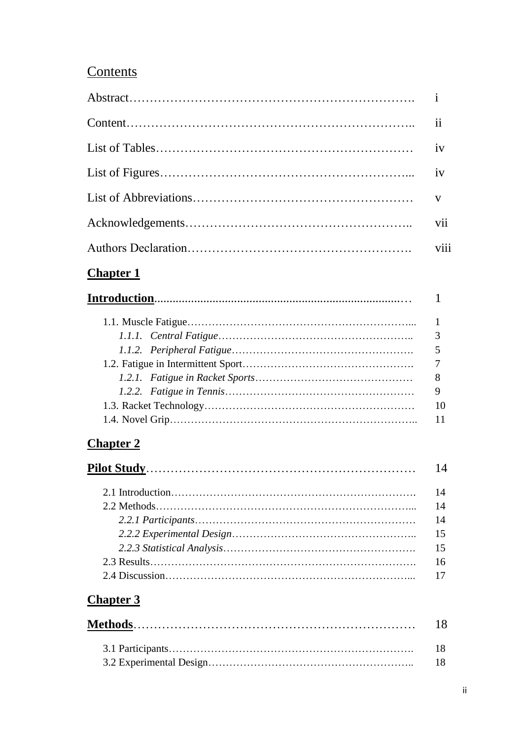# Contents

Abstract………………………………………………………………. i

Content……………………………………………………………….. ii

List of Tables……………………………………………………… iv

List of Figures……………………………………………………... iv

List of Abbreviations……………………………………………… v

Acknowledgements…………………………………………….. vii

Authors Declaration………………………………………………. viii

## **Chapter 1**

**Introduction**............................................................................… 1

1.1. Muscle Fatigue……………………………………………………... 1

*1.1.1. Central Fatigue*……………………………………………….. 3

*1.1.2. Peripheral Fatigue*……………………………………………. 5

1.2. Fatigue in Intermittent Sport………………………………………. 7

*1.2.1. Fatigue in Racket Sports*……………………………………… 8

*1.2.2. Fatigue in Tennis*……………………………………………… 9

1.3. Racket Technology………………………………………………… 10

1.4. Novel Grip……………………………………………………………... 11

## **Chapter 2**

**Pilot Study**……………………………………………………… 14

2.1 Introduction……………………………………………………………. 14

2.2 Methods……………………………………………………………….... 14

*2.2.1 Participants*……………………………………………………… 14

*2.2.2 Experimental Design*………………………………………….. 15

*2.2.3 Statistical Analysis*……………………………………………. 15

2.3 Results…………………………………………………………………. 16

2.4 Discussion……………………………………………………………... 17

## **Chapter 3**

**Methods**………………………………………………………… 18

3.1 Participants…………………………………………………………….. 18

3.2 Experimental Design………………………………………………….. 18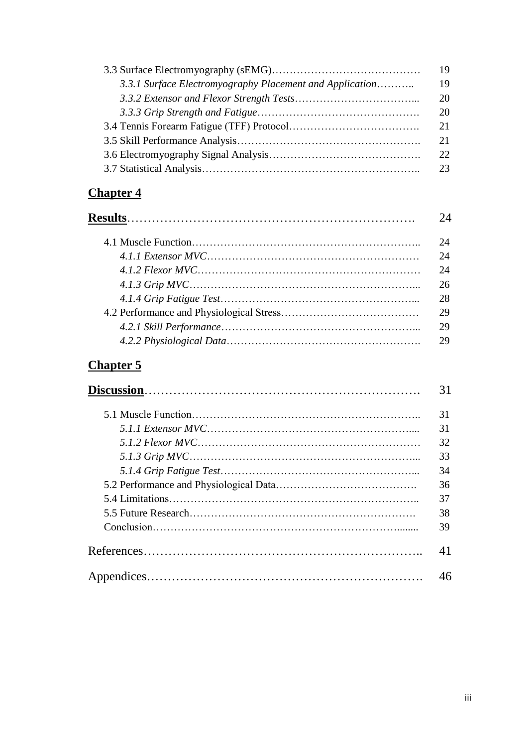3.3 Surface Electromyography (sEMG)…………………………………… 19

*3.3.1 Surface Electromyography Placement and Application*……….. 19

*3.3.2 Extensor and Flexor Strength Tests*……………………………... 20

*3.3.3 Grip Strength and Fatigue*………………………………………. 20

3.4 Tennis Forearm Fatigue (TFF) Protocol………………………………. 21

3.5 Skill Performance Analysis……………………………………………. 21

3.6 Electromyography Signal Analysis……………………………………. 22

3.7 Statistical Analysis…………………………………………………….. 23

## **Chapter 4**

**Results**………………………………………………………….. 24

4.1 Muscle Function……………………………………………………….. 24

*4.1.1 Extensor MVC*…………………………………………………… 24

*4.1.2 Flexor MVC*……………………………………………………… 24

*4.1.3 Grip MVC*………………………………………………………... 26

*4.1.4 Grip Fatigue Test*………………………………………………... 28

4.2 Performance and Physiological Stress………………………………… 29

*4.2.1 Skill Performance*………………………………………………... 29

*4.2.2 Physiological Data*………………………………………………. 29

## **Chapter 5**

**Discussion**………………………………………………………. 31

5.1 Muscle Function……………………………………………………….. 31

*5.1.1 Extensor MVC*…………………………………………………..... 31

*5.1.2 Flexor MVC*……………………………………………………… 32

*5.1.3 Grip MVC*………………………………………………………... 33

*5.1.4 Grip Fatigue Test*………………………………………………... 34

5.2 Performance and Physiological Data…………………………………. 36

5.4 Limitations…………………………………………………………….. 37

5.5 Future Research………………………………………………………. 38

Conclusion……………………………………………………………........ 39

References……………………………………………………….. 41

Appendices………………………………………………………. 46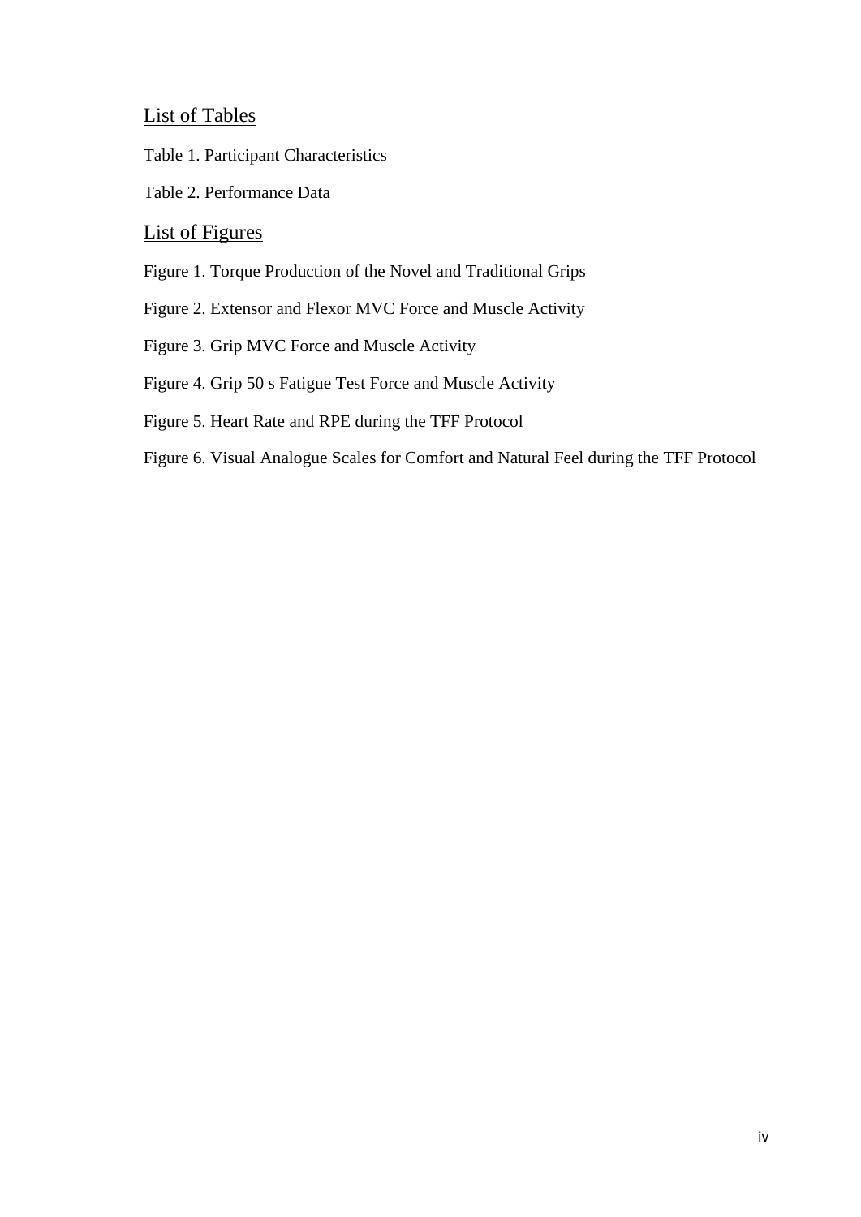## List of Tables

Table 1. Participant Characteristics

Table 2. Performance Data

## List of Figures

Figure 1. Torque Production of the Novel and Traditional Grips

Figure 2. Extensor and Flexor MVC Force and Muscle Activity

Figure 3. Grip MVC Force and Muscle Activity

Figure 4. Grip 50 s Fatigue Test Force and Muscle Activity

Figure 5. Heart Rate and RPE during the TFF Protocol

Figure 6. Visual Analogue Scales for Comfort and Natural Feel during the TFF Protocol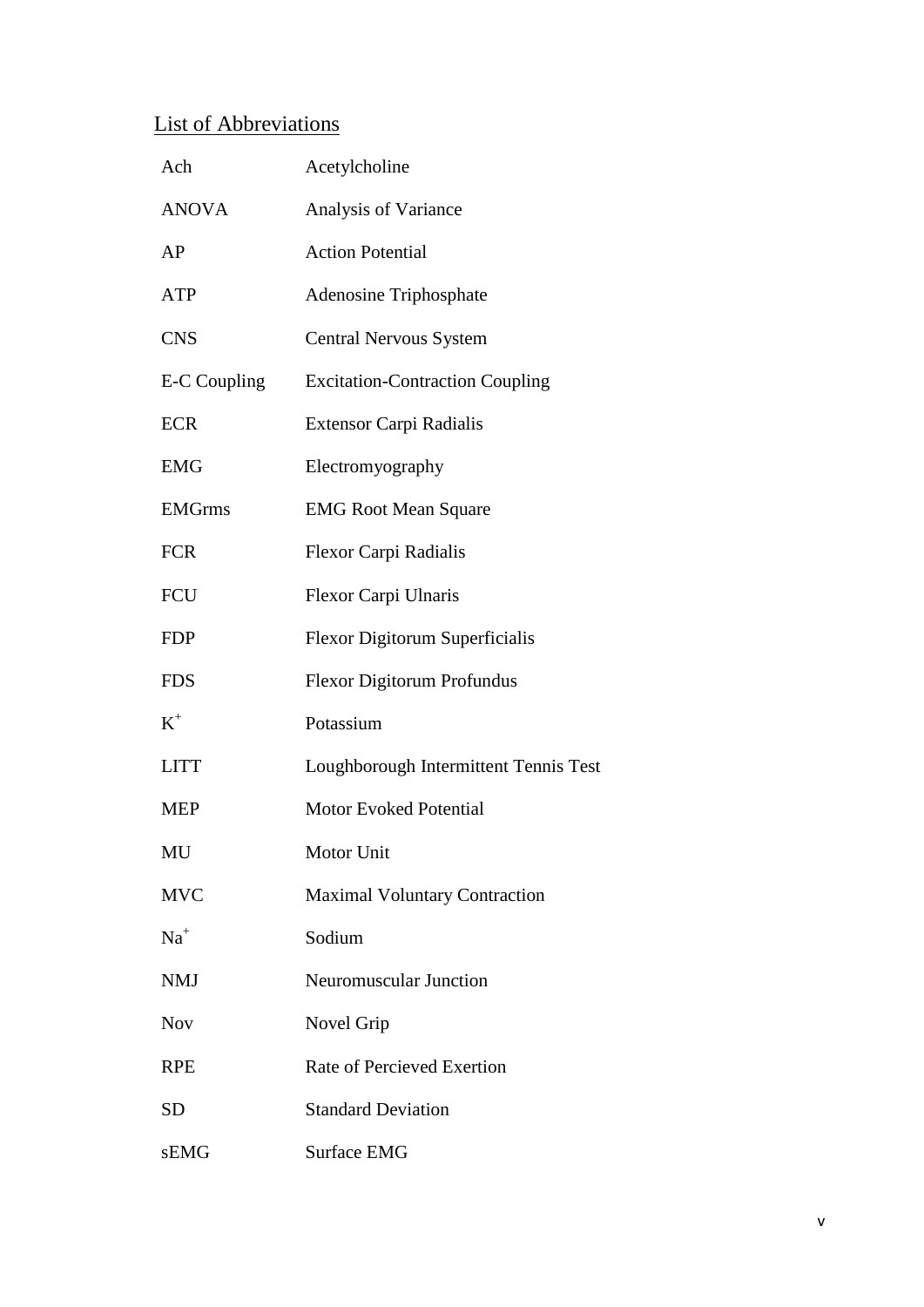## List of Abbreviations

| | |
|---|---|
| Ach | Acetylcholine |
| ANOVA | Analysis of Variance |
| AP | Action Potential |
| ATP | Adenosine Triphosphate |
| CNS | Central Nervous System |
| E-C Coupling | Excitation-Contraction Coupling |
| ECR | Extensor Carpi Radialis |
| EMG | Electromyography |
| EMGrms | EMG Root Mean Square |
| FCR | Flexor Carpi Radialis |
| FCU | Flexor Carpi Ulnaris |
| FDP | Flexor Digitorum Superficialis |
| FDS | Flexor Digitorum Profundus |
| $K^+$ | Potassium |
| LITT | Loughborough Intermittent Tennis Test |
| MEP | Motor Evoked Potential |
| MU | Motor Unit |
| MVC | Maximal Voluntary Contraction |
| $Na^+$ | Sodium |
| NMJ | Neuromuscular Junction |
| Nov | Novel Grip |
| RPE | Rate of Percieved Exertion |
| SD | Standard Deviation |
| sEMG | Surface EMG |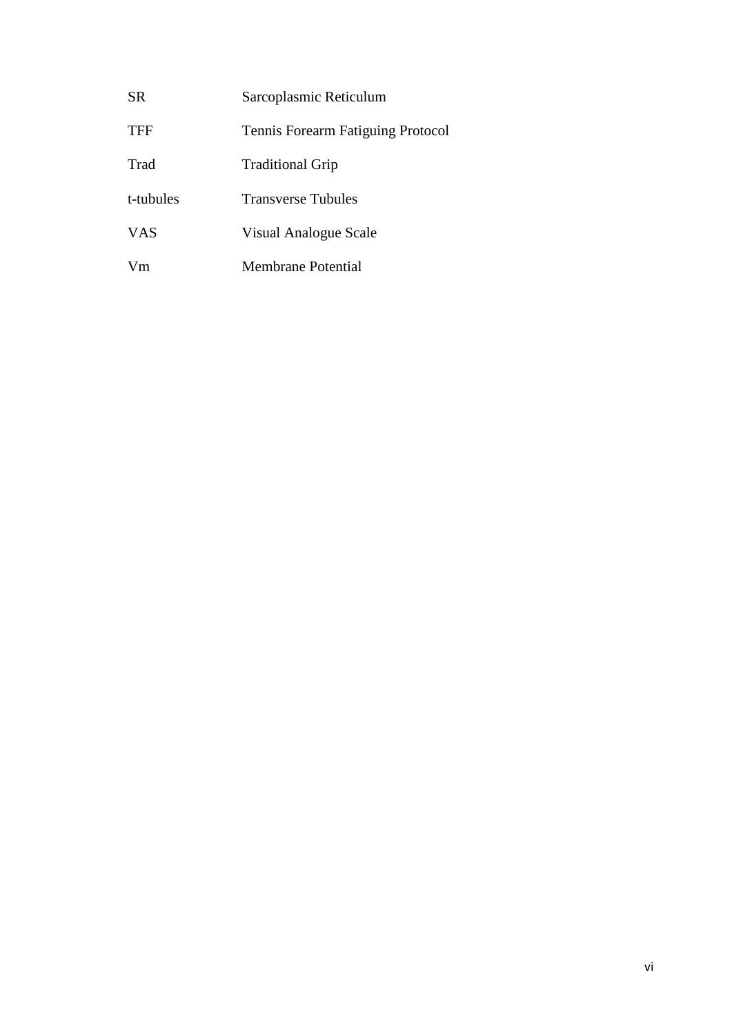| | |
|---|---|
| SR | Sarcoplasmic Reticulum |
| TFF | Tennis Forearm Fatiguing Protocol |
| Trad | Traditional Grip |
| t-tubules | Transverse Tubules |
| VAS | Visual Analogue Scale |
| Vm | Membrane Potential |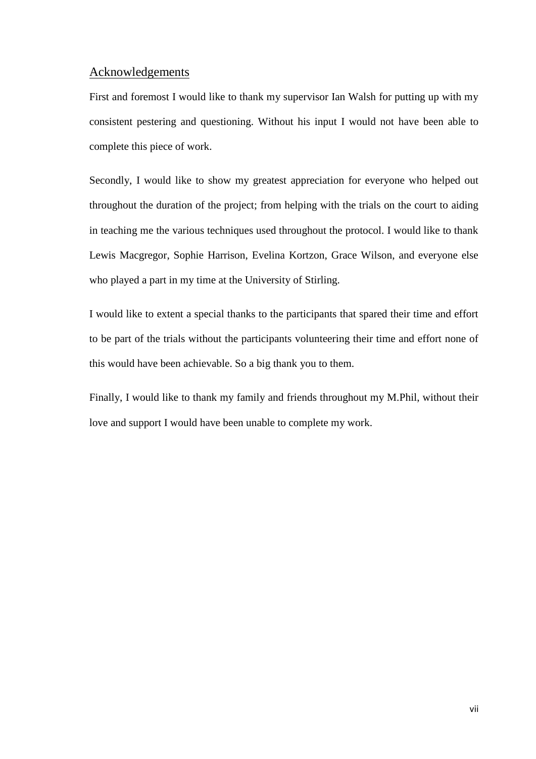## Acknowledgements

First and foremost I would like to thank my supervisor Ian Walsh for putting up with my consistent pestering and questioning. Without his input I would not have been able to complete this piece of work.

Secondly, I would like to show my greatest appreciation for everyone who helped out throughout the duration of the project; from helping with the trials on the court to aiding in teaching me the various techniques used throughout the protocol. I would like to thank Lewis Macgregor, Sophie Harrison, Evelina Kortzon, Grace Wilson, and everyone else who played a part in my time at the University of Stirling.

I would like to extent a special thanks to the participants that spared their time and effort to be part of the trials without the participants volunteering their time and effort none of this would have been achievable. So a big thank you to them.

Finally, I would like to thank my family and friends throughout my M.Phil, without their love and support I would have been unable to complete my work.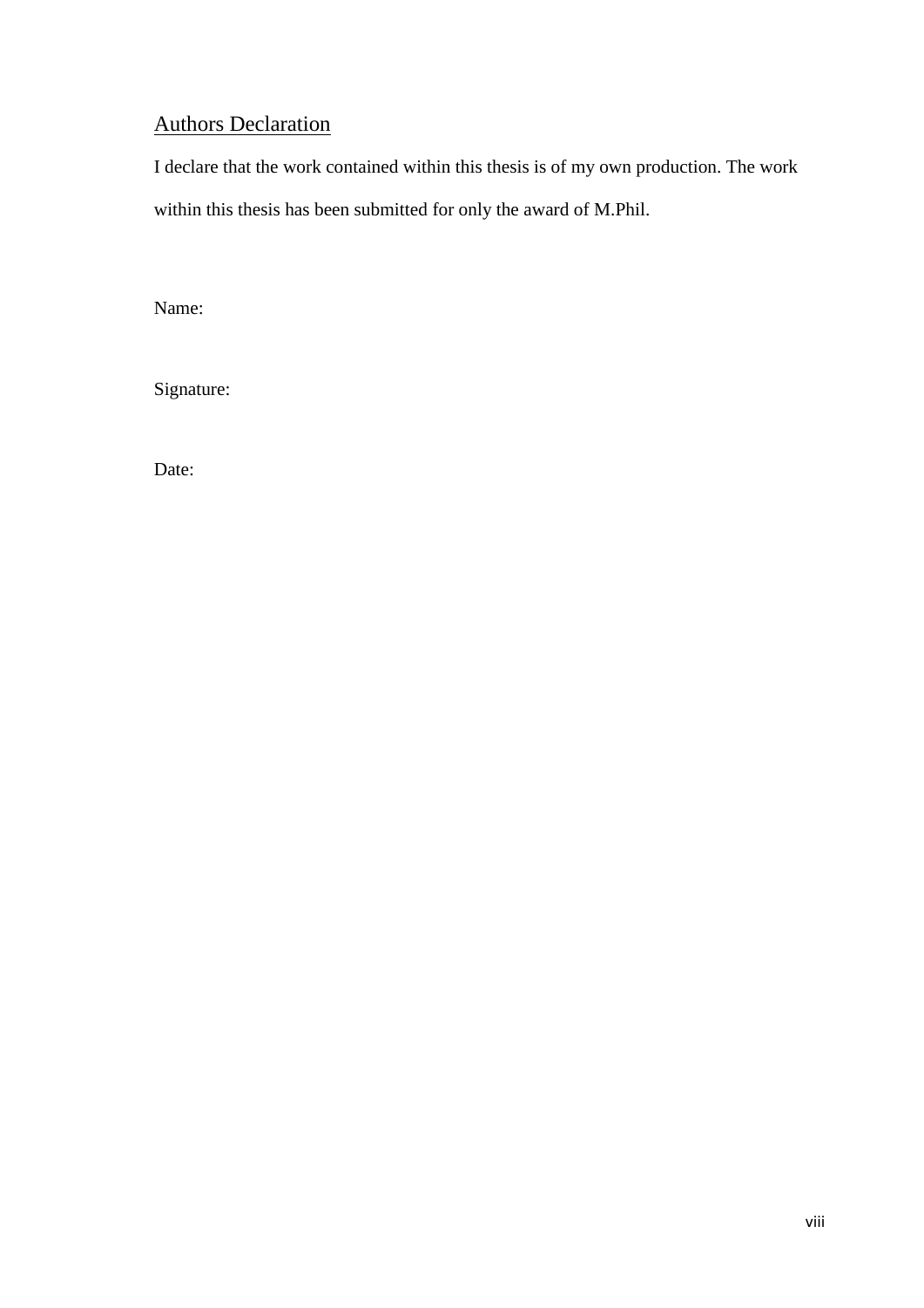## Authors Declaration

I declare that the work contained within this thesis is of my own production. The work within this thesis has been submitted for only the award of M.Phil.

Name:

Signature:

Date: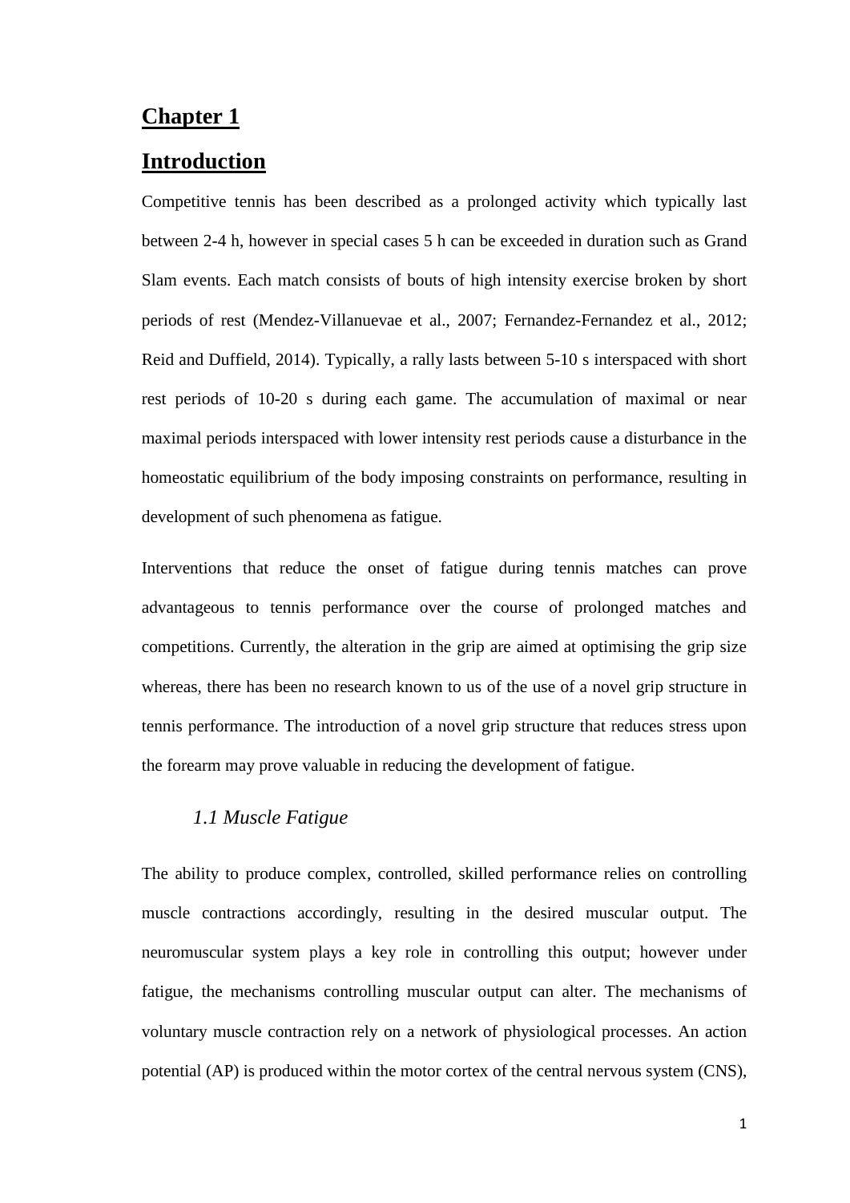# Chapter 1

# Introduction

Competitive tennis has been described as a prolonged activity which typically last between 2-4 h, however in special cases 5 h can be exceeded in duration such as Grand Slam events. Each match consists of bouts of high intensity exercise broken by short periods of rest (Mendez-Villanuevae et al., 2007; Fernandez-Fernandez et al., 2012; Reid and Duffield, 2014). Typically, a rally lasts between 5-10 s interspaced with short rest periods of 10-20 s during each game. The accumulation of maximal or near maximal periods interspaced with lower intensity rest periods cause a disturbance in the homeostatic equilibrium of the body imposing constraints on performance, resulting in development of such phenomena as fatigue.

Interventions that reduce the onset of fatigue during tennis matches can prove advantageous to tennis performance over the course of prolonged matches and competitions. Currently, the alteration in the grip are aimed at optimising the grip size whereas, there has been no research known to us of the use of a novel grip structure in tennis performance. The introduction of a novel grip structure that reduces stress upon the forearm may prove valuable in reducing the development of fatigue.

## *1.1 Muscle Fatigue*

The ability to produce complex, controlled, skilled performance relies on controlling muscle contractions accordingly, resulting in the desired muscular output. The neuromuscular system plays a key role in controlling this output; however under fatigue, the mechanisms controlling muscular output can alter. The mechanisms of voluntary muscle contraction rely on a network of physiological processes. An action potential (AP) is produced within the motor cortex of the central nervous system (CNS),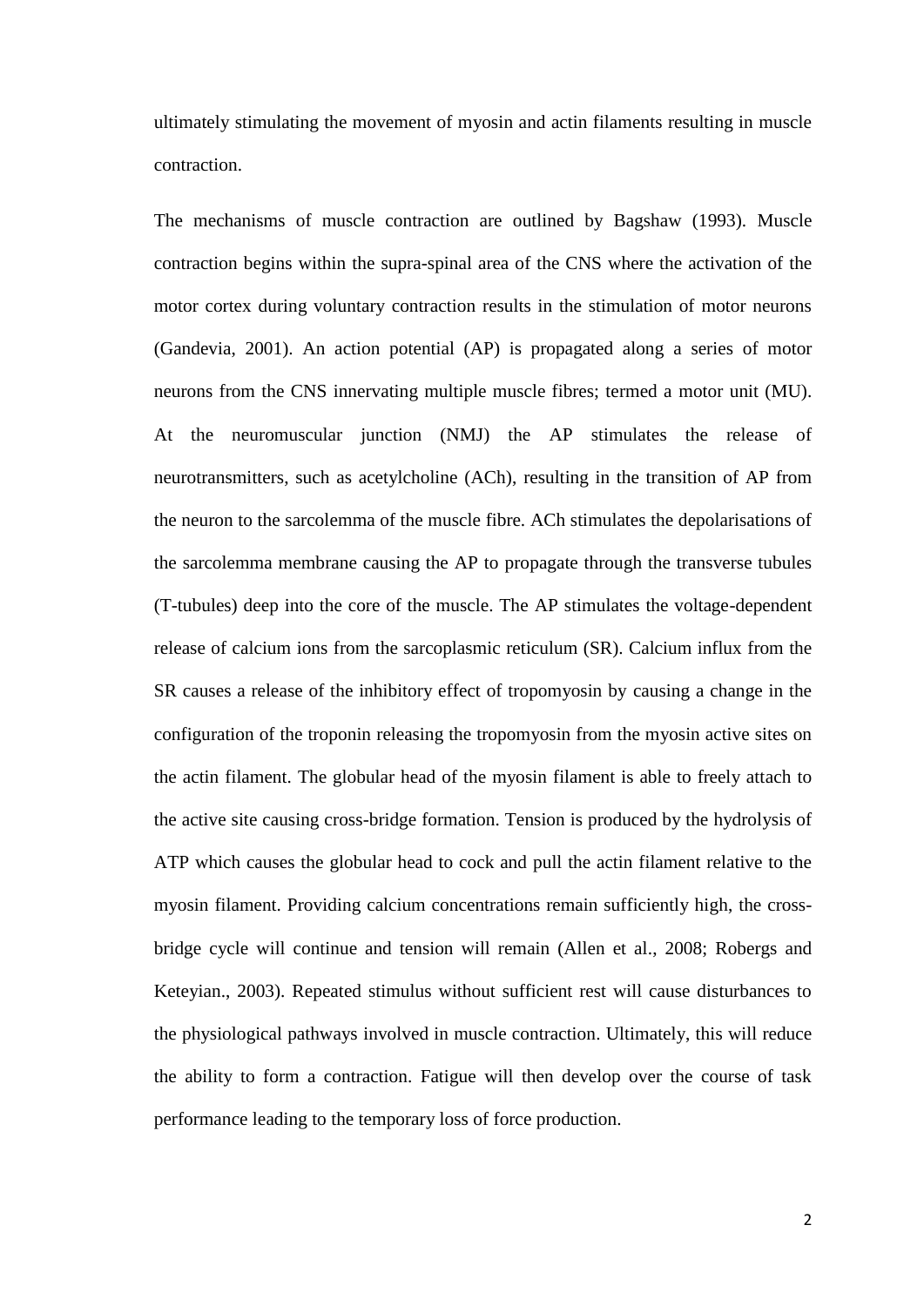ultimately stimulating the movement of myosin and actin filaments resulting in muscle contraction.

The mechanisms of muscle contraction are outlined by Bagshaw (1993). Muscle contraction begins within the supra-spinal area of the CNS where the activation of the motor cortex during voluntary contraction results in the stimulation of motor neurons (Gandevia, 2001). An action potential (AP) is propagated along a series of motor neurons from the CNS innervating multiple muscle fibres; termed a motor unit (MU). At the neuromuscular junction (NMJ) the AP stimulates the release of neurotransmitters, such as acetylcholine (ACh), resulting in the transition of AP from the neuron to the sarcolemma of the muscle fibre. ACh stimulates the depolarisations of the sarcolemma membrane causing the AP to propagate through the transverse tubules (T-tubules) deep into the core of the muscle. The AP stimulates the voltage-dependent release of calcium ions from the sarcoplasmic reticulum (SR). Calcium influx from the SR causes a release of the inhibitory effect of tropomyosin by causing a change in the configuration of the troponin releasing the tropomyosin from the myosin active sites on the actin filament. The globular head of the myosin filament is able to freely attach to the active site causing cross-bridge formation. Tension is produced by the hydrolysis of ATP which causes the globular head to cock and pull the actin filament relative to the myosin filament. Providing calcium concentrations remain sufficiently high, the cross-bridge cycle will continue and tension will remain (Allen et al., 2008; Robergs and Keteyian., 2003). Repeated stimulus without sufficient rest will cause disturbances to the physiological pathways involved in muscle contraction. Ultimately, this will reduce the ability to form a contraction. Fatigue will then develop over the course of task performance leading to the temporary loss of force production.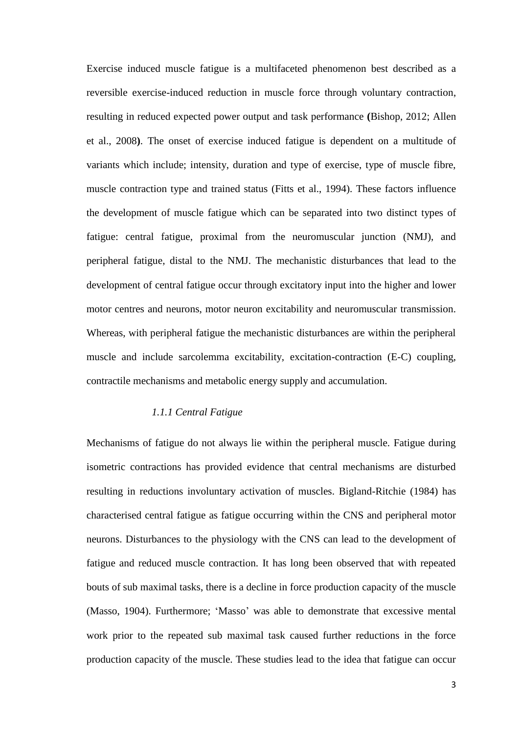Exercise induced muscle fatigue is a multifaceted phenomenon best described as a reversible exercise-induced reduction in muscle force through voluntary contraction, resulting in reduced expected power output and task performance **(**Bishop, 2012; Allen et al., 2008**)**. The onset of exercise induced fatigue is dependent on a multitude of variants which include; intensity, duration and type of exercise, type of muscle fibre, muscle contraction type and trained status (Fitts et al., 1994). These factors influence the development of muscle fatigue which can be separated into two distinct types of fatigue: central fatigue, proximal from the neuromuscular junction (NMJ), and peripheral fatigue, distal to the NMJ. The mechanistic disturbances that lead to the development of central fatigue occur through excitatory input into the higher and lower motor centres and neurons, motor neuron excitability and neuromuscular transmission. Whereas, with peripheral fatigue the mechanistic disturbances are within the peripheral muscle and include sarcolemma excitability, excitation-contraction (E-C) coupling, contractile mechanisms and metabolic energy supply and accumulation.

### *1.1.1 Central Fatigue*

Mechanisms of fatigue do not always lie within the peripheral muscle. Fatigue during isometric contractions has provided evidence that central mechanisms are disturbed resulting in reductions involuntary activation of muscles. Bigland-Ritchie (1984) has characterised central fatigue as fatigue occurring within the CNS and peripheral motor neurons. Disturbances to the physiology with the CNS can lead to the development of fatigue and reduced muscle contraction. It has long been observed that with repeated bouts of sub maximal tasks, there is a decline in force production capacity of the muscle (Masso, 1904). Furthermore; 'Masso' was able to demonstrate that excessive mental work prior to the repeated sub maximal task caused further reductions in the force production capacity of the muscle. These studies lead to the idea that fatigue can occur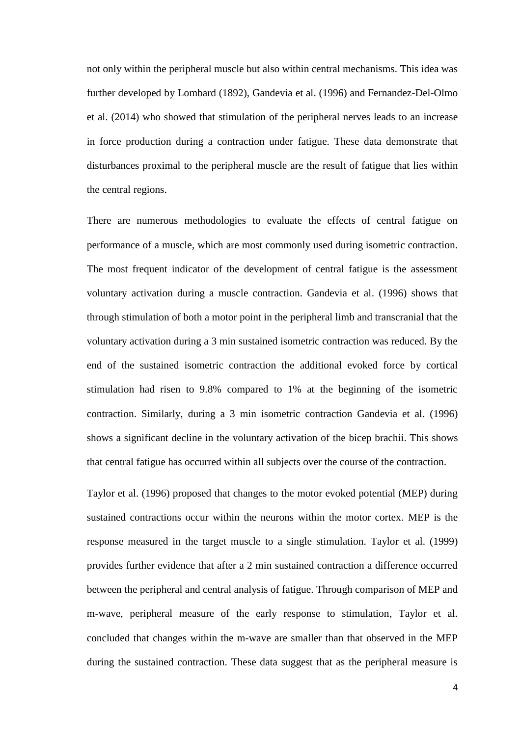not only within the peripheral muscle but also within central mechanisms. This idea was further developed by Lombard (1892), Gandevia et al. (1996) and Fernandez-Del-Olmo et al. (2014) who showed that stimulation of the peripheral nerves leads to an increase in force production during a contraction under fatigue. These data demonstrate that disturbances proximal to the peripheral muscle are the result of fatigue that lies within the central regions.

There are numerous methodologies to evaluate the effects of central fatigue on performance of a muscle, which are most commonly used during isometric contraction. The most frequent indicator of the development of central fatigue is the assessment voluntary activation during a muscle contraction. Gandevia et al. (1996) shows that through stimulation of both a motor point in the peripheral limb and transcranial that the voluntary activation during a 3 min sustained isometric contraction was reduced. By the end of the sustained isometric contraction the additional evoked force by cortical stimulation had risen to 9.8% compared to 1% at the beginning of the isometric contraction. Similarly, during a 3 min isometric contraction Gandevia et al. (1996) shows a significant decline in the voluntary activation of the bicep brachii. This shows that central fatigue has occurred within all subjects over the course of the contraction.

Taylor et al. (1996) proposed that changes to the motor evoked potential (MEP) during sustained contractions occur within the neurons within the motor cortex. MEP is the response measured in the target muscle to a single stimulation. Taylor et al. (1999) provides further evidence that after a 2 min sustained contraction a difference occurred between the peripheral and central analysis of fatigue. Through comparison of MEP and m-wave, peripheral measure of the early response to stimulation, Taylor et al. concluded that changes within the m-wave are smaller than that observed in the MEP during the sustained contraction. These data suggest that as the peripheral measure is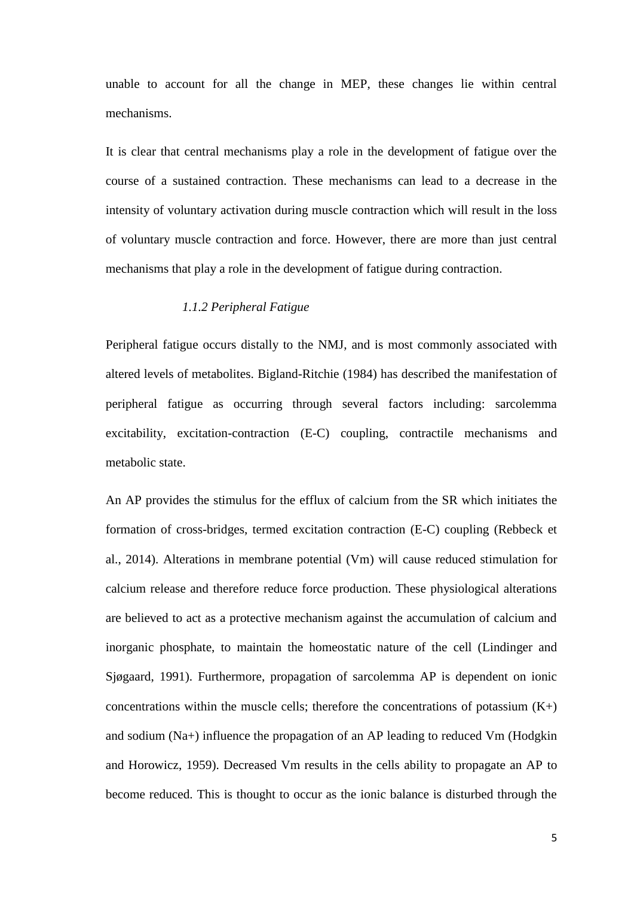unable to account for all the change in MEP, these changes lie within central mechanisms.

It is clear that central mechanisms play a role in the development of fatigue over the course of a sustained contraction. These mechanisms can lead to a decrease in the intensity of voluntary activation during muscle contraction which will result in the loss of voluntary muscle contraction and force. However, there are more than just central mechanisms that play a role in the development of fatigue during contraction.

### *1.1.2 Peripheral Fatigue*

Peripheral fatigue occurs distally to the NMJ, and is most commonly associated with altered levels of metabolites. Bigland-Ritchie (1984) has described the manifestation of peripheral fatigue as occurring through several factors including: sarcolemma excitability, excitation-contraction (E-C) coupling, contractile mechanisms and metabolic state.

An AP provides the stimulus for the efflux of calcium from the SR which initiates the formation of cross-bridges, termed excitation contraction (E-C) coupling (Rebbeck et al., 2014). Alterations in membrane potential (Vm) will cause reduced stimulation for calcium release and therefore reduce force production. These physiological alterations are believed to act as a protective mechanism against the accumulation of calcium and inorganic phosphate, to maintain the homeostatic nature of the cell (Lindinger and Sjøgaard, 1991). Furthermore, propagation of sarcolemma AP is dependent on ionic concentrations within the muscle cells; therefore the concentrations of potassium ($K^+$) and sodium ($Na^+$) influence the propagation of an AP leading to reduced Vm (Hodgkin and Horowicz, 1959). Decreased Vm results in the cells ability to propagate an AP to become reduced. This is thought to occur as the ionic balance is disturbed through the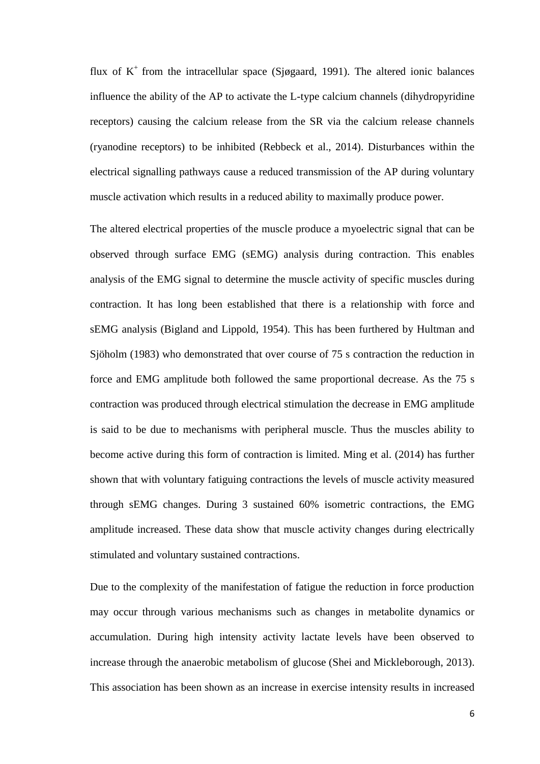flux of $K^+$ from the intracellular space (Sjøgaard, 1991). The altered ionic balances influence the ability of the AP to activate the L-type calcium channels (dihydropyridine receptors) causing the calcium release from the SR via the calcium release channels (ryanodine receptors) to be inhibited (Rebbeck et al., 2014). Disturbances within the electrical signalling pathways cause a reduced transmission of the AP during voluntary muscle activation which results in a reduced ability to maximally produce power.

The altered electrical properties of the muscle produce a myoelectric signal that can be observed through surface EMG (sEMG) analysis during contraction. This enables analysis of the EMG signal to determine the muscle activity of specific muscles during contraction. It has long been established that there is a relationship with force and sEMG analysis (Bigland and Lippold, 1954). This has been furthered by Hultman and Sjöholm (1983) who demonstrated that over course of 75 s contraction the reduction in force and EMG amplitude both followed the same proportional decrease. As the 75 s contraction was produced through electrical stimulation the decrease in EMG amplitude is said to be due to mechanisms with peripheral muscle. Thus the muscles ability to become active during this form of contraction is limited. Ming et al. (2014) has further shown that with voluntary fatiguing contractions the levels of muscle activity measured through sEMG changes. During 3 sustained 60% isometric contractions, the EMG amplitude increased. These data show that muscle activity changes during electrically stimulated and voluntary sustained contractions.

Due to the complexity of the manifestation of fatigue the reduction in force production may occur through various mechanisms such as changes in metabolite dynamics or accumulation. During high intensity activity lactate levels have been observed to increase through the anaerobic metabolism of glucose (Shei and Mickleborough, 2013). This association has been shown as an increase in exercise intensity results in increased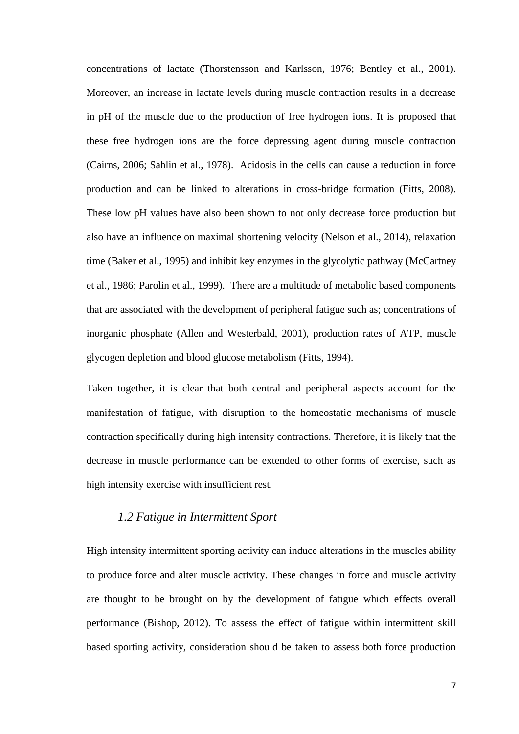concentrations of lactate (Thorstensson and Karlsson, 1976; Bentley et al., 2001). Moreover, an increase in lactate levels during muscle contraction results in a decrease in pH of the muscle due to the production of free hydrogen ions. It is proposed that these free hydrogen ions are the force depressing agent during muscle contraction (Cairns, 2006; Sahlin et al., 1978). Acidosis in the cells can cause a reduction in force production and can be linked to alterations in cross-bridge formation (Fitts, 2008). These low pH values have also been shown to not only decrease force production but also have an influence on maximal shortening velocity (Nelson et al., 2014), relaxation time (Baker et al., 1995) and inhibit key enzymes in the glycolytic pathway (McCartney et al., 1986; Parolin et al., 1999). There are a multitude of metabolic based components that are associated with the development of peripheral fatigue such as; concentrations of inorganic phosphate (Allen and Westerbald, 2001), production rates of ATP, muscle glycogen depletion and blood glucose metabolism (Fitts, 1994).

Taken together, it is clear that both central and peripheral aspects account for the manifestation of fatigue, with disruption to the homeostatic mechanisms of muscle contraction specifically during high intensity contractions. Therefore, it is likely that the decrease in muscle performance can be extended to other forms of exercise, such as high intensity exercise with insufficient rest.

## *1.2 Fatigue in Intermittent Sport*

High intensity intermittent sporting activity can induce alterations in the muscles ability to produce force and alter muscle activity. These changes in force and muscle activity are thought to be brought on by the development of fatigue which effects overall performance (Bishop, 2012). To assess the effect of fatigue within intermittent skill based sporting activity, consideration should be taken to assess both force production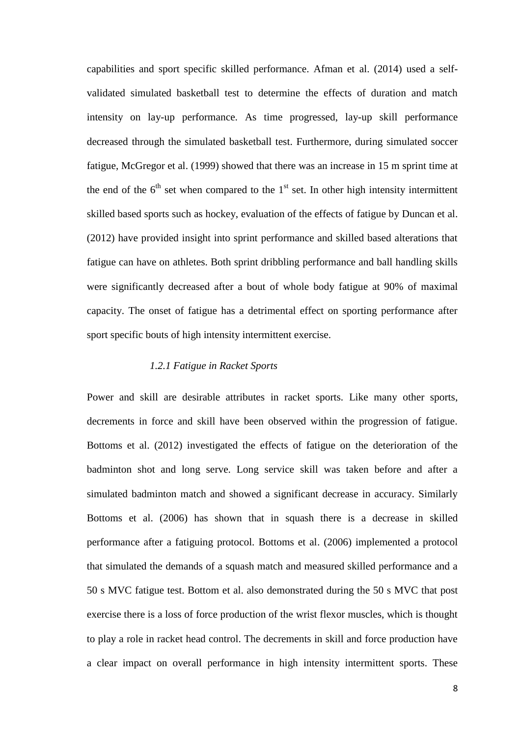capabilities and sport specific skilled performance. Afman et al. (2014) used a self-validated simulated basketball test to determine the effects of duration and match intensity on lay-up performance. As time progressed, lay-up skill performance decreased through the simulated basketball test. Furthermore, during simulated soccer fatigue, McGregor et al. (1999) showed that there was an increase in 15 m sprint time at the end of the 6th set when compared to the 1st set. In other high intensity intermittent skilled based sports such as hockey, evaluation of the effects of fatigue by Duncan et al. (2012) have provided insight into sprint performance and skilled based alterations that fatigue can have on athletes. Both sprint dribbling performance and ball handling skills were significantly decreased after a bout of whole body fatigue at 90% of maximal capacity. The onset of fatigue has a detrimental effect on sporting performance after sport specific bouts of high intensity intermittent exercise.

### *1.2.1 Fatigue in Racket Sports*

Power and skill are desirable attributes in racket sports. Like many other sports, decrements in force and skill have been observed within the progression of fatigue. Bottoms et al. (2012) investigated the effects of fatigue on the deterioration of the badminton shot and long serve. Long service skill was taken before and after a simulated badminton match and showed a significant decrease in accuracy. Similarly Bottoms et al. (2006) has shown that in squash there is a decrease in skilled performance after a fatiguing protocol. Bottoms et al. (2006) implemented a protocol that simulated the demands of a squash match and measured skilled performance and a 50 s MVC fatigue test. Bottom et al. also demonstrated during the 50 s MVC that post exercise there is a loss of force production of the wrist flexor muscles, which is thought to play a role in racket head control. The decrements in skill and force production have a clear impact on overall performance in high intensity intermittent sports. These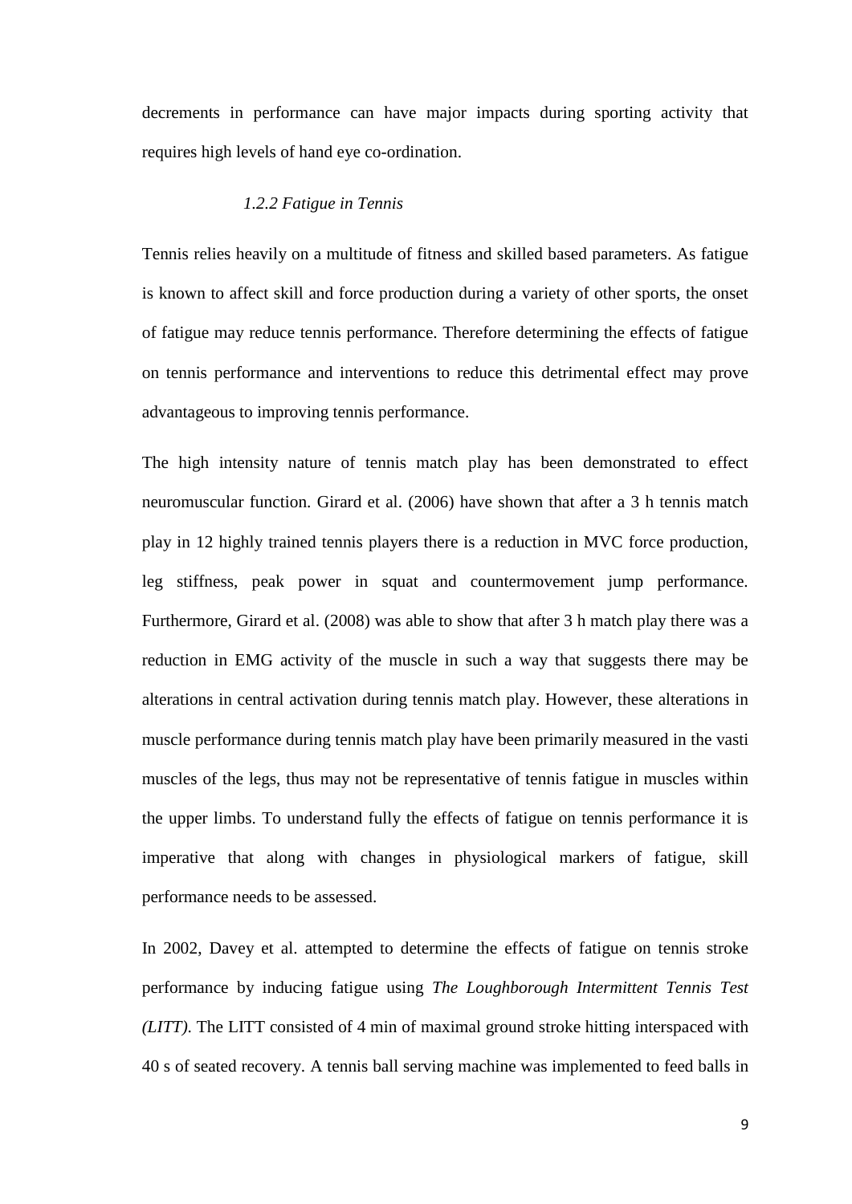decrements in performance can have major impacts during sporting activity that requires high levels of hand eye co-ordination.

### *1.2.2 Fatigue in Tennis*

Tennis relies heavily on a multitude of fitness and skilled based parameters. As fatigue is known to affect skill and force production during a variety of other sports, the onset of fatigue may reduce tennis performance. Therefore determining the effects of fatigue on tennis performance and interventions to reduce this detrimental effect may prove advantageous to improving tennis performance.

The high intensity nature of tennis match play has been demonstrated to effect neuromuscular function. Girard et al. (2006) have shown that after a 3 h tennis match play in 12 highly trained tennis players there is a reduction in MVC force production, leg stiffness, peak power in squat and countermovement jump performance. Furthermore, Girard et al. (2008) was able to show that after 3 h match play there was a reduction in EMG activity of the muscle in such a way that suggests there may be alterations in central activation during tennis match play. However, these alterations in muscle performance during tennis match play have been primarily measured in the vasti muscles of the legs, thus may not be representative of tennis fatigue in muscles within the upper limbs. To understand fully the effects of fatigue on tennis performance it is imperative that along with changes in physiological markers of fatigue, skill performance needs to be assessed.

In 2002, Davey et al. attempted to determine the effects of fatigue on tennis stroke performance by inducing fatigue using *The Loughborough Intermittent Tennis Test (LITT)*. The LITT consisted of 4 min of maximal ground stroke hitting interspaced with 40 s of seated recovery. A tennis ball serving machine was implemented to feed balls in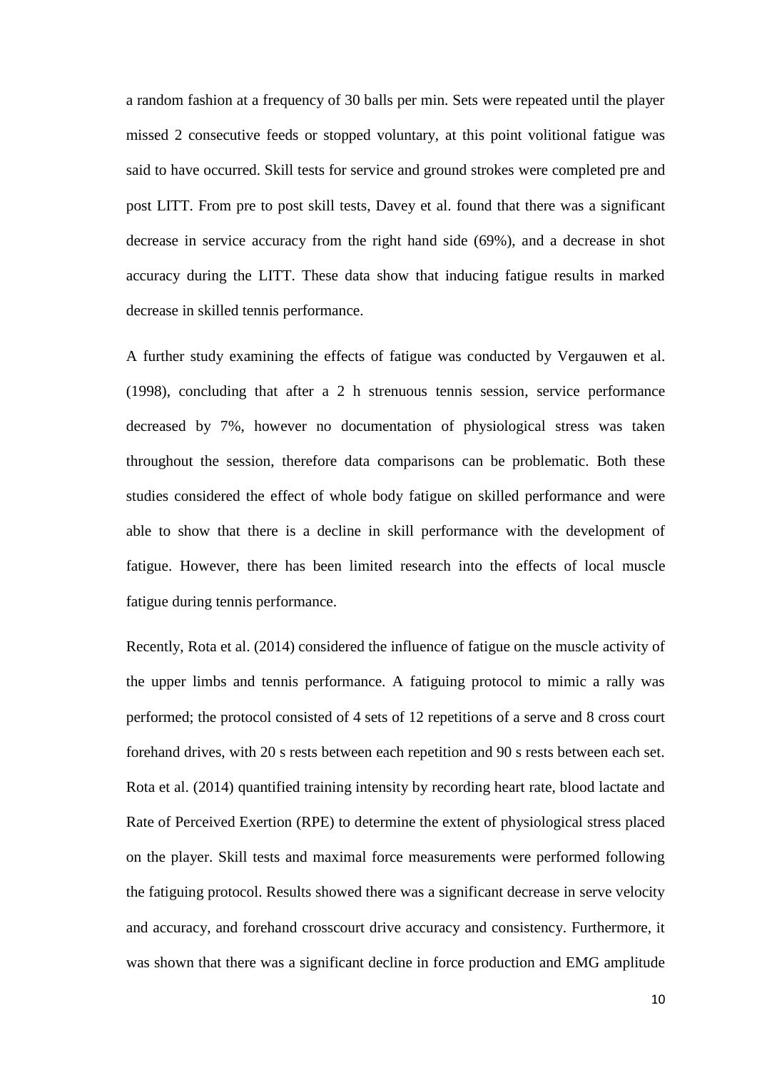a random fashion at a frequency of 30 balls per min. Sets were repeated until the player missed 2 consecutive feeds or stopped voluntary, at this point volitional fatigue was said to have occurred. Skill tests for service and ground strokes were completed pre and post LITT. From pre to post skill tests, Davey et al. found that there was a significant decrease in service accuracy from the right hand side (69%), and a decrease in shot accuracy during the LITT. These data show that inducing fatigue results in marked decrease in skilled tennis performance.

A further study examining the effects of fatigue was conducted by Vergauwen et al. (1998), concluding that after a 2 h strenuous tennis session, service performance decreased by 7%, however no documentation of physiological stress was taken throughout the session, therefore data comparisons can be problematic. Both these studies considered the effect of whole body fatigue on skilled performance and were able to show that there is a decline in skill performance with the development of fatigue. However, there has been limited research into the effects of local muscle fatigue during tennis performance.

Recently, Rota et al. (2014) considered the influence of fatigue on the muscle activity of the upper limbs and tennis performance. A fatiguing protocol to mimic a rally was performed; the protocol consisted of 4 sets of 12 repetitions of a serve and 8 cross court forehand drives, with 20 s rests between each repetition and 90 s rests between each set. Rota et al. (2014) quantified training intensity by recording heart rate, blood lactate and Rate of Perceived Exertion (RPE) to determine the extent of physiological stress placed on the player. Skill tests and maximal force measurements were performed following the fatiguing protocol. Results showed there was a significant decrease in serve velocity and accuracy, and forehand crosscourt drive accuracy and consistency. Furthermore, it was shown that there was a significant decline in force production and EMG amplitude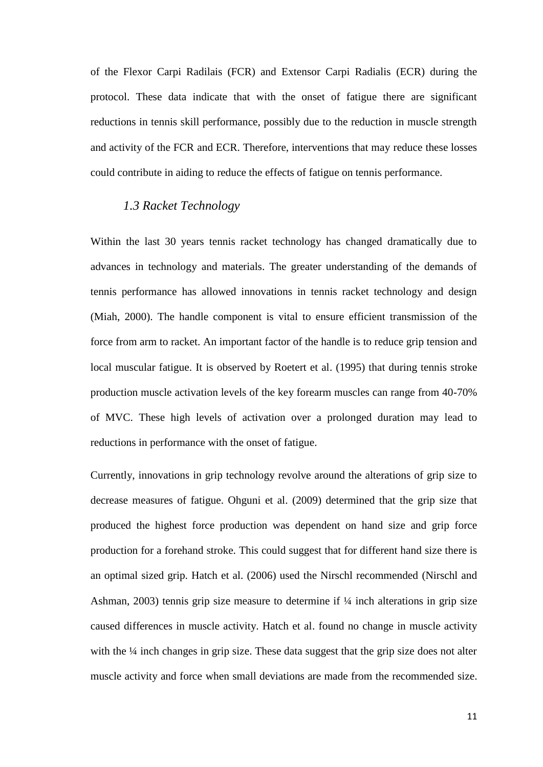of the Flexor Carpi Radilais (FCR) and Extensor Carpi Radialis (ECR) during the protocol. These data indicate that with the onset of fatigue there are significant reductions in tennis skill performance, possibly due to the reduction in muscle strength and activity of the FCR and ECR. Therefore, interventions that may reduce these losses could contribute in aiding to reduce the effects of fatigue on tennis performance.

### *1.3 Racket Technology*

Within the last 30 years tennis racket technology has changed dramatically due to advances in technology and materials. The greater understanding of the demands of tennis performance has allowed innovations in tennis racket technology and design (Miah, 2000). The handle component is vital to ensure efficient transmission of the force from arm to racket. An important factor of the handle is to reduce grip tension and local muscular fatigue. It is observed by Roetert et al. (1995) that during tennis stroke production muscle activation levels of the key forearm muscles can range from 40-70% of MVC. These high levels of activation over a prolonged duration may lead to reductions in performance with the onset of fatigue.

Currently, innovations in grip technology revolve around the alterations of grip size to decrease measures of fatigue. Ohguni et al. (2009) determined that the grip size that produced the highest force production was dependent on hand size and grip force production for a forehand stroke. This could suggest that for different hand size there is an optimal sized grip. Hatch et al. (2006) used the Nirschl recommended (Nirschl and Ashman, 2003) tennis grip size measure to determine if ¼ inch alterations in grip size caused differences in muscle activity. Hatch et al. found no change in muscle activity with the ¼ inch changes in grip size. These data suggest that the grip size does not alter muscle activity and force when small deviations are made from the recommended size.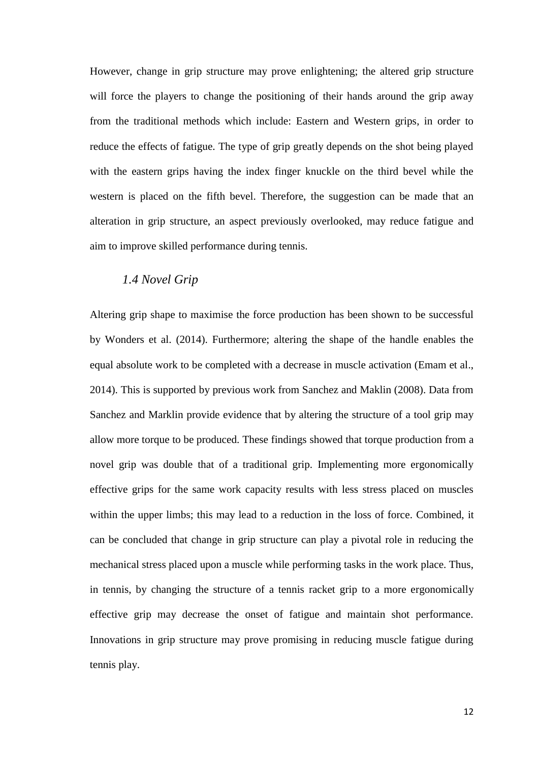However, change in grip structure may prove enlightening; the altered grip structure will force the players to change the positioning of their hands around the grip away from the traditional methods which include: Eastern and Western grips, in order to reduce the effects of fatigue. The type of grip greatly depends on the shot being played with the eastern grips having the index finger knuckle on the third bevel while the western is placed on the fifth bevel. Therefore, the suggestion can be made that an alteration in grip structure, an aspect previously overlooked, may reduce fatigue and aim to improve skilled performance during tennis.

### *1.4 Novel Grip*

Altering grip shape to maximise the force production has been shown to be successful by Wonders et al. (2014). Furthermore; altering the shape of the handle enables the equal absolute work to be completed with a decrease in muscle activation (Emam et al., 2014). This is supported by previous work from Sanchez and Maklin (2008). Data from Sanchez and Marklin provide evidence that by altering the structure of a tool grip may allow more torque to be produced. These findings showed that torque production from a novel grip was double that of a traditional grip. Implementing more ergonomically effective grips for the same work capacity results with less stress placed on muscles within the upper limbs; this may lead to a reduction in the loss of force. Combined, it can be concluded that change in grip structure can play a pivotal role in reducing the mechanical stress placed upon a muscle while performing tasks in the work place. Thus, in tennis, by changing the structure of a tennis racket grip to a more ergonomically effective grip may decrease the onset of fatigue and maintain shot performance. Innovations in grip structure may prove promising in reducing muscle fatigue during tennis play.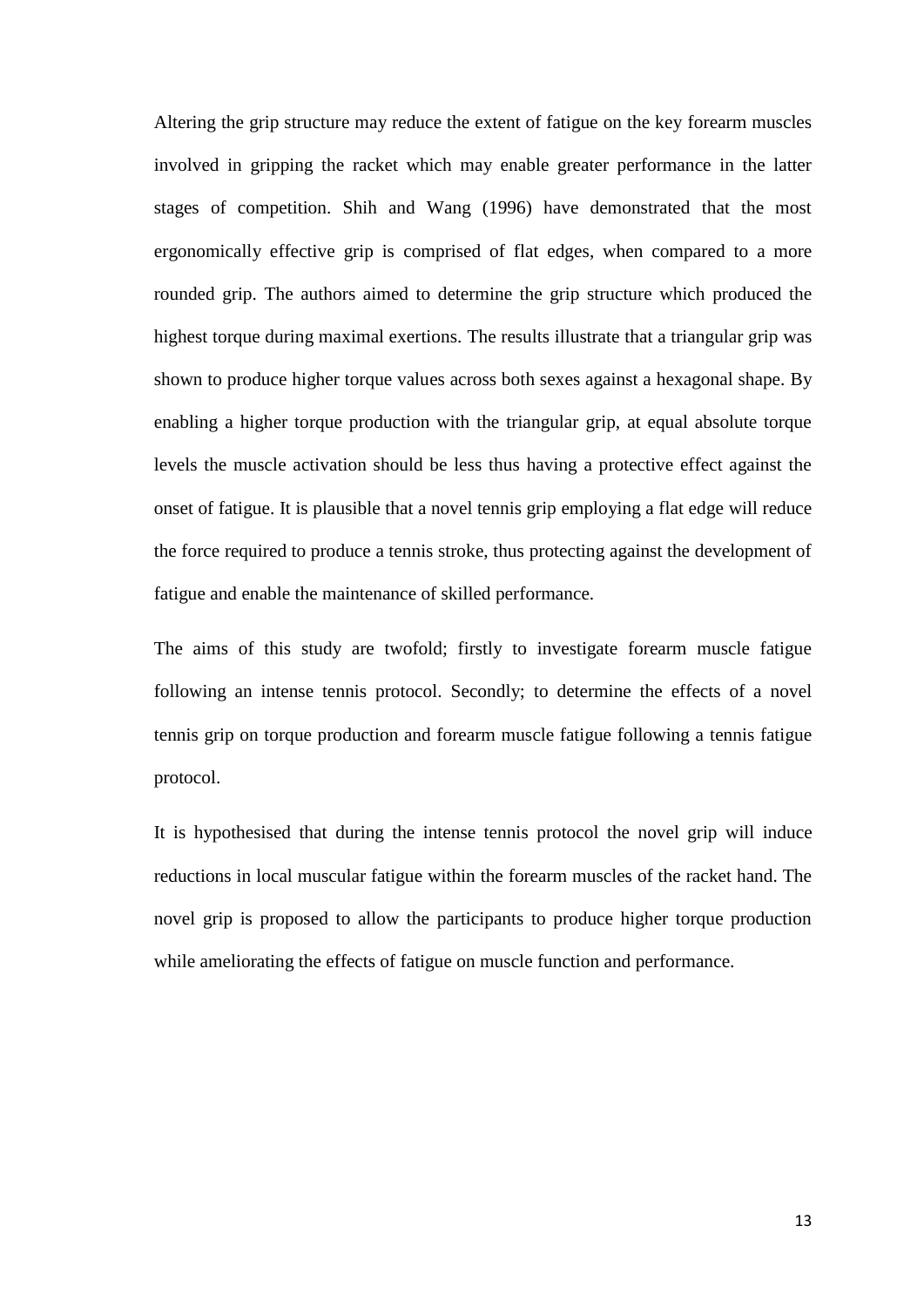Altering the grip structure may reduce the extent of fatigue on the key forearm muscles involved in gripping the racket which may enable greater performance in the latter stages of competition. Shih and Wang (1996) have demonstrated that the most ergonomically effective grip is comprised of flat edges, when compared to a more rounded grip. The authors aimed to determine the grip structure which produced the highest torque during maximal exertions. The results illustrate that a triangular grip was shown to produce higher torque values across both sexes against a hexagonal shape. By enabling a higher torque production with the triangular grip, at equal absolute torque levels the muscle activation should be less thus having a protective effect against the onset of fatigue. It is plausible that a novel tennis grip employing a flat edge will reduce the force required to produce a tennis stroke, thus protecting against the development of fatigue and enable the maintenance of skilled performance.

The aims of this study are twofold; firstly to investigate forearm muscle fatigue following an intense tennis protocol. Secondly; to determine the effects of a novel tennis grip on torque production and forearm muscle fatigue following a tennis fatigue protocol.

It is hypothesised that during the intense tennis protocol the novel grip will induce reductions in local muscular fatigue within the forearm muscles of the racket hand. The novel grip is proposed to allow the participants to produce higher torque production while ameliorating the effects of fatigue on muscle function and performance.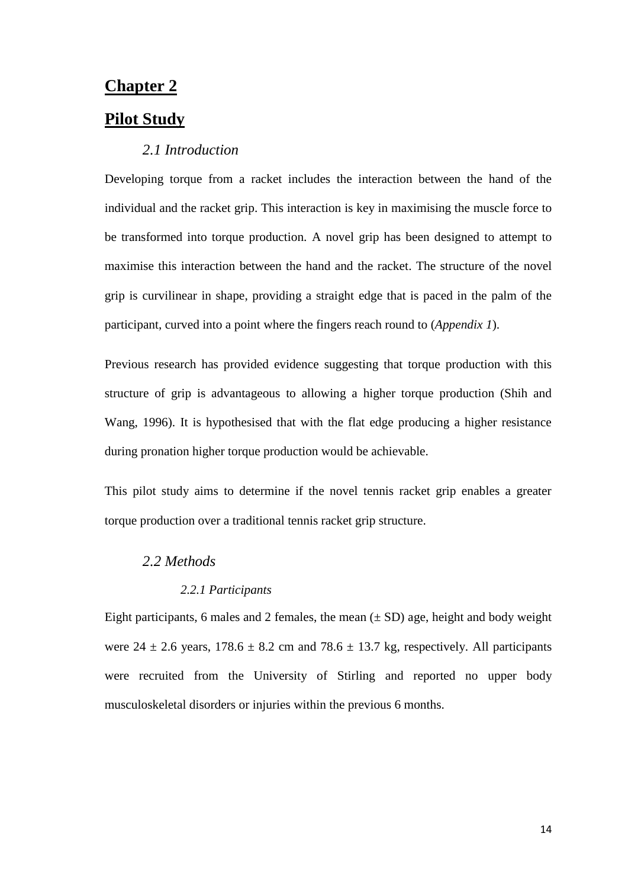# Chapter 2

# Pilot Study

## *2.1 Introduction*

Developing torque from a racket includes the interaction between the hand of the individual and the racket grip. This interaction is key in maximising the muscle force to be transformed into torque production. A novel grip has been designed to attempt to maximise this interaction between the hand and the racket. The structure of the novel grip is curvilinear in shape, providing a straight edge that is paced in the palm of the participant, curved into a point where the fingers reach round to (*Appendix 1*).

Previous research has provided evidence suggesting that torque production with this structure of grip is advantageous to allowing a higher torque production (Shih and Wang, 1996). It is hypothesised that with the flat edge producing a higher resistance during pronation higher torque production would be achievable.

This pilot study aims to determine if the novel tennis racket grip enables a greater torque production over a traditional tennis racket grip structure.

## *2.2 Methods*

### *2.2.1 Participants*

Eight participants, 6 males and 2 females, the mean (± SD) age, height and body weight were 24 ± 2.6 years, 178.6 ± 8.2 cm and 78.6 ± 13.7 kg, respectively. All participants were recruited from the University of Stirling and reported no upper body musculoskeletal disorders or injuries within the previous 6 months.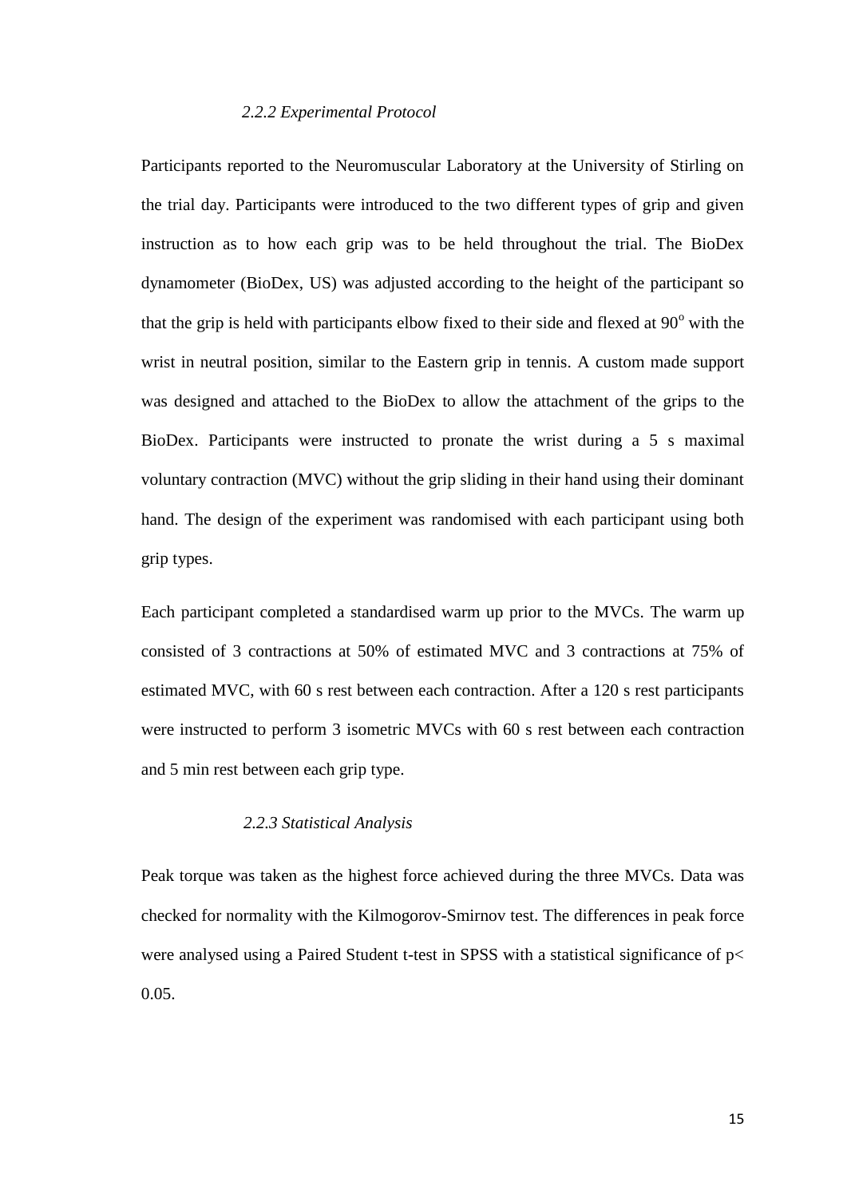### *2.2.2 Experimental Protocol*

Participants reported to the Neuromuscular Laboratory at the University of Stirling on the trial day. Participants were introduced to the two different types of grip and given instruction as to how each grip was to be held throughout the trial. The BioDex dynamometer (BioDex, US) was adjusted according to the height of the participant so that the grip is held with participants elbow fixed to their side and flexed at $90^{o}$ with the wrist in neutral position, similar to the Eastern grip in tennis. A custom made support was designed and attached to the BioDex to allow the attachment of the grips to the BioDex. Participants were instructed to pronate the wrist during a 5 s maximal voluntary contraction (MVC) without the grip sliding in their hand using their dominant hand. The design of the experiment was randomised with each participant using both grip types.

Each participant completed a standardised warm up prior to the MVCs. The warm up consisted of 3 contractions at 50% of estimated MVC and 3 contractions at 75% of estimated MVC, with 60 s rest between each contraction. After a 120 s rest participants were instructed to perform 3 isometric MVCs with 60 s rest between each contraction and 5 min rest between each grip type.

### *2.2.3 Statistical Analysis*

Peak torque was taken as the highest force achieved during the three MVCs. Data was checked for normality with the Kilmogorov-Smirnov test. The differences in peak force were analysed using a Paired Student t-test in SPSS with a statistical significance of $p < 0.05$.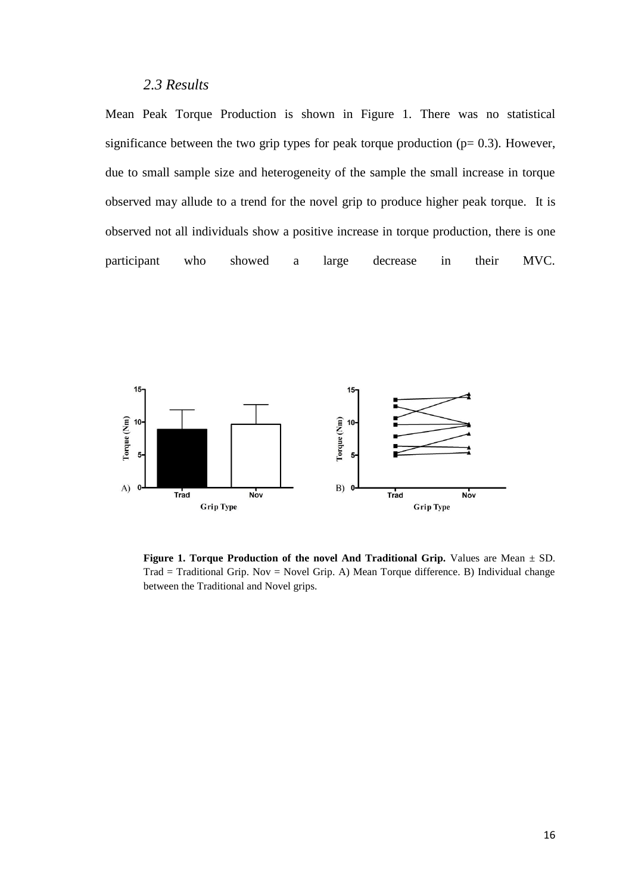### *2.3 Results*

Mean Peak Torque Production is shown in Figure 1. There was no statistical significance between the two grip types for peak torque production ($p = 0.3$). However, due to small sample size and heterogeneity of the sample the small increase in torque observed may allude to a trend for the novel grip to produce higher peak torque. It is observed not all individuals show a positive increase in torque production, there is one participant who showed a large decrease in their MVC.

**Figure 1. Torque Production of the novel And Traditional Grip.** Values are Mean ± SD. Trad = Traditional Grip. Nov = Novel Grip. A) Mean Torque difference. B) Individual change between the Traditional and Novel grips.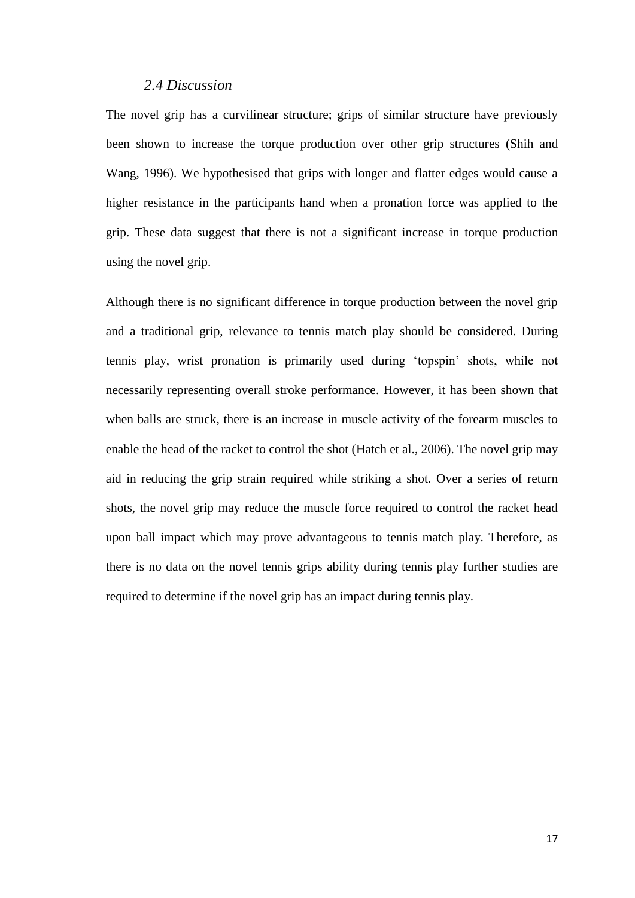### *2.4 Discussion*

The novel grip has a curvilinear structure; grips of similar structure have previously been shown to increase the torque production over other grip structures (Shih and Wang, 1996). We hypothesised that grips with longer and flatter edges would cause a higher resistance in the participants hand when a pronation force was applied to the grip. These data suggest that there is not a significant increase in torque production using the novel grip.

Although there is no significant difference in torque production between the novel grip and a traditional grip, relevance to tennis match play should be considered. During tennis play, wrist pronation is primarily used during 'topspin' shots, while not necessarily representing overall stroke performance. However, it has been shown that when balls are struck, there is an increase in muscle activity of the forearm muscles to enable the head of the racket to control the shot (Hatch et al., 2006). The novel grip may aid in reducing the grip strain required while striking a shot. Over a series of return shots, the novel grip may reduce the muscle force required to control the racket head upon ball impact which may prove advantageous to tennis match play. Therefore, as there is no data on the novel tennis grips ability during tennis play further studies are required to determine if the novel grip has an impact during tennis play.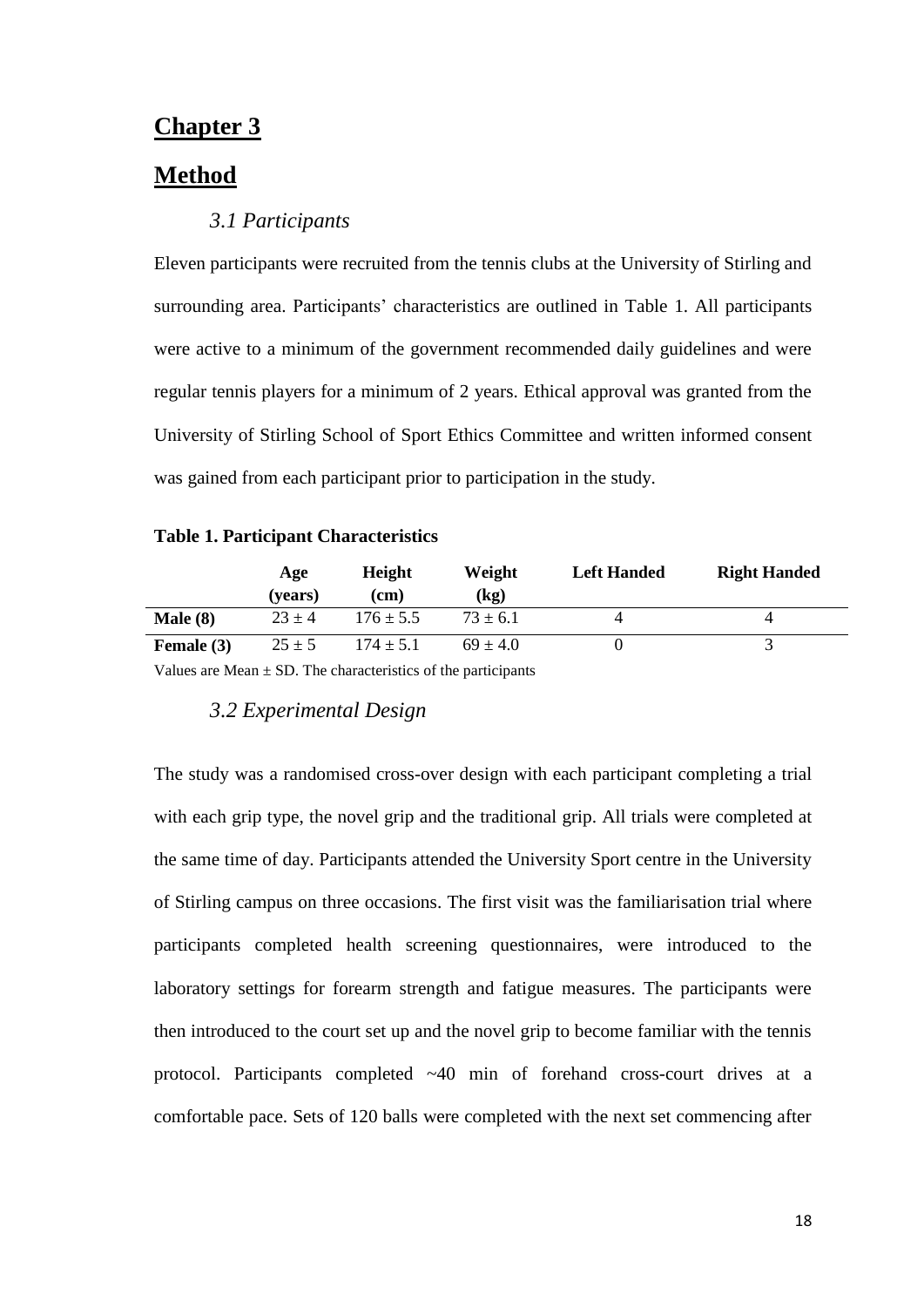# Chapter 3

# Method

### *3.1 Participants*

Eleven participants were recruited from the tennis clubs at the University of Stirling and surrounding area. Participants' characteristics are outlined in Table 1. All participants were active to a minimum of the government recommended daily guidelines and were regular tennis players for a minimum of 2 years. Ethical approval was granted from the University of Stirling School of Sport Ethics Committee and written informed consent was gained from each participant prior to participation in the study.

**Table 1. Participant Characteristics**

| | Age (years) | Height (cm) | Weight (kg) | Left Handed | Right Handed |
|---|---|---|---|---|---|
| **Male (8)** | 23 ± 4 | 176 ± 5.5 | 73 ± 6.1 | 4 | 4 |
| **Female (3)** | 25 ± 5 | 174 ± 5.1 | 69 ± 4.0 | 0 | 3 |

Values are Mean ± SD. The characteristics of the participants

### *3.2 Experimental Design*

The study was a randomised cross-over design with each participant completing a trial with each grip type, the novel grip and the traditional grip. All trials were completed at the same time of day. Participants attended the University Sport centre in the University of Stirling campus on three occasions. The first visit was the familiarisation trial where participants completed health screening questionnaires, were introduced to the laboratory settings for forearm strength and fatigue measures. The participants were then introduced to the court set up and the novel grip to become familiar with the tennis protocol. Participants completed ~40 min of forehand cross-court drives at a comfortable pace. Sets of 120 balls were completed with the next set commencing after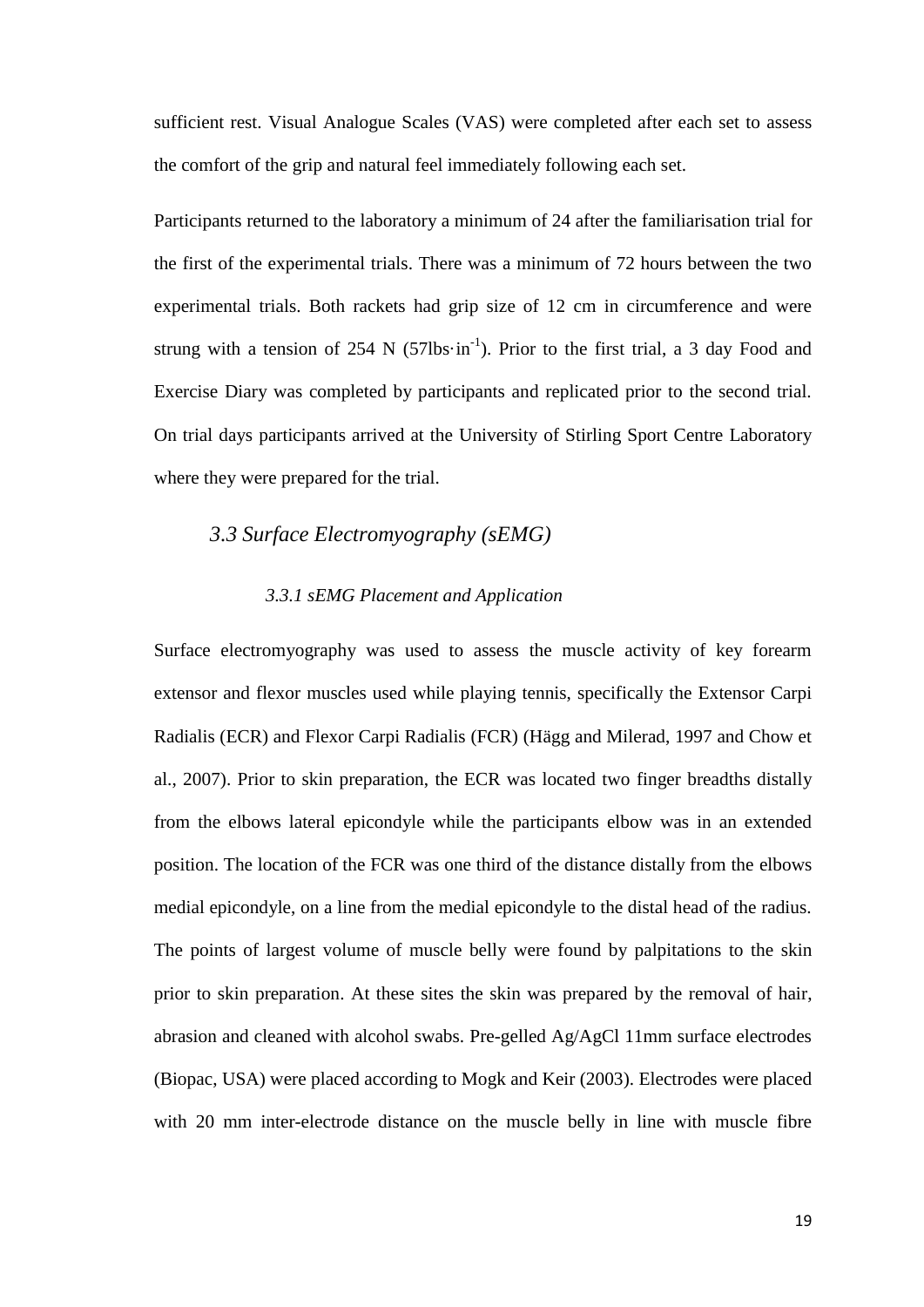sufficient rest. Visual Analogue Scales (VAS) were completed after each set to assess the comfort of the grip and natural feel immediately following each set.

Participants returned to the laboratory a minimum of 24 after the familiarisation trial for the first of the experimental trials. There was a minimum of 72 hours between the two experimental trials. Both rackets had grip size of 12 cm in circumference and were strung with a tension of 254 N (57lbs·in$^{-1}$). Prior to the first trial, a 3 day Food and Exercise Diary was completed by participants and replicated prior to the second trial. On trial days participants arrived at the University of Stirling Sport Centre Laboratory where they were prepared for the trial.

## *3.3 Surface Electromyography (sEMG)*

### *3.3.1 sEMG Placement and Application*

Surface electromyography was used to assess the muscle activity of key forearm extensor and flexor muscles used while playing tennis, specifically the Extensor Carpi Radialis (ECR) and Flexor Carpi Radialis (FCR) (Hägg and Milerad, 1997 and Chow et al., 2007). Prior to skin preparation, the ECR was located two finger breadths distally from the elbows lateral epicondyle while the participants elbow was in an extended position. The location of the FCR was one third of the distance distally from the elbows medial epicondyle, on a line from the medial epicondyle to the distal head of the radius. The points of largest volume of muscle belly were found by palpitations to the skin prior to skin preparation. At these sites the skin was prepared by the removal of hair, abrasion and cleaned with alcohol swabs. Pre-gelled Ag/AgCl 11mm surface electrodes (Biopac, USA) were placed according to Mogk and Keir (2003). Electrodes were placed with 20 mm inter-electrode distance on the muscle belly in line with muscle fibre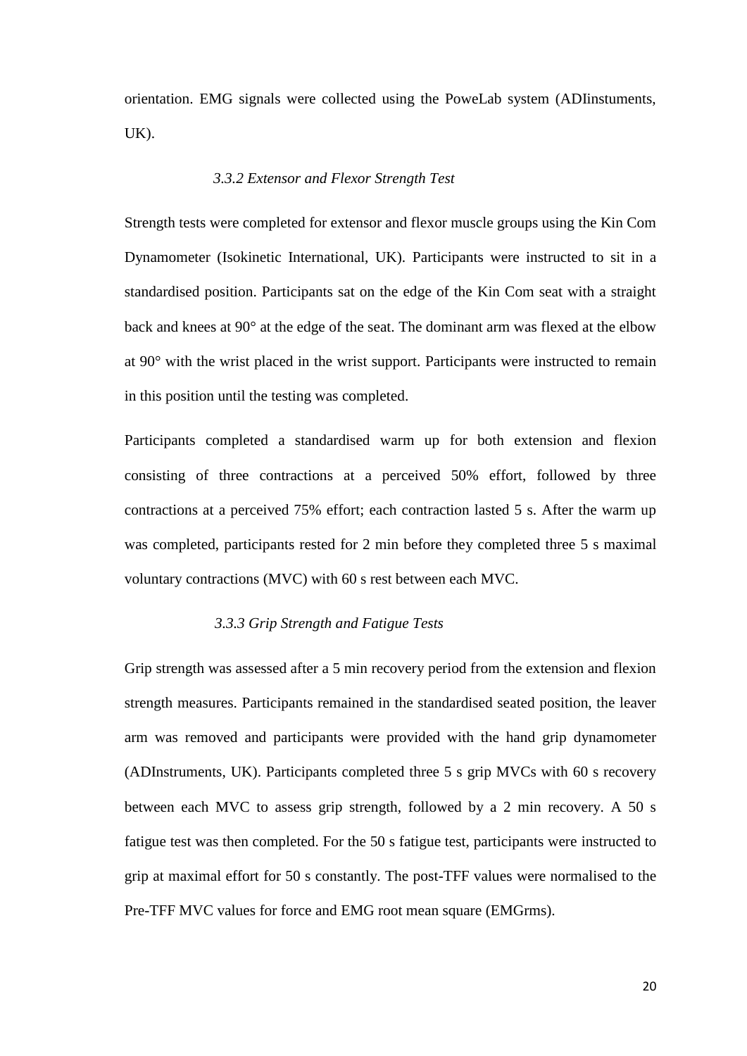orientation. EMG signals were collected using the PoweLab system (ADIinstuments, UK).

### *3.3.2 Extensor and Flexor Strength Test*

Strength tests were completed for extensor and flexor muscle groups using the Kin Com Dynamometer (Isokinetic International, UK). Participants were instructed to sit in a standardised position. Participants sat on the edge of the Kin Com seat with a straight back and knees at 90° at the edge of the seat. The dominant arm was flexed at the elbow at 90° with the wrist placed in the wrist support. Participants were instructed to remain in this position until the testing was completed.

Participants completed a standardised warm up for both extension and flexion consisting of three contractions at a perceived 50% effort, followed by three contractions at a perceived 75% effort; each contraction lasted 5 s. After the warm up was completed, participants rested for 2 min before they completed three 5 s maximal voluntary contractions (MVC) with 60 s rest between each MVC.

### *3.3.3 Grip Strength and Fatigue Tests*

Grip strength was assessed after a 5 min recovery period from the extension and flexion strength measures. Participants remained in the standardised seated position, the leaver arm was removed and participants were provided with the hand grip dynamometer (ADInstruments, UK). Participants completed three 5 s grip MVCs with 60 s recovery between each MVC to assess grip strength, followed by a 2 min recovery. A 50 s fatigue test was then completed. For the 50 s fatigue test, participants were instructed to grip at maximal effort for 50 s constantly. The post-TFF values were normalised to the Pre-TFF MVC values for force and EMG root mean square (EMGrms).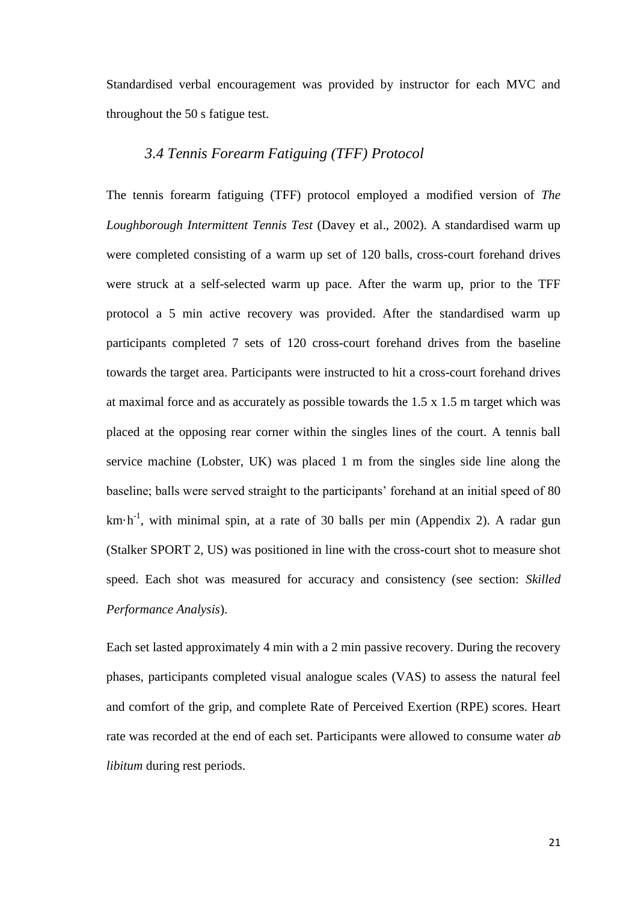Standardised verbal encouragement was provided by instructor for each MVC and throughout the 50 s fatigue test.

### *3.4 Tennis Forearm Fatiguing (TFF) Protocol*

The tennis forearm fatiguing (TFF) protocol employed a modified version of *The Loughborough Intermittent Tennis Test* (Davey et al., 2002). A standardised warm up were completed consisting of a warm up set of 120 balls, cross-court forehand drives were struck at a self-selected warm up pace. After the warm up, prior to the TFF protocol a 5 min active recovery was provided. After the standardised warm up participants completed 7 sets of 120 cross-court forehand drives from the baseline towards the target area. Participants were instructed to hit a cross-court forehand drives at maximal force and as accurately as possible towards the 1.5 x 1.5 m target which was placed at the opposing rear corner within the singles lines of the court. A tennis ball service machine (Lobster, UK) was placed 1 m from the singles side line along the baseline; balls were served straight to the participants' forehand at an initial speed of 80 $km \cdot h^{-1}$, with minimal spin, at a rate of 30 balls per min (Appendix 2). A radar gun (Stalker SPORT 2, US) was positioned in line with the cross-court shot to measure shot speed. Each shot was measured for accuracy and consistency (see section: *Skilled Performance Analysis*).

Each set lasted approximately 4 min with a 2 min passive recovery. During the recovery phases, participants completed visual analogue scales (VAS) to assess the natural feel and comfort of the grip, and complete Rate of Perceived Exertion (RPE) scores. Heart rate was recorded at the end of each set. Participants were allowed to consume water *ab libitum* during rest periods.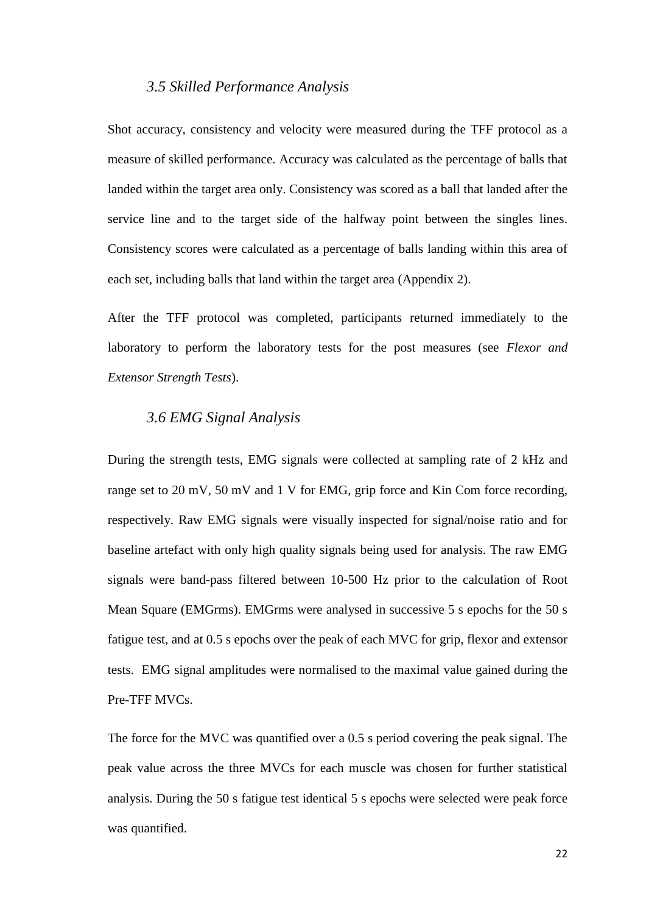### *3.5 Skilled Performance Analysis*

Shot accuracy, consistency and velocity were measured during the TFF protocol as a measure of skilled performance. Accuracy was calculated as the percentage of balls that landed within the target area only. Consistency was scored as a ball that landed after the service line and to the target side of the halfway point between the singles lines. Consistency scores were calculated as a percentage of balls landing within this area of each set, including balls that land within the target area (Appendix 2).

After the TFF protocol was completed, participants returned immediately to the laboratory to perform the laboratory tests for the post measures (see *Flexor and Extensor Strength Tests*).

### *3.6 EMG Signal Analysis*

During the strength tests, EMG signals were collected at sampling rate of 2 kHz and range set to 20 mV, 50 mV and 1 V for EMG, grip force and Kin Com force recording, respectively. Raw EMG signals were visually inspected for signal/noise ratio and for baseline artefact with only high quality signals being used for analysis. The raw EMG signals were band-pass filtered between 10-500 Hz prior to the calculation of Root Mean Square (EMGrms). EMGrms were analysed in successive 5 s epochs for the 50 s fatigue test, and at 0.5 s epochs over the peak of each MVC for grip, flexor and extensor tests. EMG signal amplitudes were normalised to the maximal value gained during the Pre-TFF MVCs.

The force for the MVC was quantified over a 0.5 s period covering the peak signal. The peak value across the three MVCs for each muscle was chosen for further statistical analysis. During the 50 s fatigue test identical 5 s epochs were selected were peak force was quantified.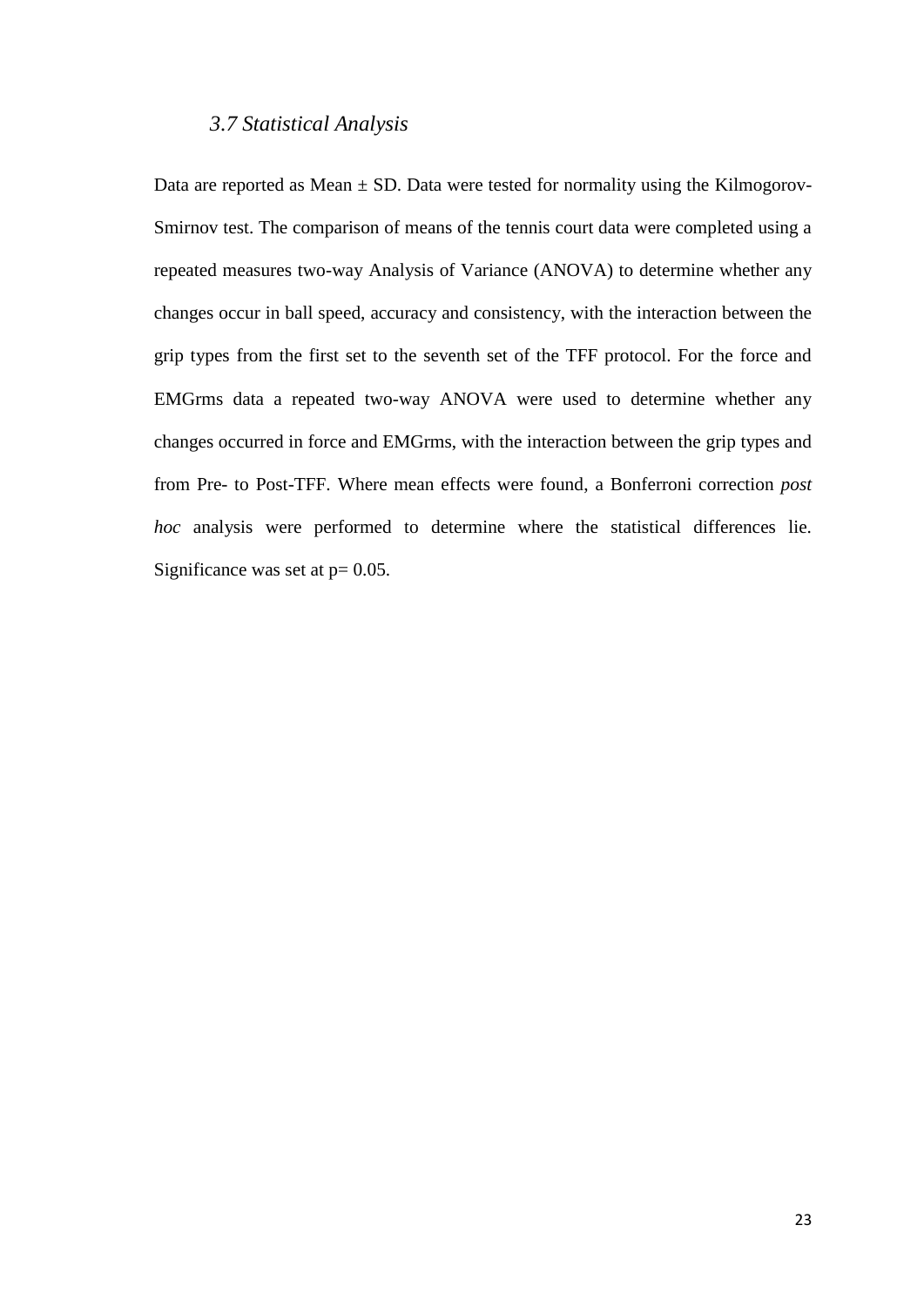### *3.7 Statistical Analysis*

Data are reported as Mean ± SD. Data were tested for normality using the Kilmogorov-Smirnov test. The comparison of means of the tennis court data were completed using a repeated measures two-way Analysis of Variance (ANOVA) to determine whether any changes occur in ball speed, accuracy and consistency, with the interaction between the grip types from the first set to the seventh set of the TFF protocol. For the force and EMGrms data a repeated two-way ANOVA were used to determine whether any changes occurred in force and EMGrms, with the interaction between the grip types and from Pre- to Post-TFF. Where mean effects were found, a Bonferroni correction *post hoc* analysis were performed to determine where the statistical differences lie. Significance was set at $p= 0.05$.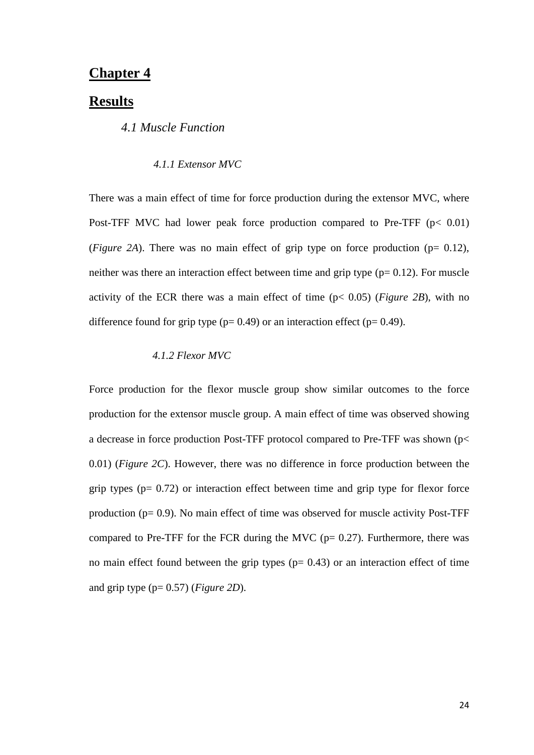# Chapter 4

# Results

## *4.1 Muscle Function*

### *4.1.1 Extensor MVC*

There was a main effect of time for force production during the extensor MVC, where Post-TFF MVC had lower peak force production compared to Pre-TFF ($p < 0.01$) (*Figure 2A*). There was no main effect of grip type on force production ($p = 0.12$), neither was there an interaction effect between time and grip type ($p = 0.12$). For muscle activity of the ECR there was a main effect of time ($p < 0.05$) (*Figure 2B*), with no difference found for grip type ($p = 0.49$) or an interaction effect ($p = 0.49$).

### *4.1.2 Flexor MVC*

Force production for the flexor muscle group show similar outcomes to the force production for the extensor muscle group. A main effect of time was observed showing a decrease in force production Post-TFF protocol compared to Pre-TFF was shown ($p < 0.01$) (*Figure 2C*). However, there was no difference in force production between the grip types ($p = 0.72$) or interaction effect between time and grip type for flexor force production ($p = 0.9$). No main effect of time was observed for muscle activity Post-TFF compared to Pre-TFF for the FCR during the MVC ($p = 0.27$). Furthermore, there was no main effect found between the grip types ($p = 0.43$) or an interaction effect of time and grip type ($p = 0.57$) (*Figure 2D*).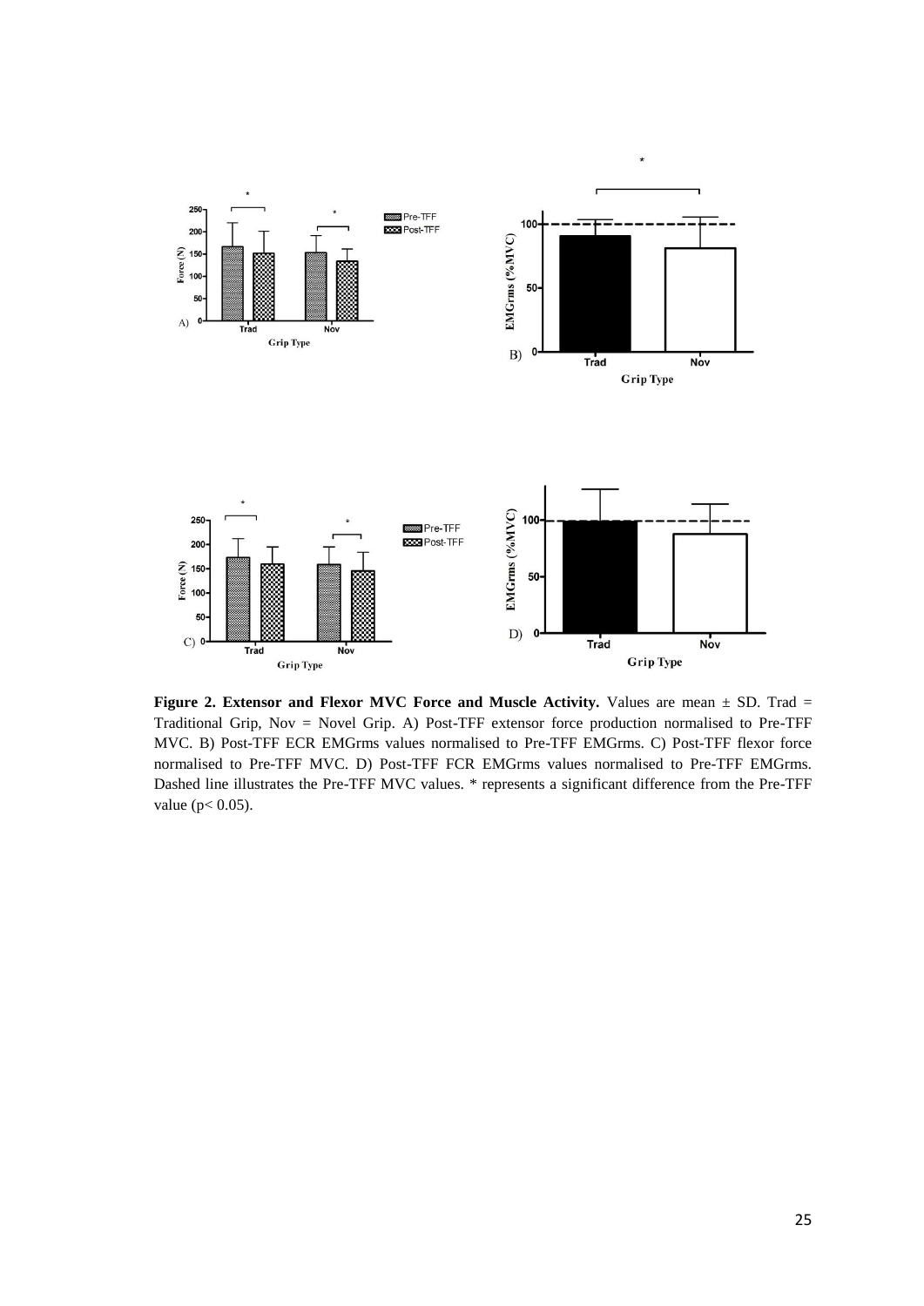**Figure 2. Extensor and Flexor MVC Force and Muscle Activity.** Values are mean ± SD. Trad = Traditional Grip, Nov = Novel Grip. A) Post-TFF extensor force production normalised to Pre-TFF MVC. B) Post-TFF ECR EMGrms values normalised to Pre-TFF EMGrms. C) Post-TFF flexor force normalised to Pre-TFF MVC. D) Post-TFF FCR EMGrms values normalised to Pre-TFF EMGrms. Dashed line illustrates the Pre-TFF MVC values. * represents a significant difference from the Pre-TFF value ($p < 0.05$).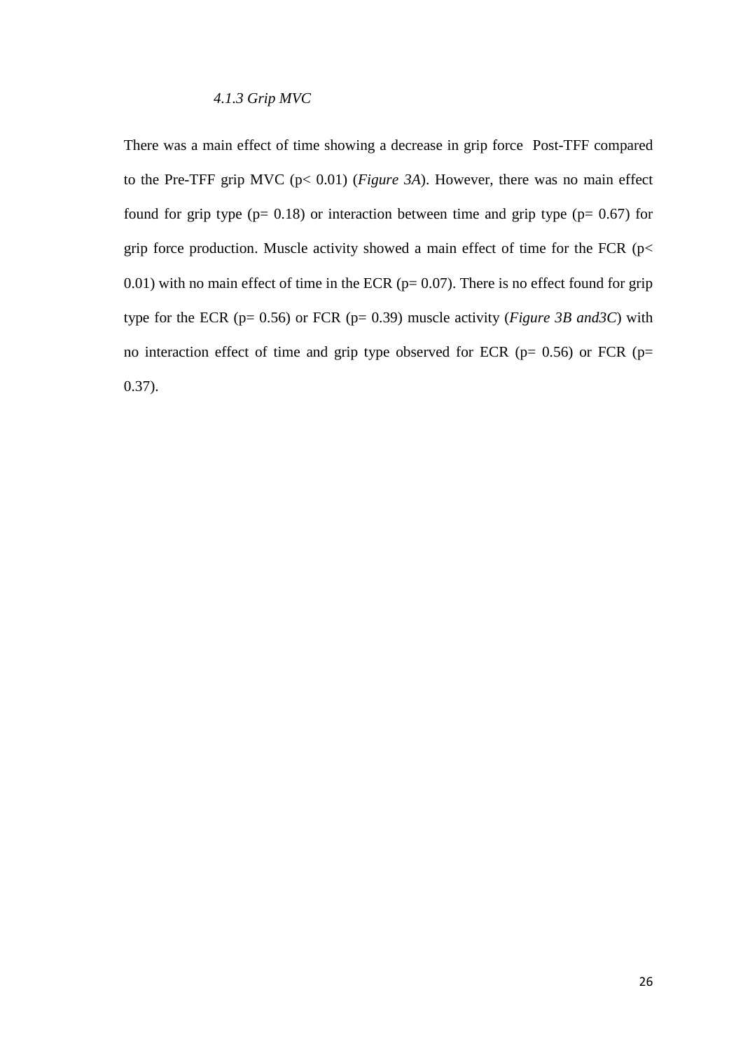#### *4.1.3 Grip MVC*

There was a main effect of time showing a decrease in grip force Post-TFF compared to the Pre-TFF grip MVC ($p < 0.01$) (*Figure 3A*). However, there was no main effect found for grip type ($p = 0.18$) or interaction between time and grip type ($p = 0.67$) for grip force production. Muscle activity showed a main effect of time for the FCR ($p < 0.01$) with no main effect of time in the ECR ($p = 0.07$). There is no effect found for grip type for the ECR ($p = 0.56$) or FCR ($p = 0.39$) muscle activity (*Figure 3B and3C*) with no interaction effect of time and grip type observed for ECR ($p = 0.56$) or FCR ($p = 0.37$).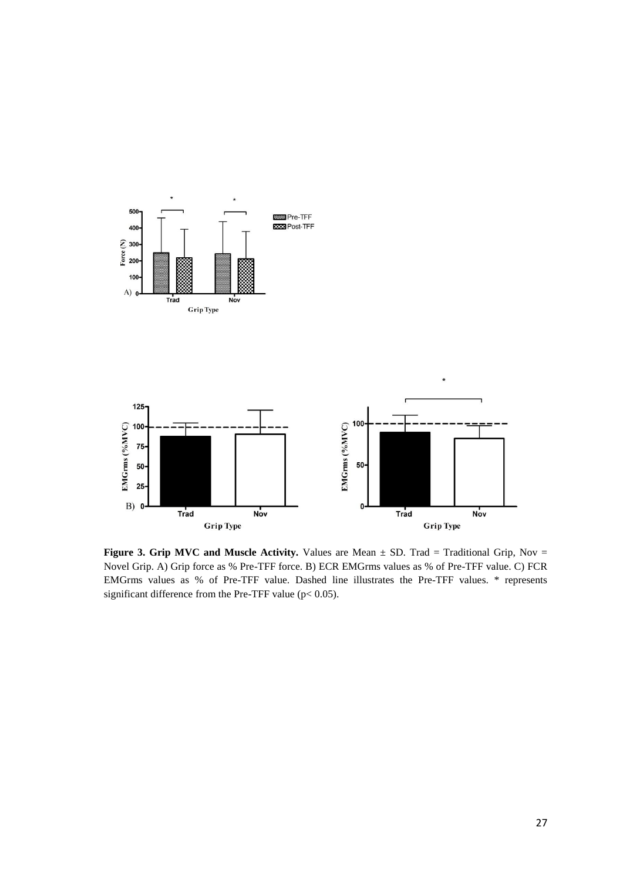**Figure 3. Grip MVC and Muscle Activity.** Values are Mean ± SD. Trad = Traditional Grip, Nov = Novel Grip. A) Grip force as % Pre-TFF force. B) ECR EMGrms values as % of Pre-TFF value. C) FCR EMGrms values as % of Pre-TFF value. Dashed line illustrates the Pre-TFF values. * represents significant difference from the Pre-TFF value ($p < 0.05$).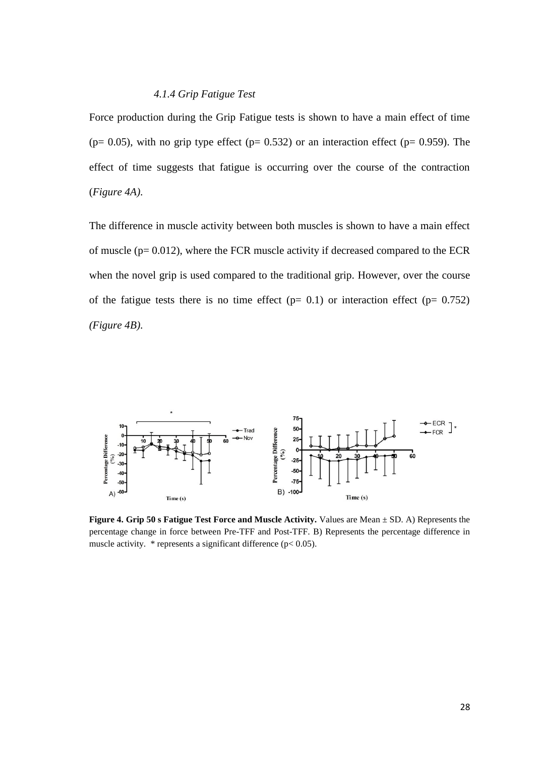### *4.1.4 Grip Fatigue Test*

Force production during the Grip Fatigue tests is shown to have a main effect of time ($p = 0.05$), with no grip type effect ($p = 0.532$) or an interaction effect ($p = 0.959$). The effect of time suggests that fatigue is occurring over the course of the contraction (*Figure 4A*).

The difference in muscle activity between both muscles is shown to have a main effect of muscle ($p = 0.012$), where the FCR muscle activity if decreased compared to the ECR when the novel grip is used compared to the traditional grip. However, over the course of the fatigue tests there is no time effect ($p = 0.1$) or interaction effect ($p = 0.752$) *(Figure 4B)*.

**Figure 4. Grip 50 s Fatigue Test Force and Muscle Activity.** Values are Mean ± SD. A) Represents the percentage change in force between Pre-TFF and Post-TFF. B) Represents the percentage difference in muscle activity. * represents a significant difference ($p < 0.05$).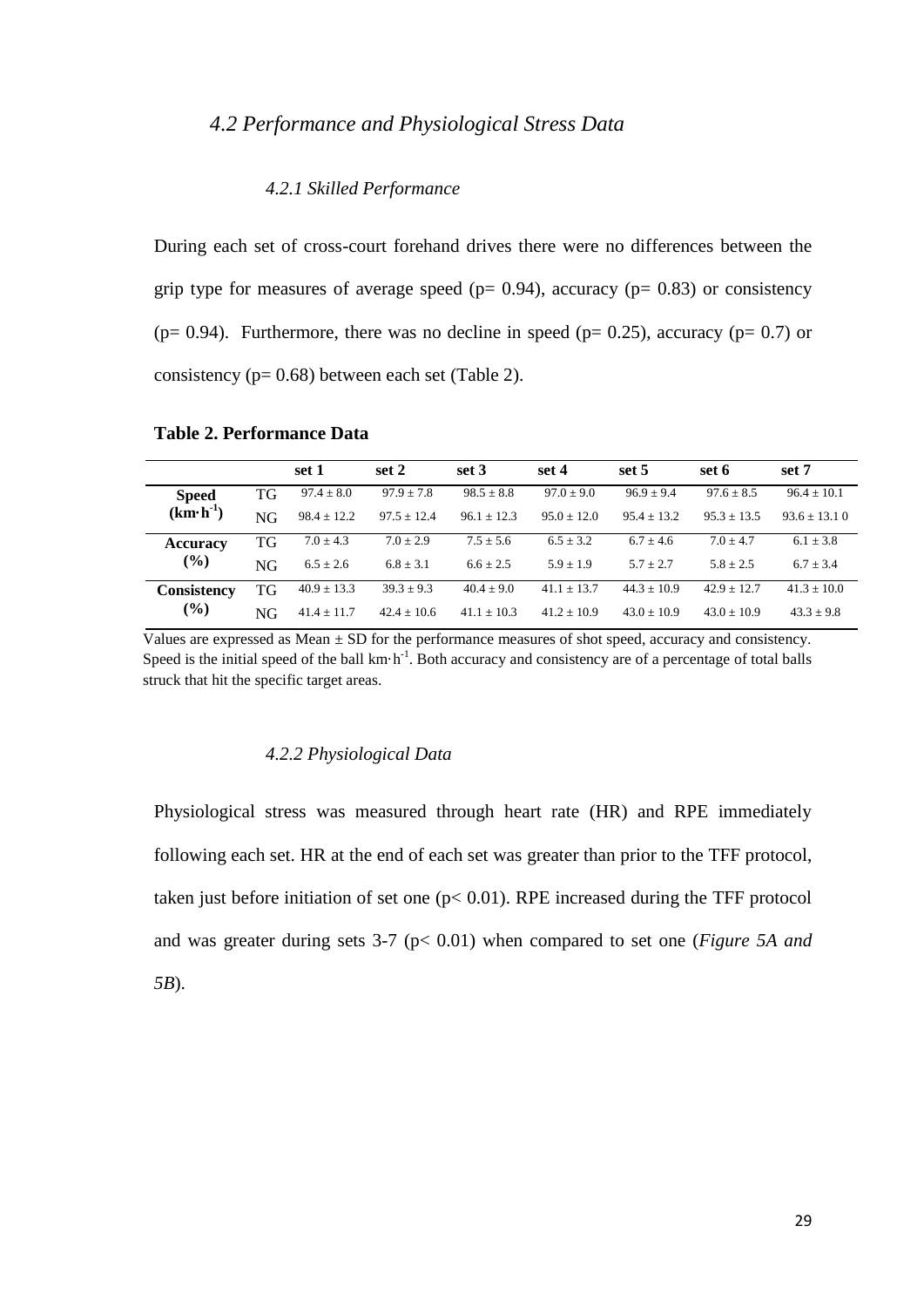### *4.2 Performance and Physiological Stress Data*

#### *4.2.1 Skilled Performance*

During each set of cross-court forehand drives there were no differences between the grip type for measures of average speed ($p = 0.94$), accuracy ($p = 0.83$) or consistency ($p = 0.94$). Furthermore, there was no decline in speed ($p = 0.25$), accuracy ($p = 0.7$) or consistency ($p = 0.68$) between each set (Table 2).

**Table 2. Performance Data**

| | | set 1 | set 2 | set 3 | set 4 | set 5 | set 6 | set 7 |
|---|---|---|---|---|---|---|---|---|
| **Speed ($km \cdot h^{-1}$)** | TG | 97.4 ± 8.0 | 97.9 ± 7.8 | 98.5 ± 8.8 | 97.0 ± 9.0 | 96.9 ± 9.4 | 97.6 ± 8.5 | 96.4 ± 10.1 |
| | NG | 98.4 ± 12.2 | 97.5 ± 12.4 | 96.1 ± 12.3 | 95.0 ± 12.0 | 95.4 ± 13.2 | 95.3 ± 13.5 | 93.6 ± 13.1 0 |
| **Accuracy (%)** | TG | 7.0 ± 4.3 | 7.0 ± 2.9 | 7.5 ± 5.6 | 6.5 ± 3.2 | 6.7 ± 4.6 | 7.0 ± 4.7 | 6.1 ± 3.8 |
| | NG | 6.5 ± 2.6 | 6.8 ± 3.1 | 6.6 ± 2.5 | 5.9 ± 1.9 | 5.7 ± 2.7 | 5.8 ± 2.5 | 6.7 ± 3.4 |
| **Consistency (%)** | TG | 40.9 ± 13.3 | 39.3 ± 9.3 | 40.4 ± 9.0 | 41.1 ± 13.7 | 44.3 ± 10.9 | 42.9 ± 12.7 | 41.3 ± 10.0 |
| | NG | 41.4 ± 11.7 | 42.4 ± 10.6 | 41.1 ± 10.3 | 41.2 ± 10.9 | 43.0 ± 10.9 | 43.0 ± 10.9 | 43.3 ± 9.8 |

Values are expressed as Mean ± SD for the performance measures of shot speed, accuracy and consistency. Speed is the initial speed of the ball $km \cdot h^{-1}$. Both accuracy and consistency are of a percentage of total balls struck that hit the specific target areas.

#### *4.2.2 Physiological Data*

Physiological stress was measured through heart rate (HR) and RPE immediately following each set. HR at the end of each set was greater than prior to the TFF protocol, taken just before initiation of set one ($p < 0.01$). RPE increased during the TFF protocol and was greater during sets 3-7 ($p < 0.01$) when compared to set one (*Figure 5A and 5B*).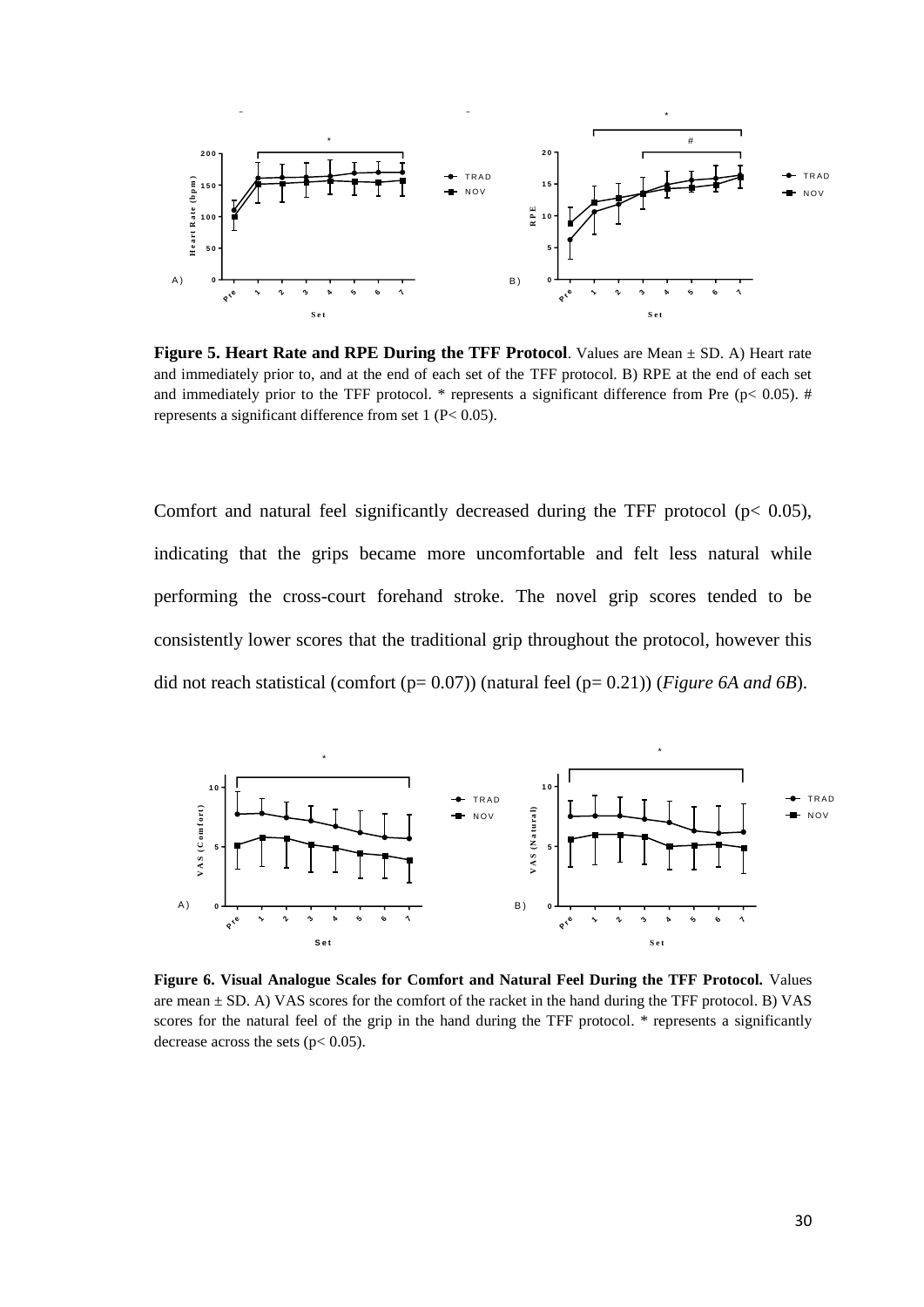**Figure 5. Heart Rate and RPE During the TFF Protocol**. Values are Mean ± SD. A) Heart rate and immediately prior to, and at the end of each set of the TFF protocol. B) RPE at the end of each set and immediately prior to the TFF protocol. * represents a significant difference from Pre ($p < 0.05$). # represents a significant difference from set 1 ($P < 0.05$).

Comfort and natural feel significantly decreased during the TFF protocol ($p < 0.05$), indicating that the grips became more uncomfortable and felt less natural while performing the cross-court forehand stroke. The novel grip scores tended to be consistently lower scores that the traditional grip throughout the protocol, however this did not reach statistical (comfort ($p = 0.07$)) (natural feel ($p = 0.21$)) (*Figure 6A and 6B*).

**Figure 6. Visual Analogue Scales for Comfort and Natural Feel During the TFF Protocol.** Values are mean ± SD. A) VAS scores for the comfort of the racket in the hand during the TFF protocol. B) VAS scores for the natural feel of the grip in the hand during the TFF protocol. * represents a significantly decrease across the sets ($p < 0.05$).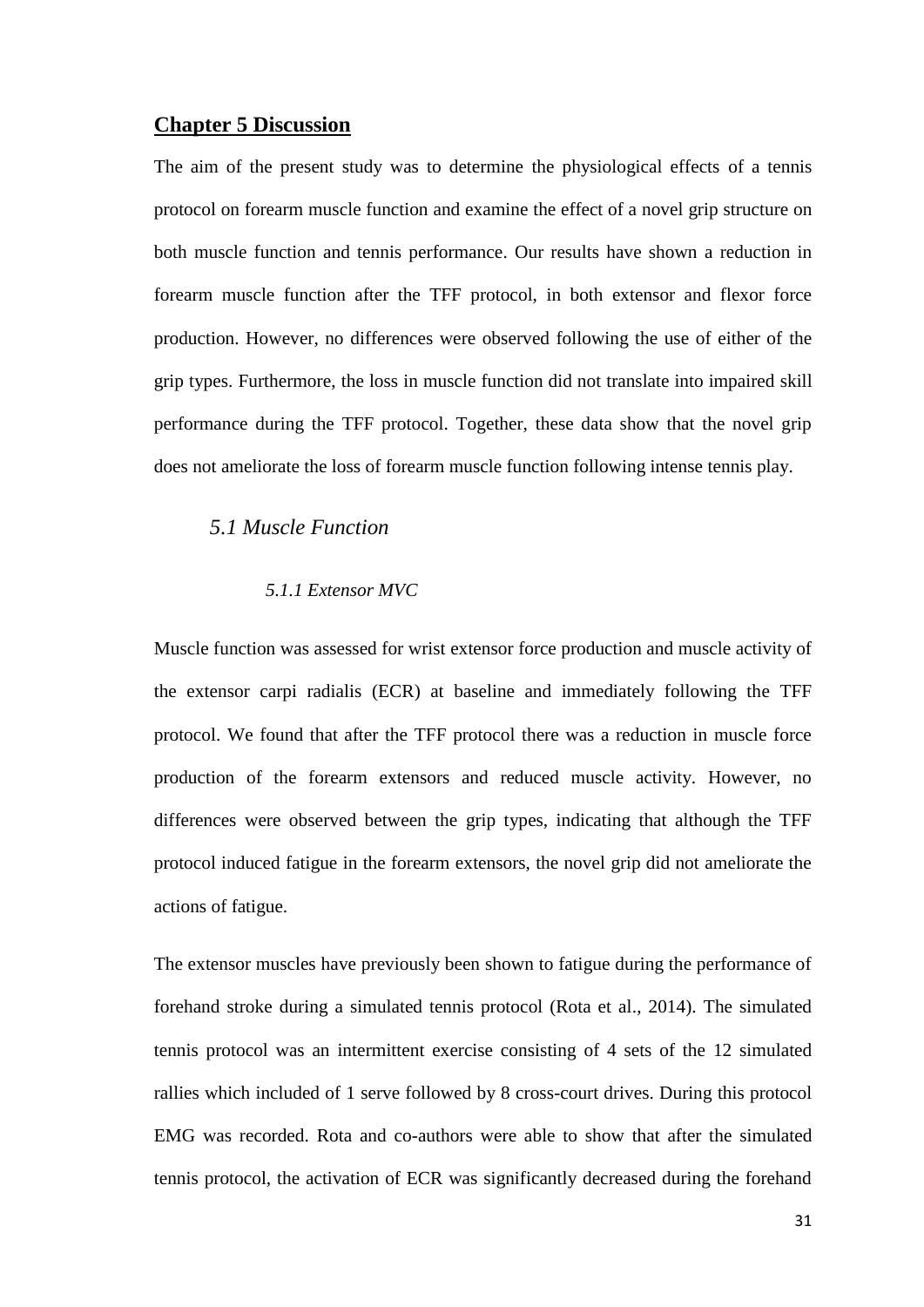# Chapter 5 Discussion

The aim of the present study was to determine the physiological effects of a tennis protocol on forearm muscle function and examine the effect of a novel grip structure on both muscle function and tennis performance. Our results have shown a reduction in forearm muscle function after the TFF protocol, in both extensor and flexor force production. However, no differences were observed following the use of either of the grip types. Furthermore, the loss in muscle function did not translate into impaired skill performance during the TFF protocol. Together, these data show that the novel grip does not ameliorate the loss of forearm muscle function following intense tennis play.

## *5.1 Muscle Function*

### *5.1.1 Extensor MVC*

Muscle function was assessed for wrist extensor force production and muscle activity of the extensor carpi radialis (ECR) at baseline and immediately following the TFF protocol. We found that after the TFF protocol there was a reduction in muscle force production of the forearm extensors and reduced muscle activity. However, no differences were observed between the grip types, indicating that although the TFF protocol induced fatigue in the forearm extensors, the novel grip did not ameliorate the actions of fatigue.

The extensor muscles have previously been shown to fatigue during the performance of forehand stroke during a simulated tennis protocol (Rota et al., 2014). The simulated tennis protocol was an intermittent exercise consisting of 4 sets of the 12 simulated rallies which included of 1 serve followed by 8 cross-court drives. During this protocol EMG was recorded. Rota and co-authors were able to show that after the simulated tennis protocol, the activation of ECR was significantly decreased during the forehand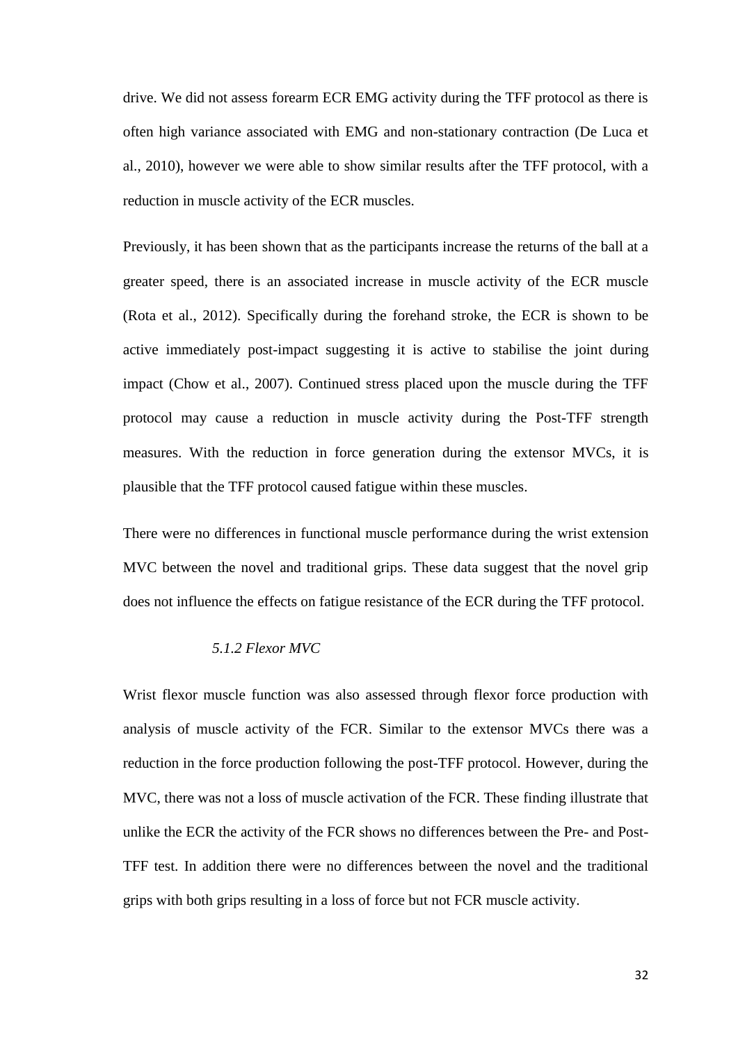drive. We did not assess forearm ECR EMG activity during the TFF protocol as there is often high variance associated with EMG and non-stationary contraction (De Luca et al., 2010), however we were able to show similar results after the TFF protocol, with a reduction in muscle activity of the ECR muscles.

Previously, it has been shown that as the participants increase the returns of the ball at a greater speed, there is an associated increase in muscle activity of the ECR muscle (Rota et al., 2012). Specifically during the forehand stroke, the ECR is shown to be active immediately post-impact suggesting it is active to stabilise the joint during impact (Chow et al., 2007). Continued stress placed upon the muscle during the TFF protocol may cause a reduction in muscle activity during the Post-TFF strength measures. With the reduction in force generation during the extensor MVCs, it is plausible that the TFF protocol caused fatigue within these muscles.

There were no differences in functional muscle performance during the wrist extension MVC between the novel and traditional grips. These data suggest that the novel grip does not influence the effects on fatigue resistance of the ECR during the TFF protocol.

#### *5.1.2 Flexor MVC*

Wrist flexor muscle function was also assessed through flexor force production with analysis of muscle activity of the FCR. Similar to the extensor MVCs there was a reduction in the force production following the post-TFF protocol. However, during the MVC, there was not a loss of muscle activation of the FCR. These finding illustrate that unlike the ECR the activity of the FCR shows no differences between the Pre- and Post-TFF test. In addition there were no differences between the novel and the traditional grips with both grips resulting in a loss of force but not FCR muscle activity.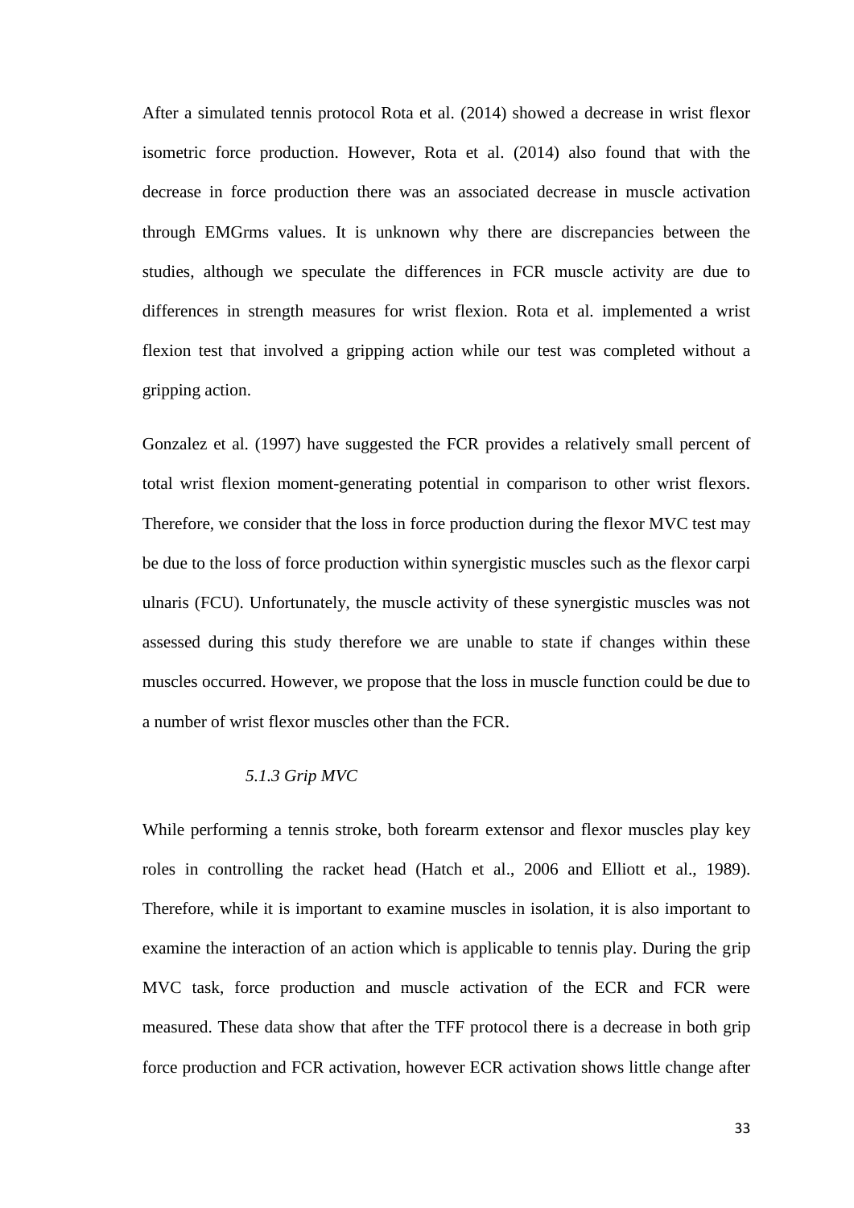After a simulated tennis protocol Rota et al. (2014) showed a decrease in wrist flexor isometric force production. However, Rota et al. (2014) also found that with the decrease in force production there was an associated decrease in muscle activation through EMGrms values. It is unknown why there are discrepancies between the studies, although we speculate the differences in FCR muscle activity are due to differences in strength measures for wrist flexion. Rota et al. implemented a wrist flexion test that involved a gripping action while our test was completed without a gripping action.

Gonzalez et al. (1997) have suggested the FCR provides a relatively small percent of total wrist flexion moment-generating potential in comparison to other wrist flexors. Therefore, we consider that the loss in force production during the flexor MVC test may be due to the loss of force production within synergistic muscles such as the flexor carpi ulnaris (FCU). Unfortunately, the muscle activity of these synergistic muscles was not assessed during this study therefore we are unable to state if changes within these muscles occurred. However, we propose that the loss in muscle function could be due to a number of wrist flexor muscles other than the FCR.

### *5.1.3 Grip MVC*

While performing a tennis stroke, both forearm extensor and flexor muscles play key roles in controlling the racket head (Hatch et al., 2006 and Elliott et al., 1989). Therefore, while it is important to examine muscles in isolation, it is also important to examine the interaction of an action which is applicable to tennis play. During the grip MVC task, force production and muscle activation of the ECR and FCR were measured. These data show that after the TFF protocol there is a decrease in both grip force production and FCR activation, however ECR activation shows little change after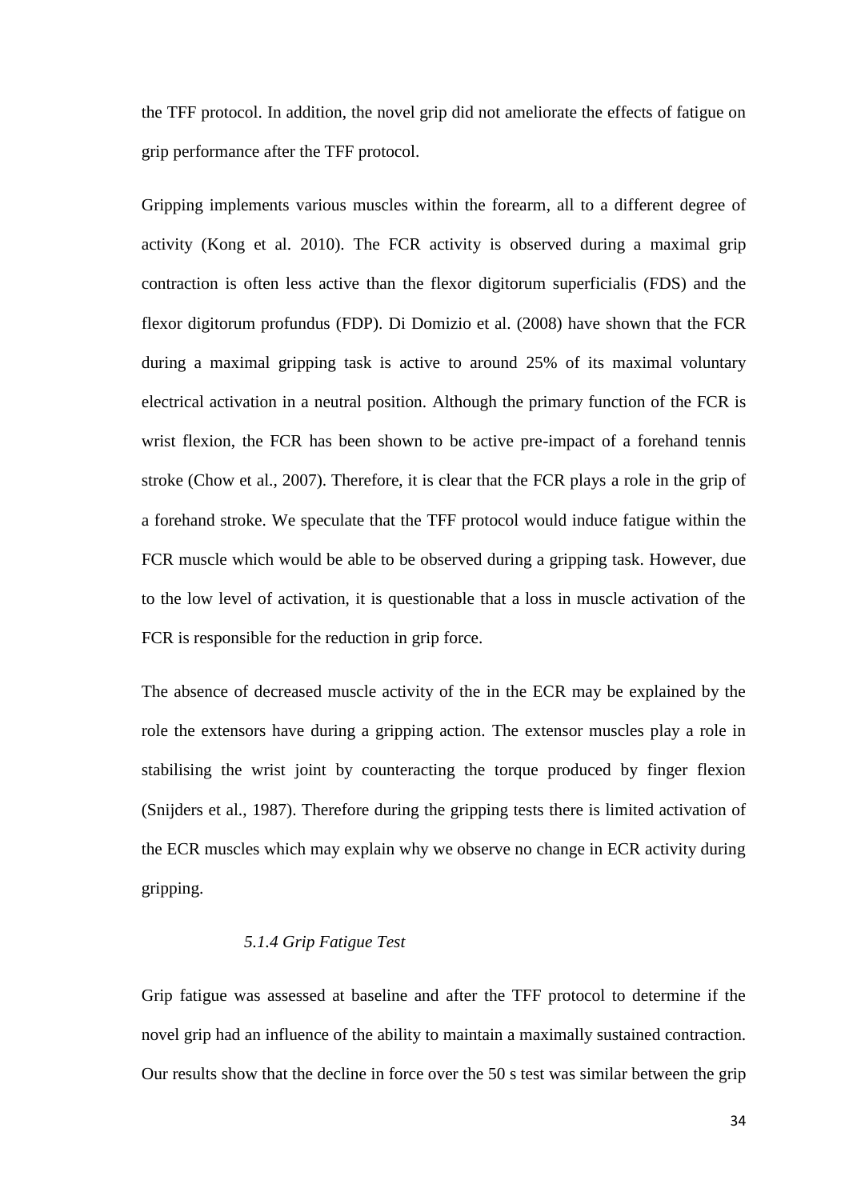the TFF protocol. In addition, the novel grip did not ameliorate the effects of fatigue on grip performance after the TFF protocol.

Gripping implements various muscles within the forearm, all to a different degree of activity (Kong et al. 2010). The FCR activity is observed during a maximal grip contraction is often less active than the flexor digitorum superficialis (FDS) and the flexor digitorum profundus (FDP). Di Domizio et al. (2008) have shown that the FCR during a maximal gripping task is active to around 25% of its maximal voluntary electrical activation in a neutral position. Although the primary function of the FCR is wrist flexion, the FCR has been shown to be active pre-impact of a forehand tennis stroke (Chow et al., 2007). Therefore, it is clear that the FCR plays a role in the grip of a forehand stroke. We speculate that the TFF protocol would induce fatigue within the FCR muscle which would be able to be observed during a gripping task. However, due to the low level of activation, it is questionable that a loss in muscle activation of the FCR is responsible for the reduction in grip force.

The absence of decreased muscle activity of the in the ECR may be explained by the role the extensors have during a gripping action. The extensor muscles play a role in stabilising the wrist joint by counteracting the torque produced by finger flexion (Snijders et al., 1987). Therefore during the gripping tests there is limited activation of the ECR muscles which may explain why we observe no change in ECR activity during gripping.

#### *5.1.4 Grip Fatigue Test*

Grip fatigue was assessed at baseline and after the TFF protocol to determine if the novel grip had an influence of the ability to maintain a maximally sustained contraction. Our results show that the decline in force over the 50 s test was similar between the grip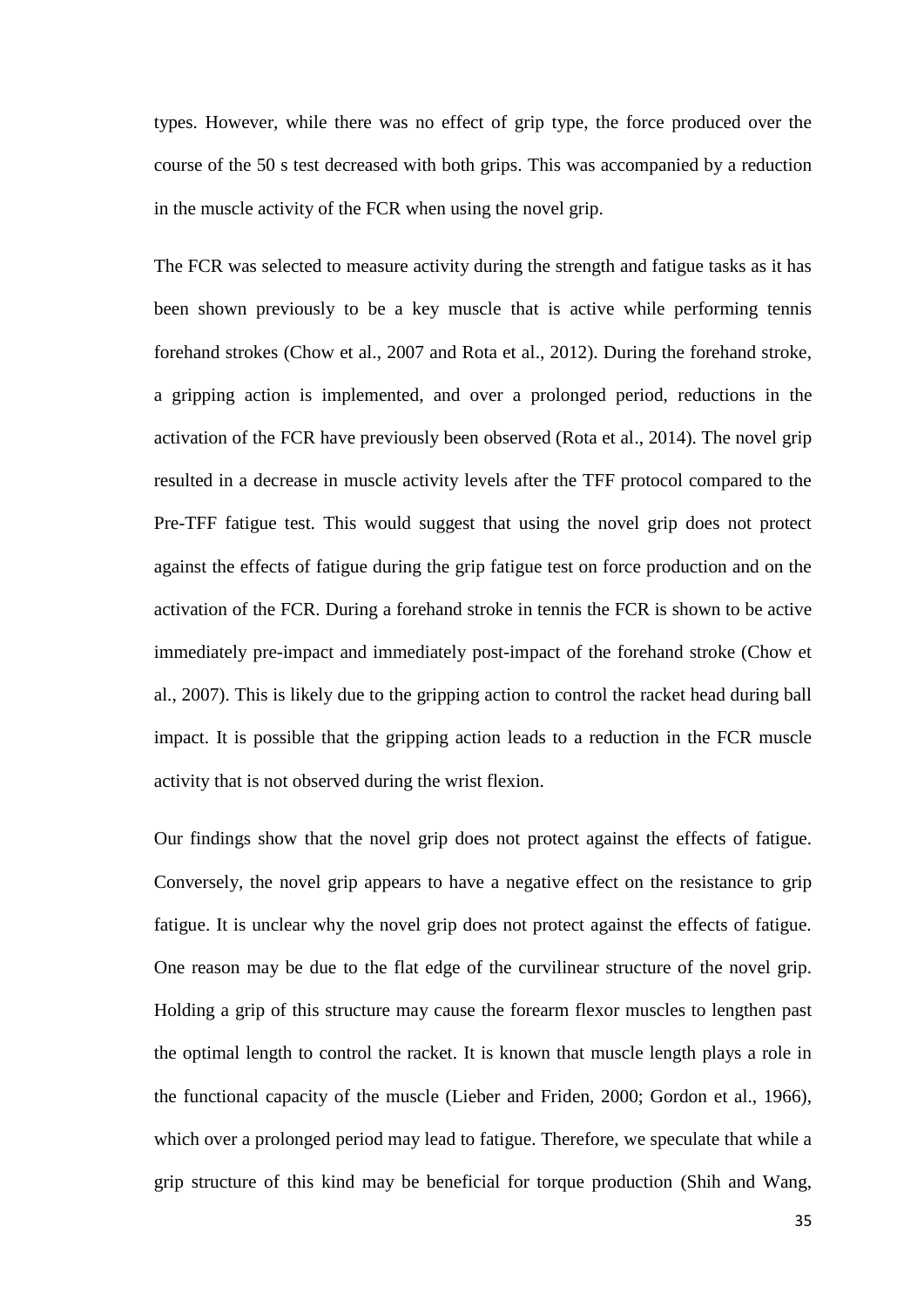types. However, while there was no effect of grip type, the force produced over the course of the 50 s test decreased with both grips. This was accompanied by a reduction in the muscle activity of the FCR when using the novel grip.

The FCR was selected to measure activity during the strength and fatigue tasks as it has been shown previously to be a key muscle that is active while performing tennis forehand strokes (Chow et al., 2007 and Rota et al., 2012). During the forehand stroke, a gripping action is implemented, and over a prolonged period, reductions in the activation of the FCR have previously been observed (Rota et al., 2014). The novel grip resulted in a decrease in muscle activity levels after the TFF protocol compared to the Pre-TFF fatigue test. This would suggest that using the novel grip does not protect against the effects of fatigue during the grip fatigue test on force production and on the activation of the FCR. During a forehand stroke in tennis the FCR is shown to be active immediately pre-impact and immediately post-impact of the forehand stroke (Chow et al., 2007). This is likely due to the gripping action to control the racket head during ball impact. It is possible that the gripping action leads to a reduction in the FCR muscle activity that is not observed during the wrist flexion.

Our findings show that the novel grip does not protect against the effects of fatigue. Conversely, the novel grip appears to have a negative effect on the resistance to grip fatigue. It is unclear why the novel grip does not protect against the effects of fatigue. One reason may be due to the flat edge of the curvilinear structure of the novel grip. Holding a grip of this structure may cause the forearm flexor muscles to lengthen past the optimal length to control the racket. It is known that muscle length plays a role in the functional capacity of the muscle (Lieber and Friden, 2000; Gordon et al., 1966), which over a prolonged period may lead to fatigue. Therefore, we speculate that while a grip structure of this kind may be beneficial for torque production (Shih and Wang,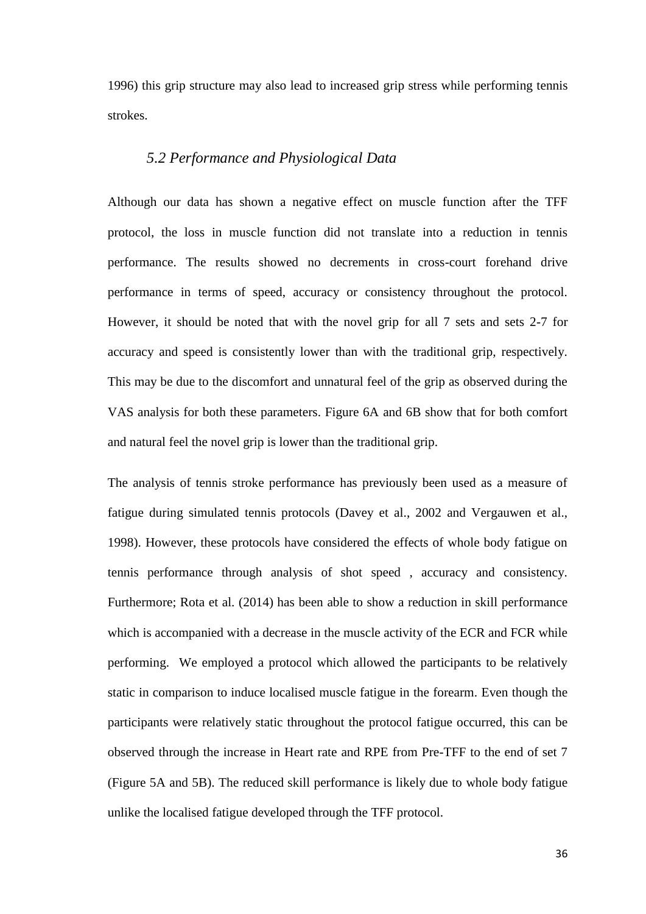1996) this grip structure may also lead to increased grip stress while performing tennis strokes.

### *5.2 Performance and Physiological Data*

Although our data has shown a negative effect on muscle function after the TFF protocol, the loss in muscle function did not translate into a reduction in tennis performance. The results showed no decrements in cross-court forehand drive performance in terms of speed, accuracy or consistency throughout the protocol. However, it should be noted that with the novel grip for all 7 sets and sets 2-7 for accuracy and speed is consistently lower than with the traditional grip, respectively. This may be due to the discomfort and unnatural feel of the grip as observed during the VAS analysis for both these parameters. Figure 6A and 6B show that for both comfort and natural feel the novel grip is lower than the traditional grip.

The analysis of tennis stroke performance has previously been used as a measure of fatigue during simulated tennis protocols (Davey et al., 2002 and Vergauwen et al., 1998). However, these protocols have considered the effects of whole body fatigue on tennis performance through analysis of shot speed , accuracy and consistency. Furthermore; Rota et al. (2014) has been able to show a reduction in skill performance which is accompanied with a decrease in the muscle activity of the ECR and FCR while performing.  We employed a protocol which allowed the participants to be relatively static in comparison to induce localised muscle fatigue in the forearm. Even though the participants were relatively static throughout the protocol fatigue occurred, this can be observed through the increase in Heart rate and RPE from Pre-TFF to the end of set 7 (Figure 5A and 5B). The reduced skill performance is likely due to whole body fatigue unlike the localised fatigue developed through the TFF protocol.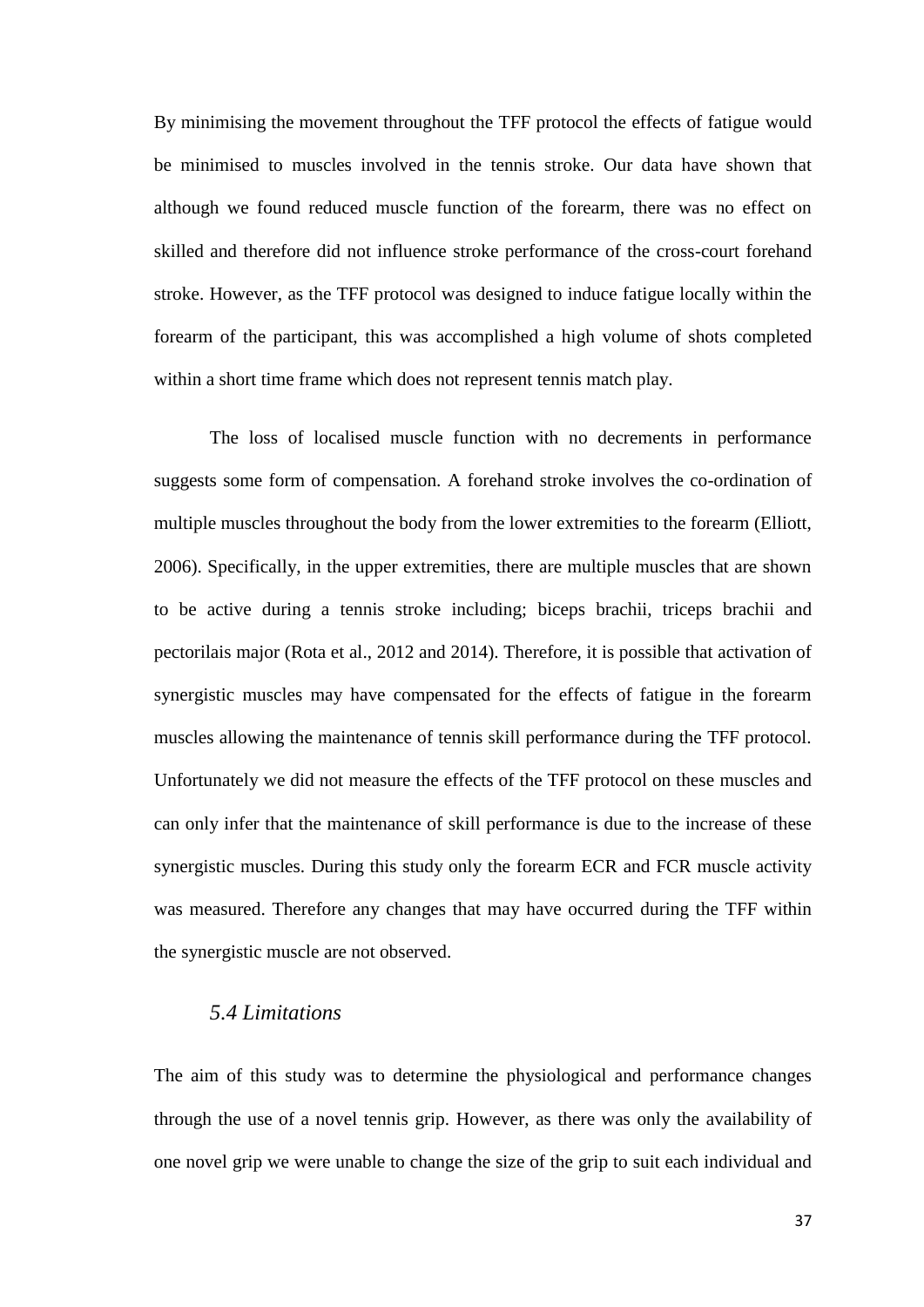By minimising the movement throughout the TFF protocol the effects of fatigue would be minimised to muscles involved in the tennis stroke. Our data have shown that although we found reduced muscle function of the forearm, there was no effect on skilled and therefore did not influence stroke performance of the cross-court forehand stroke. However, as the TFF protocol was designed to induce fatigue locally within the forearm of the participant, this was accomplished a high volume of shots completed within a short time frame which does not represent tennis match play.

The loss of localised muscle function with no decrements in performance suggests some form of compensation. A forehand stroke involves the co-ordination of multiple muscles throughout the body from the lower extremities to the forearm (Elliott, 2006). Specifically, in the upper extremities, there are multiple muscles that are shown to be active during a tennis stroke including; biceps brachii, triceps brachii and pectorilais major (Rota et al., 2012 and 2014). Therefore, it is possible that activation of synergistic muscles may have compensated for the effects of fatigue in the forearm muscles allowing the maintenance of tennis skill performance during the TFF protocol. Unfortunately we did not measure the effects of the TFF protocol on these muscles and can only infer that the maintenance of skill performance is due to the increase of these synergistic muscles. During this study only the forearm ECR and FCR muscle activity was measured. Therefore any changes that may have occurred during the TFF within the synergistic muscle are not observed.

### *5.4 Limitations*

The aim of this study was to determine the physiological and performance changes through the use of a novel tennis grip. However, as there was only the availability of one novel grip we were unable to change the size of the grip to suit each individual and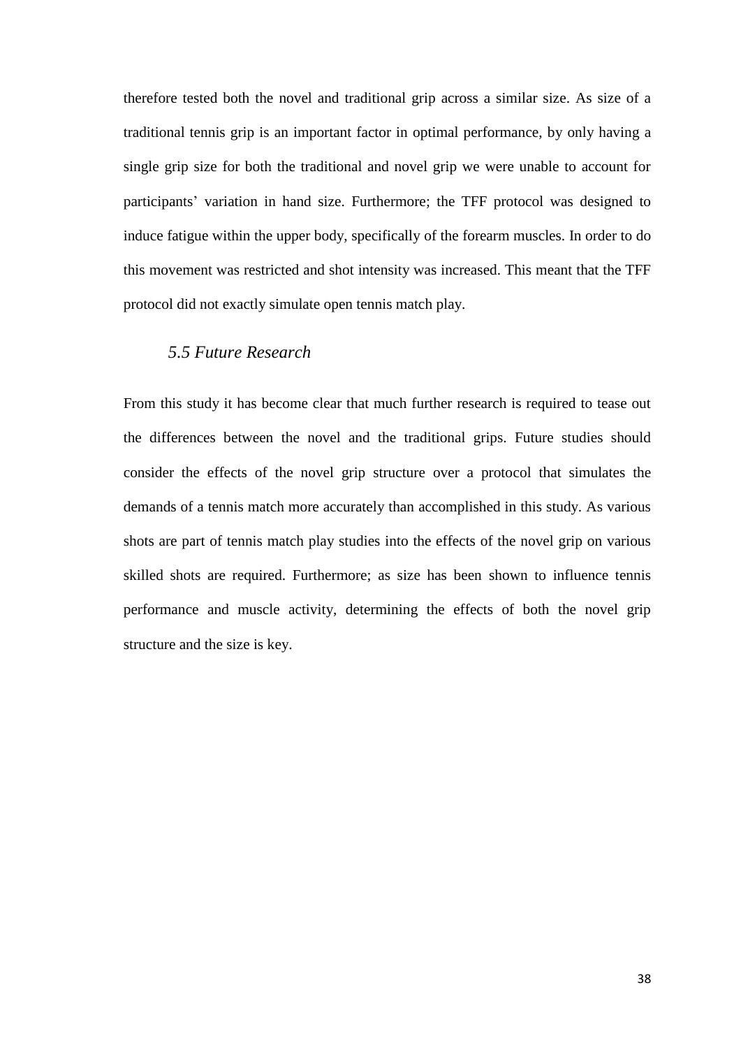therefore tested both the novel and traditional grip across a similar size. As size of a traditional tennis grip is an important factor in optimal performance, by only having a single grip size for both the traditional and novel grip we were unable to account for participants' variation in hand size. Furthermore; the TFF protocol was designed to induce fatigue within the upper body, specifically of the forearm muscles. In order to do this movement was restricted and shot intensity was increased. This meant that the TFF protocol did not exactly simulate open tennis match play.

### *5.5 Future Research*

From this study it has become clear that much further research is required to tease out the differences between the novel and the traditional grips. Future studies should consider the effects of the novel grip structure over a protocol that simulates the demands of a tennis match more accurately than accomplished in this study. As various shots are part of tennis match play studies into the effects of the novel grip on various skilled shots are required. Furthermore; as size has been shown to influence tennis performance and muscle activity, determining the effects of both the novel grip structure and the size is key.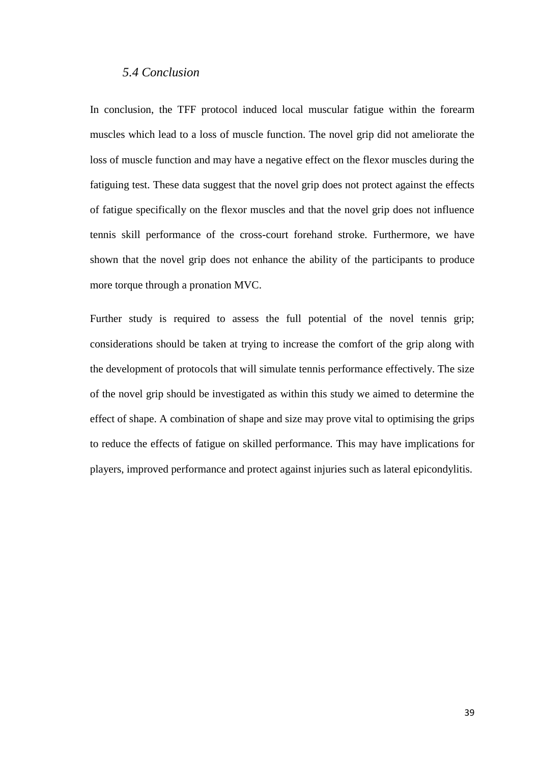### *5.4 Conclusion*

In conclusion, the TFF protocol induced local muscular fatigue within the forearm muscles which lead to a loss of muscle function. The novel grip did not ameliorate the loss of muscle function and may have a negative effect on the flexor muscles during the fatiguing test. These data suggest that the novel grip does not protect against the effects of fatigue specifically on the flexor muscles and that the novel grip does not influence tennis skill performance of the cross-court forehand stroke. Furthermore, we have shown that the novel grip does not enhance the ability of the participants to produce more torque through a pronation MVC.

Further study is required to assess the full potential of the novel tennis grip; considerations should be taken at trying to increase the comfort of the grip along with the development of protocols that will simulate tennis performance effectively. The size of the novel grip should be investigated as within this study we aimed to determine the effect of shape. A combination of shape and size may prove vital to optimising the grips to reduce the effects of fatigue on skilled performance. This may have implications for players, improved performance and protect against injuries such as lateral epicondylitis.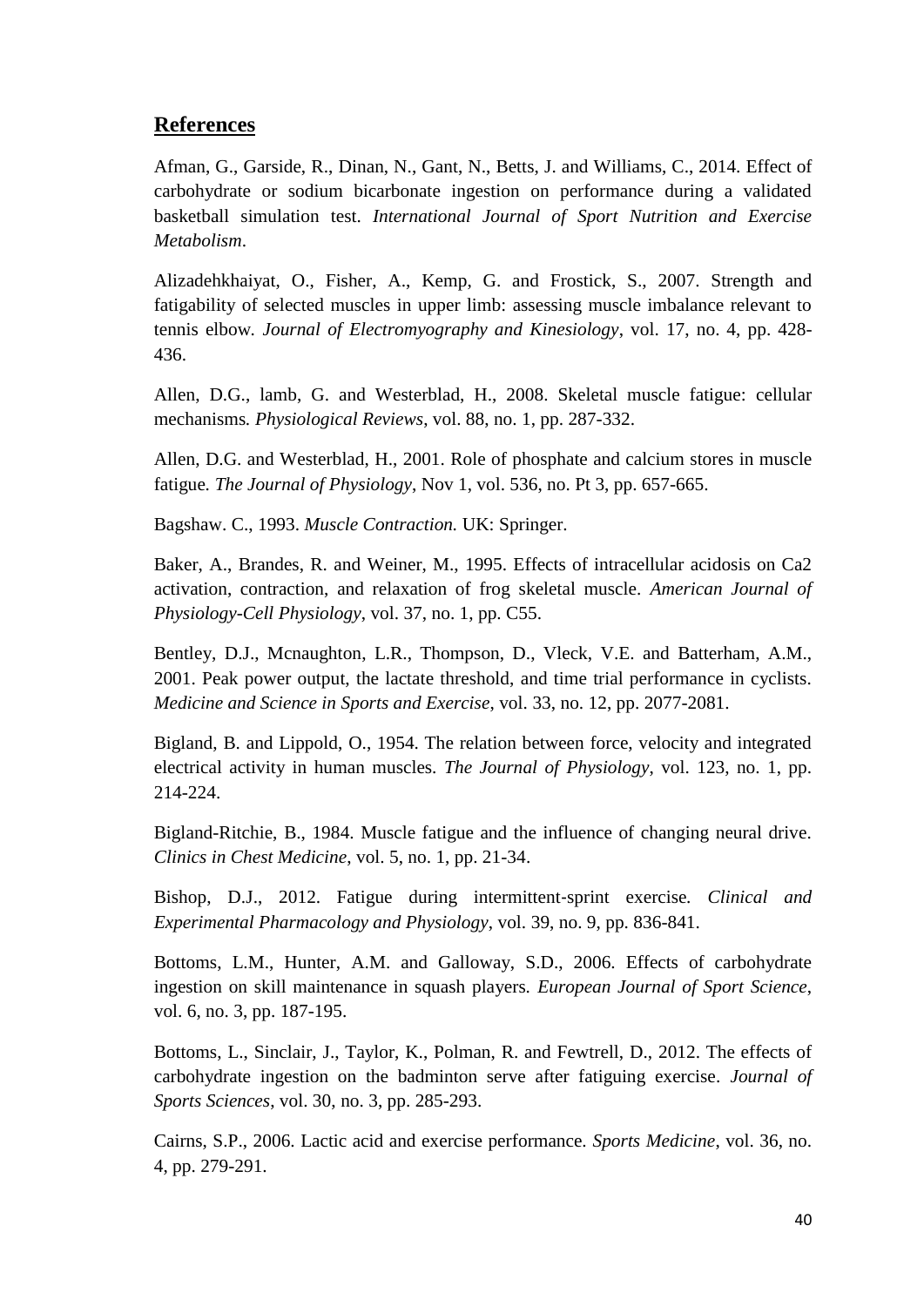## References

Afman, G., Garside, R., Dinan, N., Gant, N., Betts, J. and Williams, C., 2014. Effect of carbohydrate or sodium bicarbonate ingestion on performance during a validated basketball simulation test. *International Journal of Sport Nutrition and Exercise Metabolism*.

Alizadehkhaiyat, O., Fisher, A., Kemp, G. and Frostick, S., 2007. Strength and fatigability of selected muscles in upper limb: assessing muscle imbalance relevant to tennis elbow. *Journal of Electromyography and Kinesiology*, vol. 17, no. 4, pp. 428-436.

Allen, D.G., lamb, G. and Westerblad, H., 2008. Skeletal muscle fatigue: cellular mechanisms. *Physiological Reviews*, vol. 88, no. 1, pp. 287-332.

Allen, D.G. and Westerblad, H., 2001. Role of phosphate and calcium stores in muscle fatigue. *The Journal of Physiology*, Nov 1, vol. 536, no. Pt 3, pp. 657-665.

Bagshaw. C., 1993. *Muscle Contraction.* UK: Springer.

Baker, A., Brandes, R. and Weiner, M., 1995. Effects of intracellular acidosis on Ca2 activation, contraction, and relaxation of frog skeletal muscle. *American Journal of Physiology-Cell Physiology*, vol. 37, no. 1, pp. C55.

Bentley, D.J., Mcnaughton, L.R., Thompson, D., Vleck, V.E. and Batterham, A.M., 2001. Peak power output, the lactate threshold, and time trial performance in cyclists. *Medicine and Science in Sports and Exercise*, vol. 33, no. 12, pp. 2077-2081.

Bigland, B. and Lippold, O., 1954. The relation between force, velocity and integrated electrical activity in human muscles. *The Journal of Physiology*, vol. 123, no. 1, pp. 214-224.

Bigland-Ritchie, B., 1984. Muscle fatigue and the influence of changing neural drive. *Clinics in Chest Medicine*, vol. 5, no. 1, pp. 21-34.

Bishop, D.J., 2012. Fatigue during intermittent-sprint exercise. *Clinical and Experimental Pharmacology and Physiology*, vol. 39, no. 9, pp. 836-841.

Bottoms, L.M., Hunter, A.M. and Galloway, S.D., 2006. Effects of carbohydrate ingestion on skill maintenance in squash players. *European Journal of Sport Science*, vol. 6, no. 3, pp. 187-195.

Bottoms, L., Sinclair, J., Taylor, K., Polman, R. and Fewtrell, D., 2012. The effects of carbohydrate ingestion on the badminton serve after fatiguing exercise. *Journal of Sports Sciences*, vol. 30, no. 3, pp. 285-293.

Cairns, S.P., 2006. Lactic acid and exercise performance. *Sports Medicine*, vol. 36, no. 4, pp. 279-291.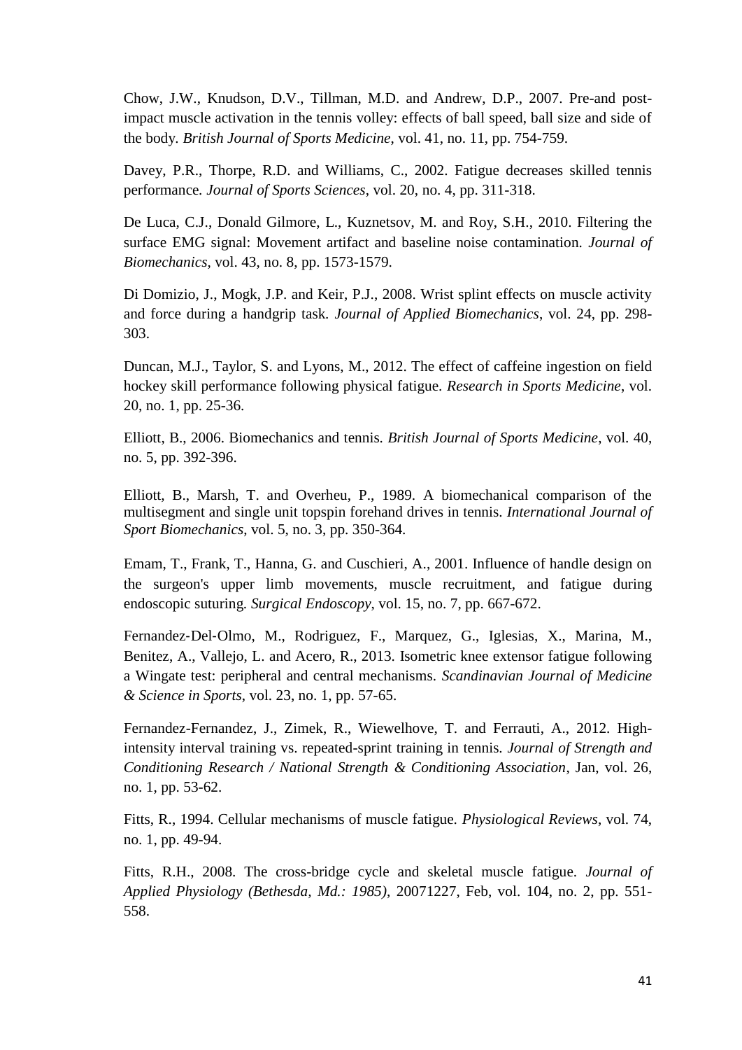Chow, J.W., Knudson, D.V., Tillman, M.D. and Andrew, D.P., 2007. Pre-and post-impact muscle activation in the tennis volley: effects of ball speed, ball size and side of the body. *British Journal of Sports Medicine*, vol. 41, no. 11, pp. 754-759.

Davey, P.R., Thorpe, R.D. and Williams, C., 2002. Fatigue decreases skilled tennis performance. *Journal of Sports Sciences*, vol. 20, no. 4, pp. 311-318.

De Luca, C.J., Donald Gilmore, L., Kuznetsov, M. and Roy, S.H., 2010. Filtering the surface EMG signal: Movement artifact and baseline noise contamination. *Journal of Biomechanics*, vol. 43, no. 8, pp. 1573-1579.

Di Domizio, J., Mogk, J.P. and Keir, P.J., 2008. Wrist splint effects on muscle activity and force during a handgrip task. *Journal of Applied Biomechanics*, vol. 24, pp. 298-303.

Duncan, M.J., Taylor, S. and Lyons, M., 2012. The effect of caffeine ingestion on field hockey skill performance following physical fatigue. *Research in Sports Medicine*, vol. 20, no. 1, pp. 25-36.

Elliott, B., 2006. Biomechanics and tennis. *British Journal of Sports Medicine*, vol. 40, no. 5, pp. 392-396.

Elliott, B., Marsh, T. and Overheu, P., 1989. A biomechanical comparison of the multisegment and single unit topspin forehand drives in tennis. *International Journal of Sport Biomechanics*, vol. 5, no. 3, pp. 350-364.

Emam, T., Frank, T., Hanna, G. and Cuschieri, A., 2001. Influence of handle design on the surgeon's upper limb movements, muscle recruitment, and fatigue during endoscopic suturing. *Surgical Endoscopy*, vol. 15, no. 7, pp. 667-672.

Fernandez‐Del‐Olmo, M., Rodriguez, F., Marquez, G., Iglesias, X., Marina, M., Benitez, A., Vallejo, L. and Acero, R., 2013. Isometric knee extensor fatigue following a Wingate test: peripheral and central mechanisms. *Scandinavian Journal of Medicine & Science in Sports*, vol. 23, no. 1, pp. 57-65.

Fernandez-Fernandez, J., Zimek, R., Wiewelhove, T. and Ferrauti, A., 2012. High-intensity interval training vs. repeated-sprint training in tennis. *Journal of Strength and Conditioning Research / National Strength & Conditioning Association*, Jan, vol. 26, no. 1, pp. 53-62.

Fitts, R., 1994. Cellular mechanisms of muscle fatigue. *Physiological Reviews*, vol. 74, no. 1, pp. 49-94.

Fitts, R.H., 2008. The cross-bridge cycle and skeletal muscle fatigue. *Journal of Applied Physiology (Bethesda, Md.: 1985)*, 20071227, Feb, vol. 104, no. 2, pp. 551-558.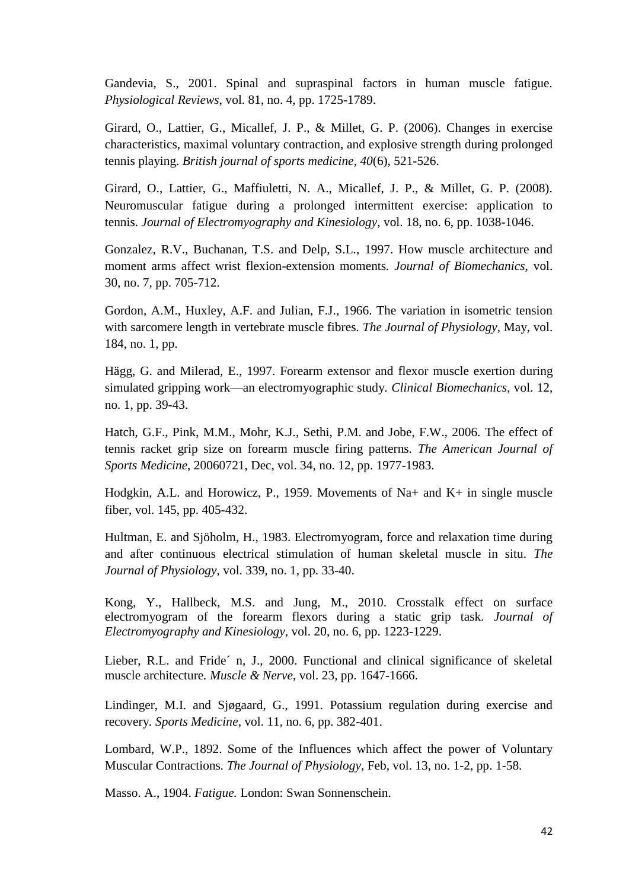Gandevia, S., 2001. Spinal and supraspinal factors in human muscle fatigue. *Physiological Reviews*, vol. 81, no. 4, pp. 1725-1789.

Girard, O., Lattier, G., Micallef, J. P., & Millet, G. P. (2006). Changes in exercise characteristics, maximal voluntary contraction, and explosive strength during prolonged tennis playing. *British journal of sports medicine*, *40*(6), 521-526.

Girard, O., Lattier, G., Maffiuletti, N. A., Micallef, J. P., & Millet, G. P. (2008). Neuromuscular fatigue during a prolonged intermittent exercise: application to tennis. *Journal of Electromyography and Kinesiology*, vol. 18, no. 6, pp. 1038-1046.

Gonzalez, R.V., Buchanan, T.S. and Delp, S.L., 1997. How muscle architecture and moment arms affect wrist flexion-extension moments. *Journal of Biomechanics*, vol. 30, no. 7, pp. 705-712.

Gordon, A.M., Huxley, A.F. and Julian, F.J., 1966. The variation in isometric tension with sarcomere length in vertebrate muscle fibres. *The Journal of Physiology*, May, vol. 184, no. 1, pp.

Hägg, G. and Milerad, E., 1997. Forearm extensor and flexor muscle exertion during simulated gripping work—an electromyographic study. *Clinical Biomechanics*, vol. 12, no. 1, pp. 39-43.

Hatch, G.F., Pink, M.M., Mohr, K.J., Sethi, P.M. and Jobe, F.W., 2006. The effect of tennis racket grip size on forearm muscle firing patterns. *The American Journal of Sports Medicine*, 20060721, Dec, vol. 34, no. 12, pp. 1977-1983.

Hodgkin, A.L. and Horowicz, P., 1959. Movements of Na+ and K+ in single muscle fiber, vol. 145, pp. 405-432.

Hultman, E. and Sjöholm, H., 1983. Electromyogram, force and relaxation time during and after continuous electrical stimulation of human skeletal muscle in situ. *The Journal of Physiology*, vol. 339, no. 1, pp. 33-40.

Kong, Y., Hallbeck, M.S. and Jung, M., 2010. Crosstalk effect on surface electromyogram of the forearm flexors during a static grip task. *Journal of Electromyography and Kinesiology*, vol. 20, no. 6, pp. 1223-1229.

Lieber, R.L. and Fride´ n, J., 2000. Functional and clinical significance of skeletal muscle architecture. *Muscle & Nerve*, vol. 23, pp. 1647-1666.

Lindinger, M.I. and Sjøgaard, G., 1991. Potassium regulation during exercise and recovery. *Sports Medicine*, vol. 11, no. 6, pp. 382-401.

Lombard, W.P., 1892. Some of the Influences which affect the power of Voluntary Muscular Contractions. *The Journal of Physiology*, Feb, vol. 13, no. 1-2, pp. 1-58.

Masso. A., 1904. *Fatigue.* London: Swan Sonnenschein.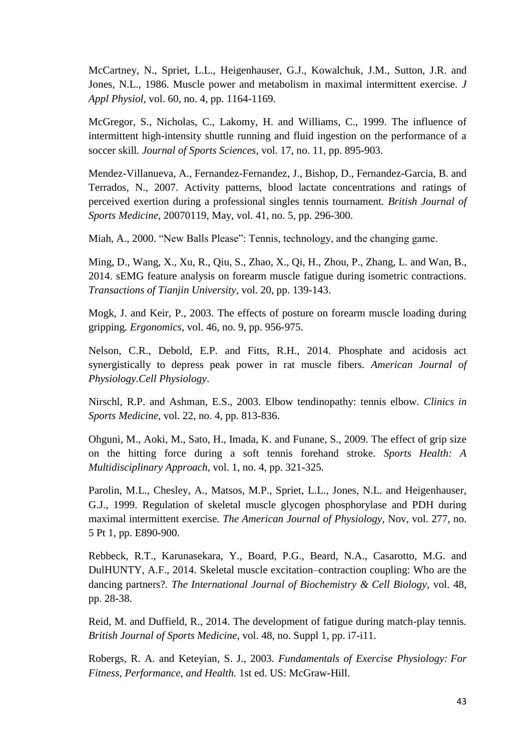McCartney, N., Spriet, L.L., Heigenhauser, G.J., Kowalchuk, J.M., Sutton, J.R. and Jones, N.L., 1986. Muscle power and metabolism in maximal intermittent exercise. *J Appl Physiol*, vol. 60, no. 4, pp. 1164-1169.

McGregor, S., Nicholas, C., Lakomy, H. and Williams, C., 1999. The influence of intermittent high-intensity shuttle running and fluid ingestion on the performance of a soccer skill. *Journal of Sports Sciences*, vol. 17, no. 11, pp. 895-903.

Mendez-Villanueva, A., Fernandez-Fernandez, J., Bishop, D., Fernandez-Garcia, B. and Terrados, N., 2007. Activity patterns, blood lactate concentrations and ratings of perceived exertion during a professional singles tennis tournament. *British Journal of Sports Medicine*, 20070119, May, vol. 41, no. 5, pp. 296-300.

Miah, A., 2000. "New Balls Please": Tennis, technology, and the changing game.

Ming, D., Wang, X., Xu, R., Qiu, S., Zhao, X., Qi, H., Zhou, P., Zhang, L. and Wan, B., 2014. sEMG feature analysis on forearm muscle fatigue during isometric contractions. *Transactions of Tianjin University*, vol. 20, pp. 139-143.

Mogk, J. and Keir, P., 2003. The effects of posture on forearm muscle loading during gripping. *Ergonomics*, vol. 46, no. 9, pp. 956-975.

Nelson, C.R., Debold, E.P. and Fitts, R.H., 2014. Phosphate and acidosis act synergistically to depress peak power in rat muscle fibers. *American Journal of Physiology.Cell Physiology*.

Nirschl, R.P. and Ashman, E.S., 2003. Elbow tendinopathy: tennis elbow. *Clinics in Sports Medicine*, vol. 22, no. 4, pp. 813-836.

Ohguni, M., Aoki, M., Sato, H., Imada, K. and Funane, S., 2009. The effect of grip size on the hitting force during a soft tennis forehand stroke. *Sports Health: A Multidisciplinary Approach*, vol. 1, no. 4, pp. 321-325.

Parolin, M.L., Chesley, A., Matsos, M.P., Spriet, L.L., Jones, N.L. and Heigenhauser, G.J., 1999. Regulation of skeletal muscle glycogen phosphorylase and PDH during maximal intermittent exercise. *The American Journal of Physiology*, Nov, vol. 277, no. 5 Pt 1, pp. E890-900.

Rebbeck, R.T., Karunasekara, Y., Board, P.G., Beard, N.A., Casarotto, M.G. and DulHUNTY, A.F., 2014. Skeletal muscle excitation–contraction coupling: Who are the dancing partners?. *The International Journal of Biochemistry & Cell Biology*, vol. 48, pp. 28-38.

Reid, M. and Duffield, R., 2014. The development of fatigue during match-play tennis. *British Journal of Sports Medicine*, vol. 48, no. Suppl 1, pp. i7-i11.

Robergs, R. A. and Keteyian, S. J., 2003. *Fundamentals of Exercise Physiology: For Fitness, Performance, and Health.* 1st ed. US: McGraw-Hill.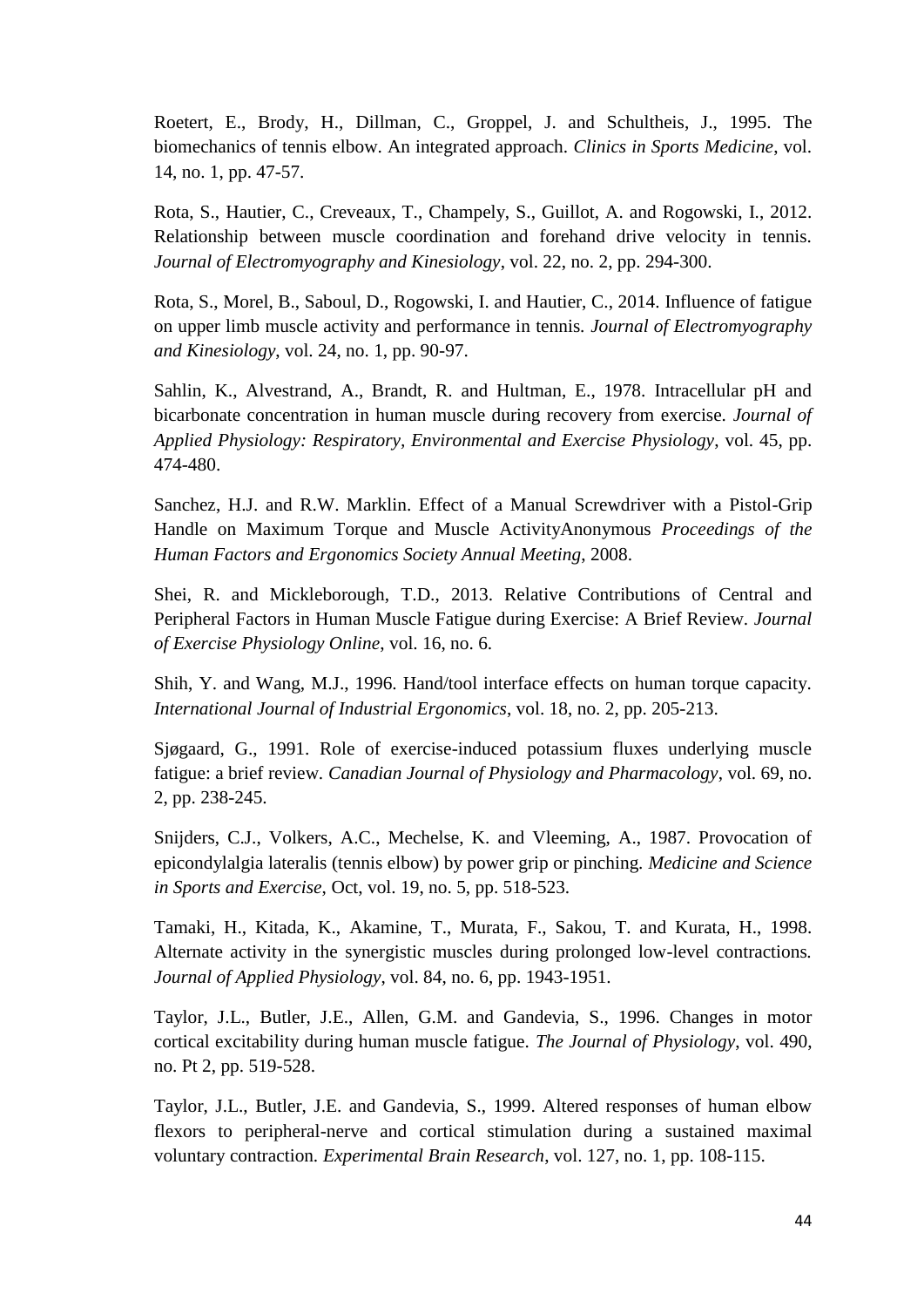Roetert, E., Brody, H., Dillman, C., Groppel, J. and Schultheis, J., 1995. The biomechanics of tennis elbow. An integrated approach. *Clinics in Sports Medicine*, vol. 14, no. 1, pp. 47-57.

Rota, S., Hautier, C., Creveaux, T., Champely, S., Guillot, A. and Rogowski, I., 2012. Relationship between muscle coordination and forehand drive velocity in tennis. *Journal of Electromyography and Kinesiology*, vol. 22, no. 2, pp. 294-300.

Rota, S., Morel, B., Saboul, D., Rogowski, I. and Hautier, C., 2014. Influence of fatigue on upper limb muscle activity and performance in tennis. *Journal of Electromyography and Kinesiology*, vol. 24, no. 1, pp. 90-97.

Sahlin, K., Alvestrand, A., Brandt, R. and Hultman, E., 1978. Intracellular pH and bicarbonate concentration in human muscle during recovery from exercise. *Journal of Applied Physiology: Respiratory, Environmental and Exercise Physiology*, vol. 45, pp. 474-480.

Sanchez, H.J. and R.W. Marklin. Effect of a Manual Screwdriver with a Pistol-Grip Handle on Maximum Torque and Muscle ActivityAnonymous *Proceedings of the Human Factors and Ergonomics Society Annual Meeting*, 2008.

Shei, R. and Mickleborough, T.D., 2013. Relative Contributions of Central and Peripheral Factors in Human Muscle Fatigue during Exercise: A Brief Review. *Journal of Exercise Physiology Online*, vol. 16, no. 6.

Shih, Y. and Wang, M.J., 1996. Hand/tool interface effects on human torque capacity. *International Journal of Industrial Ergonomics*, vol. 18, no. 2, pp. 205-213.

Sjøgaard, G., 1991. Role of exercise-induced potassium fluxes underlying muscle fatigue: a brief review. *Canadian Journal of Physiology and Pharmacology*, vol. 69, no. 2, pp. 238-245.

Snijders, C.J., Volkers, A.C., Mechelse, K. and Vleeming, A., 1987. Provocation of epicondylalgia lateralis (tennis elbow) by power grip or pinching. *Medicine and Science in Sports and Exercise*, Oct, vol. 19, no. 5, pp. 518-523.

Tamaki, H., Kitada, K., Akamine, T., Murata, F., Sakou, T. and Kurata, H., 1998. Alternate activity in the synergistic muscles during prolonged low-level contractions. *Journal of Applied Physiology*, vol. 84, no. 6, pp. 1943-1951.

Taylor, J.L., Butler, J.E., Allen, G.M. and Gandevia, S., 1996. Changes in motor cortical excitability during human muscle fatigue. *The Journal of Physiology*, vol. 490, no. Pt 2, pp. 519-528.

Taylor, J.L., Butler, J.E. and Gandevia, S., 1999. Altered responses of human elbow flexors to peripheral-nerve and cortical stimulation during a sustained maximal voluntary contraction. *Experimental Brain Research*, vol. 127, no. 1, pp. 108-115.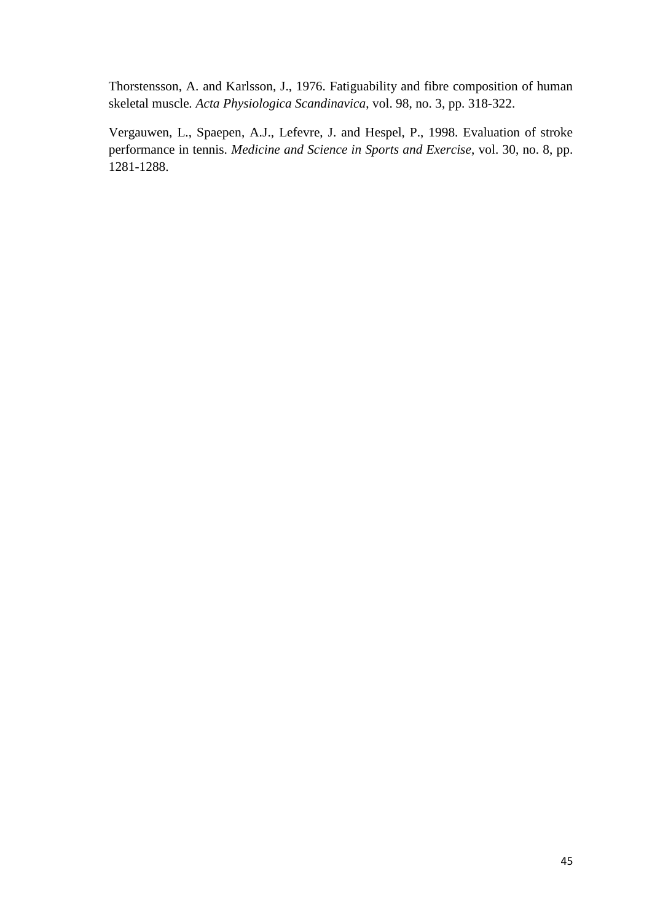Thorstensson, A. and Karlsson, J., 1976. Fatiguability and fibre composition of human skeletal muscle. *Acta Physiologica Scandinavica*, vol. 98, no. 3, pp. 318-322.

Vergauwen, L., Spaepen, A.J., Lefevre, J. and Hespel, P., 1998. Evaluation of stroke performance in tennis. *Medicine and Science in Sports and Exercise*, vol. 30, no. 8, pp. 1281-1288.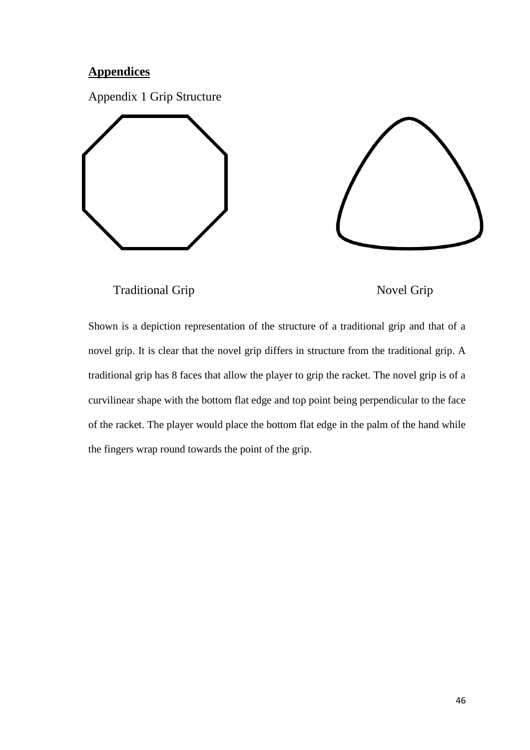## **Appendices**

Appendix 1 Grip Structure

Traditional Grip Novel Grip

Shown is a depiction representation of the structure of a traditional grip and that of a novel grip. It is clear that the novel grip differs in structure from the traditional grip. A traditional grip has 8 faces that allow the player to grip the racket. The novel grip is of a curvilinear shape with the bottom flat edge and top point being perpendicular to the face of the racket. The player would place the bottom flat edge in the palm of the hand while the fingers wrap round towards the point of the grip.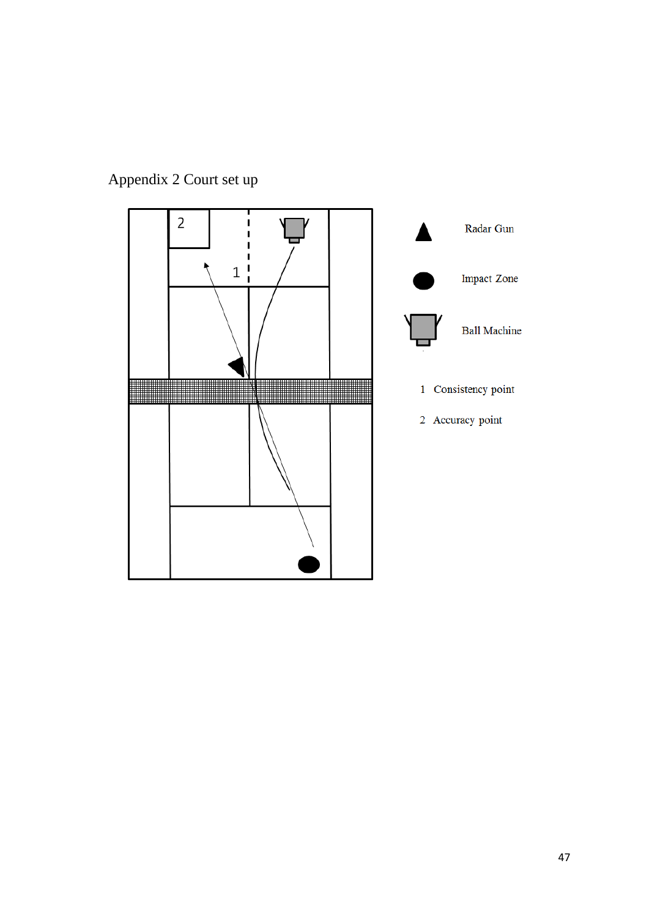Appendix 2 Court set up

Radar Gun

Impact Zone

Ball Machine

1 Consistency point

2 Accuracy point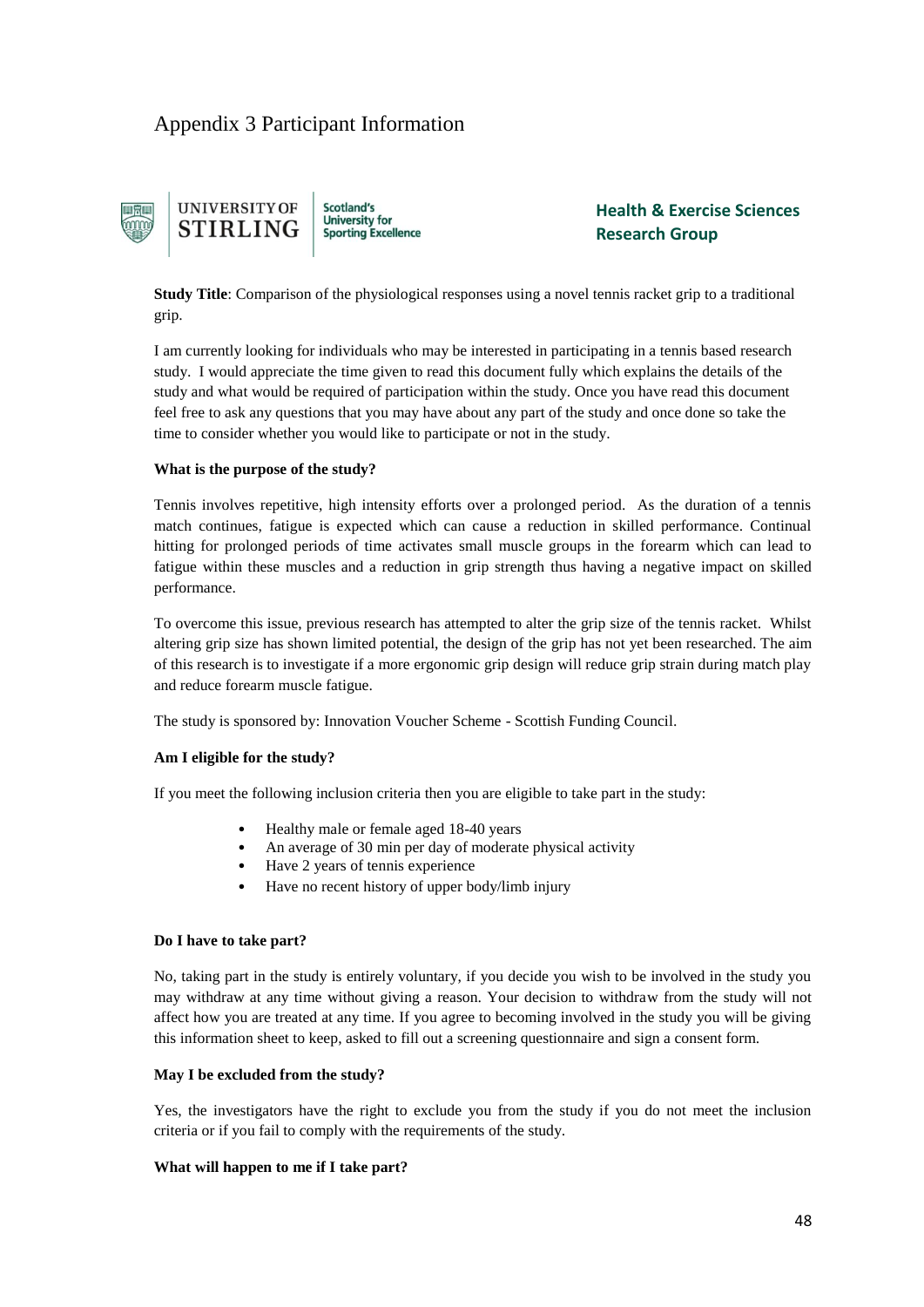# Appendix 3 Participant Information

UNIVERSITY OF STIRLING | Scotland's University for Sporting Excellence

**Health & Exercise Sciences Research Group**

**Study Title**: Comparison of the physiological responses using a novel tennis racket grip to a traditional grip.

I am currently looking for individuals who may be interested in participating in a tennis based research study. I would appreciate the time given to read this document fully which explains the details of the study and what would be required of participation within the study. Once you have read this document feel free to ask any questions that you may have about any part of the study and once done so take the time to consider whether you would like to participate or not in the study.

**What is the purpose of the study?**

Tennis involves repetitive, high intensity efforts over a prolonged period. As the duration of a tennis match continues, fatigue is expected which can cause a reduction in skilled performance. Continual hitting for prolonged periods of time activates small muscle groups in the forearm which can lead to fatigue within these muscles and a reduction in grip strength thus having a negative impact on skilled performance.

To overcome this issue, previous research has attempted to alter the grip size of the tennis racket. Whilst altering grip size has shown limited potential, the design of the grip has not yet been researched. The aim of this research is to investigate if a more ergonomic grip design will reduce grip strain during match play and reduce forearm muscle fatigue.

The study is sponsored by: Innovation Voucher Scheme - Scottish Funding Council.

**Am I eligible for the study?**

If you meet the following inclusion criteria then you are eligible to take part in the study:

- Healthy male or female aged 18-40 years
- An average of 30 min per day of moderate physical activity
- Have 2 years of tennis experience
- Have no recent history of upper body/limb injury

**Do I have to take part?**

No, taking part in the study is entirely voluntary, if you decide you wish to be involved in the study you may withdraw at any time without giving a reason. Your decision to withdraw from the study will not affect how you are treated at any time. If you agree to becoming involved in the study you will be giving this information sheet to keep, asked to fill out a screening questionnaire and sign a consent form.

**May I be excluded from the study?**

Yes, the investigators have the right to exclude you from the study if you do not meet the inclusion criteria or if you fail to comply with the requirements of the study.

**What will happen to me if I take part?**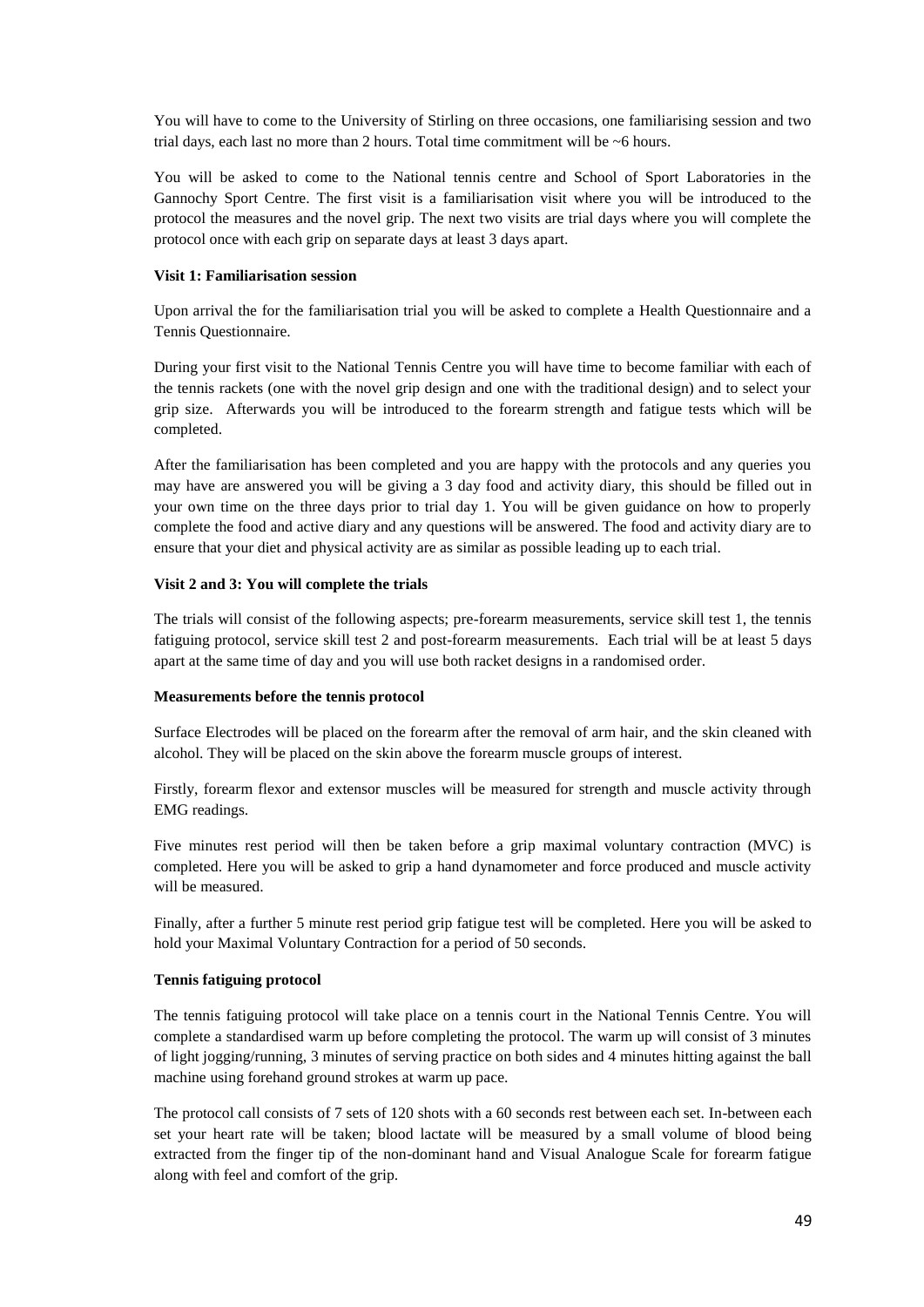You will have to come to the University of Stirling on three occasions, one familiarising session and two trial days, each last no more than 2 hours. Total time commitment will be ~6 hours.

You will be asked to come to the National tennis centre and School of Sport Laboratories in the Gannochy Sport Centre. The first visit is a familiarisation visit where you will be introduced to the protocol the measures and the novel grip. The next two visits are trial days where you will complete the protocol once with each grip on separate days at least 3 days apart.

**Visit 1: Familiarisation session**

Upon arrival the for the familiarisation trial you will be asked to complete a Health Questionnaire and a Tennis Questionnaire.

During your first visit to the National Tennis Centre you will have time to become familiar with each of the tennis rackets (one with the novel grip design and one with the traditional design) and to select your grip size. Afterwards you will be introduced to the forearm strength and fatigue tests which will be completed.

After the familiarisation has been completed and you are happy with the protocols and any queries you may have are answered you will be giving a 3 day food and activity diary, this should be filled out in your own time on the three days prior to trial day 1. You will be given guidance on how to properly complete the food and active diary and any questions will be answered. The food and activity diary are to ensure that your diet and physical activity are as similar as possible leading up to each trial.

**Visit 2 and 3: You will complete the trials**

The trials will consist of the following aspects; pre-forearm measurements, service skill test 1, the tennis fatiguing protocol, service skill test 2 and post-forearm measurements. Each trial will be at least 5 days apart at the same time of day and you will use both racket designs in a randomised order.

**Measurements before the tennis protocol**

Surface Electrodes will be placed on the forearm after the removal of arm hair, and the skin cleaned with alcohol. They will be placed on the skin above the forearm muscle groups of interest.

Firstly, forearm flexor and extensor muscles will be measured for strength and muscle activity through EMG readings.

Five minutes rest period will then be taken before a grip maximal voluntary contraction (MVC) is completed. Here you will be asked to grip a hand dynamometer and force produced and muscle activity will be measured.

Finally, after a further 5 minute rest period grip fatigue test will be completed. Here you will be asked to hold your Maximal Voluntary Contraction for a period of 50 seconds.

**Tennis fatiguing protocol**

The tennis fatiguing protocol will take place on a tennis court in the National Tennis Centre. You will complete a standardised warm up before completing the protocol. The warm up will consist of 3 minutes of light jogging/running, 3 minutes of serving practice on both sides and 4 minutes hitting against the ball machine using forehand ground strokes at warm up pace.

The protocol call consists of 7 sets of 120 shots with a 60 seconds rest between each set. In-between each set your heart rate will be taken; blood lactate will be measured by a small volume of blood being extracted from the finger tip of the non-dominant hand and Visual Analogue Scale for forearm fatigue along with feel and comfort of the grip.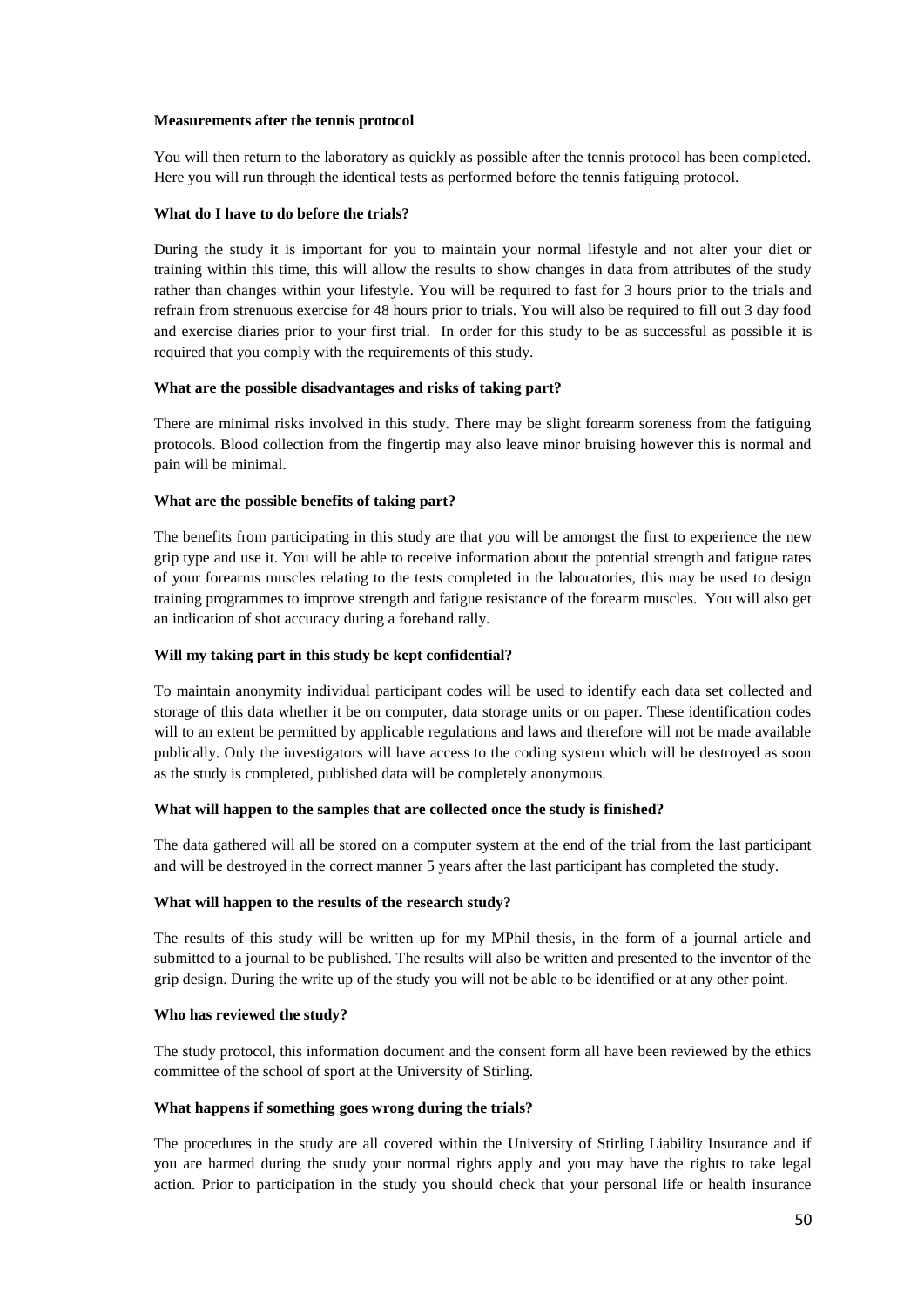**Measurements after the tennis protocol**

You will then return to the laboratory as quickly as possible after the tennis protocol has been completed. Here you will run through the identical tests as performed before the tennis fatiguing protocol.

**What do I have to do before the trials?**

During the study it is important for you to maintain your normal lifestyle and not alter your diet or training within this time, this will allow the results to show changes in data from attributes of the study rather than changes within your lifestyle. You will be required to fast for 3 hours prior to the trials and refrain from strenuous exercise for 48 hours prior to trials. You will also be required to fill out 3 day food and exercise diaries prior to your first trial. In order for this study to be as successful as possible it is required that you comply with the requirements of this study.

**What are the possible disadvantages and risks of taking part?**

There are minimal risks involved in this study. There may be slight forearm soreness from the fatiguing protocols. Blood collection from the fingertip may also leave minor bruising however this is normal and pain will be minimal.

**What are the possible benefits of taking part?**

The benefits from participating in this study are that you will be amongst the first to experience the new grip type and use it. You will be able to receive information about the potential strength and fatigue rates of your forearms muscles relating to the tests completed in the laboratories, this may be used to design training programmes to improve strength and fatigue resistance of the forearm muscles. You will also get an indication of shot accuracy during a forehand rally.

**Will my taking part in this study be kept confidential?**

To maintain anonymity individual participant codes will be used to identify each data set collected and storage of this data whether it be on computer, data storage units or on paper. These identification codes will to an extent be permitted by applicable regulations and laws and therefore will not be made available publically. Only the investigators will have access to the coding system which will be destroyed as soon as the study is completed, published data will be completely anonymous.

**What will happen to the samples that are collected once the study is finished?**

The data gathered will all be stored on a computer system at the end of the trial from the last participant and will be destroyed in the correct manner 5 years after the last participant has completed the study.

**What will happen to the results of the research study?**

The results of this study will be written up for my MPhil thesis, in the form of a journal article and submitted to a journal to be published. The results will also be written and presented to the inventor of the grip design. During the write up of the study you will not be able to be identified or at any other point.

**Who has reviewed the study?**

The study protocol, this information document and the consent form all have been reviewed by the ethics committee of the school of sport at the University of Stirling.

**What happens if something goes wrong during the trials?**

The procedures in the study are all covered within the University of Stirling Liability Insurance and if you are harmed during the study your normal rights apply and you may have the rights to take legal action. Prior to participation in the study you should check that your personal life or health insurance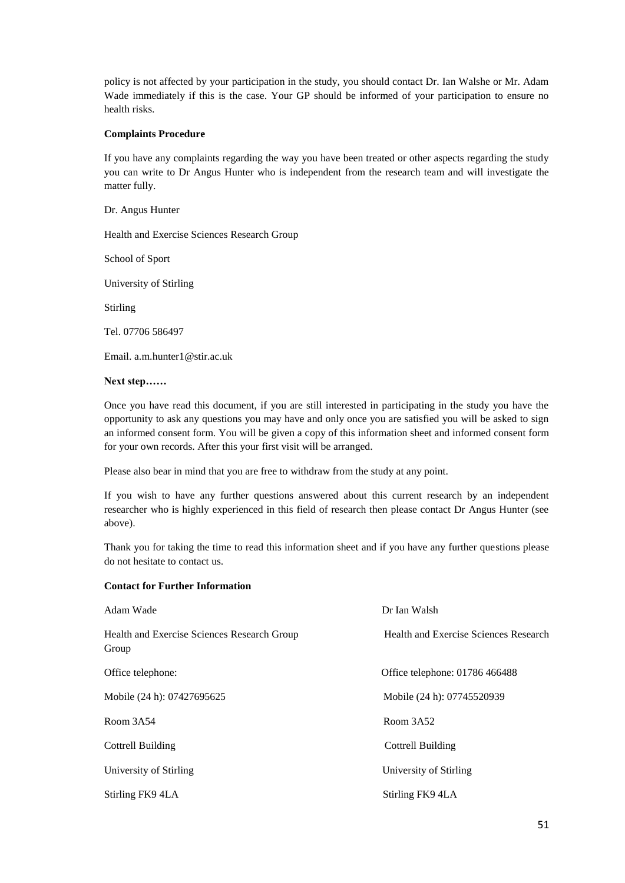policy is not affected by your participation in the study, you should contact Dr. Ian Walshe or Mr. Adam Wade immediately if this is the case. Your GP should be informed of your participation to ensure no health risks.

**Complaints Procedure**

If you have any complaints regarding the way you have been treated or other aspects regarding the study you can write to Dr Angus Hunter who is independent from the research team and will investigate the matter fully.

Dr. Angus Hunter

Health and Exercise Sciences Research Group

School of Sport

University of Stirling

Stirling

Tel. 07706 586497

Email. a.m.hunter1@stir.ac.uk

**Next step……**

Once you have read this document, if you are still interested in participating in the study you have the opportunity to ask any questions you may have and only once you are satisfied you will be asked to sign an informed consent form. You will be given a copy of this information sheet and informed consent form for your own records. After this your first visit will be arranged.

Please also bear in mind that you are free to withdraw from the study at any point.

If you wish to have any further questions answered about this current research by an independent researcher who is highly experienced in this field of research then please contact Dr Angus Hunter (see above).

Thank you for taking the time to read this information sheet and if you have any further questions please do not hesitate to contact us.

**Contact for Further Information**

Adam Wade

Health and Exercise Sciences Research Group

Office telephone:

Mobile (24 h): 07427695625

Room 3A54

Cottrell Building

University of Stirling

Stirling FK9 4LA

Dr Ian Walsh

Health and Exercise Sciences Research

Office telephone: 01786 466488

Mobile (24 h): 07745520939

Room 3A52

Cottrell Building

University of Stirling

Stirling FK9 4LA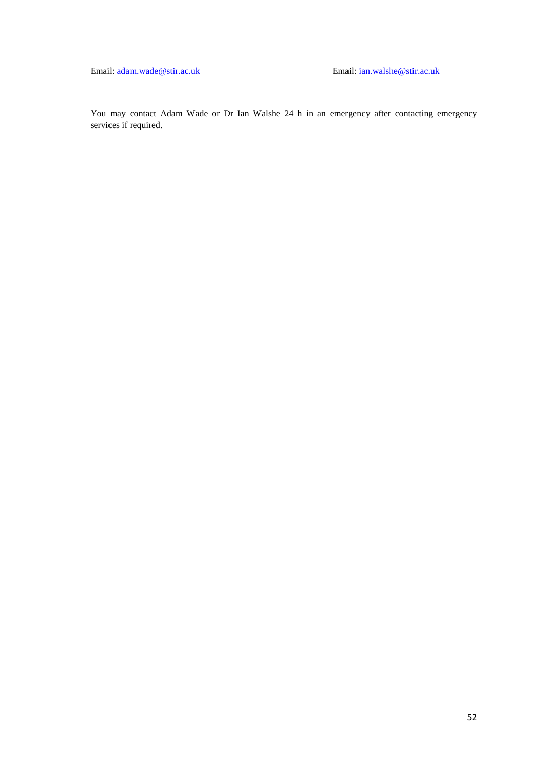Email: adam.wade@stir.ac.uk Email: ian.walshe@stir.ac.uk

You may contact Adam Wade or Dr Ian Walshe 24 h in an emergency after contacting emergency services if required.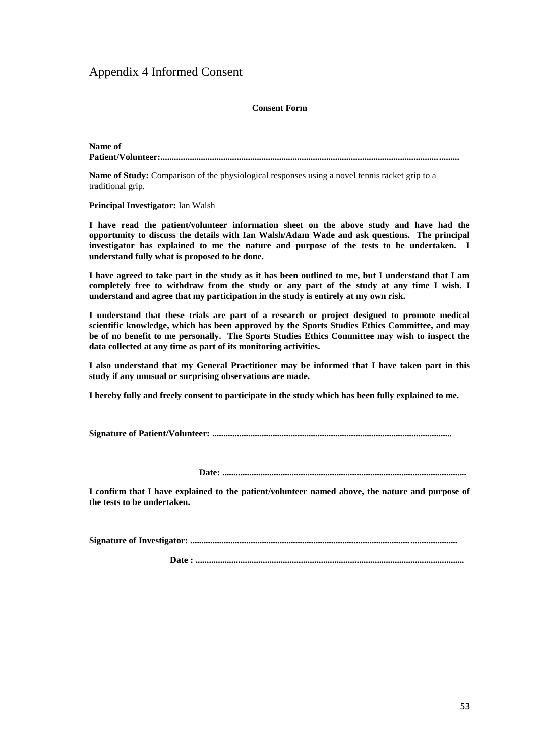# Appendix 4 Informed Consent

**Consent Form**

**Name of Patient/Volunteer:**..................................................................................................................................

**Name of Study:** Comparison of the physiological responses using a novel tennis racket grip to a traditional grip.

**Principal Investigator:** Ian Walsh

**I have read the patient/volunteer information sheet on the above study and have had the opportunity to discuss the details with Ian Walsh/Adam Wade and ask questions. The principal investigator has explained to me the nature and purpose of the tests to be undertaken. I understand fully what is proposed to be done.**

**I have agreed to take part in the study as it has been outlined to me, but I understand that I am completely free to withdraw from the study or any part of the study at any time I wish. I understand and agree that my participation in the study is entirely at my own risk.**

**I understand that these trials are part of a research or project designed to promote medical scientific knowledge, which has been approved by the Sports Studies Ethics Committee, and may be of no benefit to me personally. The Sports Studies Ethics Committee may wish to inspect the data collected at any time as part of its monitoring activities.**

**I also understand that my General Practitioner may be informed that I have taken part in this study if any unusual or surprising observations are made.**

**I hereby fully and freely consent to participate in the study which has been fully explained to me.**

**Signature of Patient/Volunteer:** ..........................................................................................................

**Date:** ...........................................................................................................

**I confirm that I have explained to the patient/volunteer named above, the nature and purpose of the tests to be undertaken.**

**Signature of Investigator:** .....................................................................................................................

**Date :** ......................................................................................................................